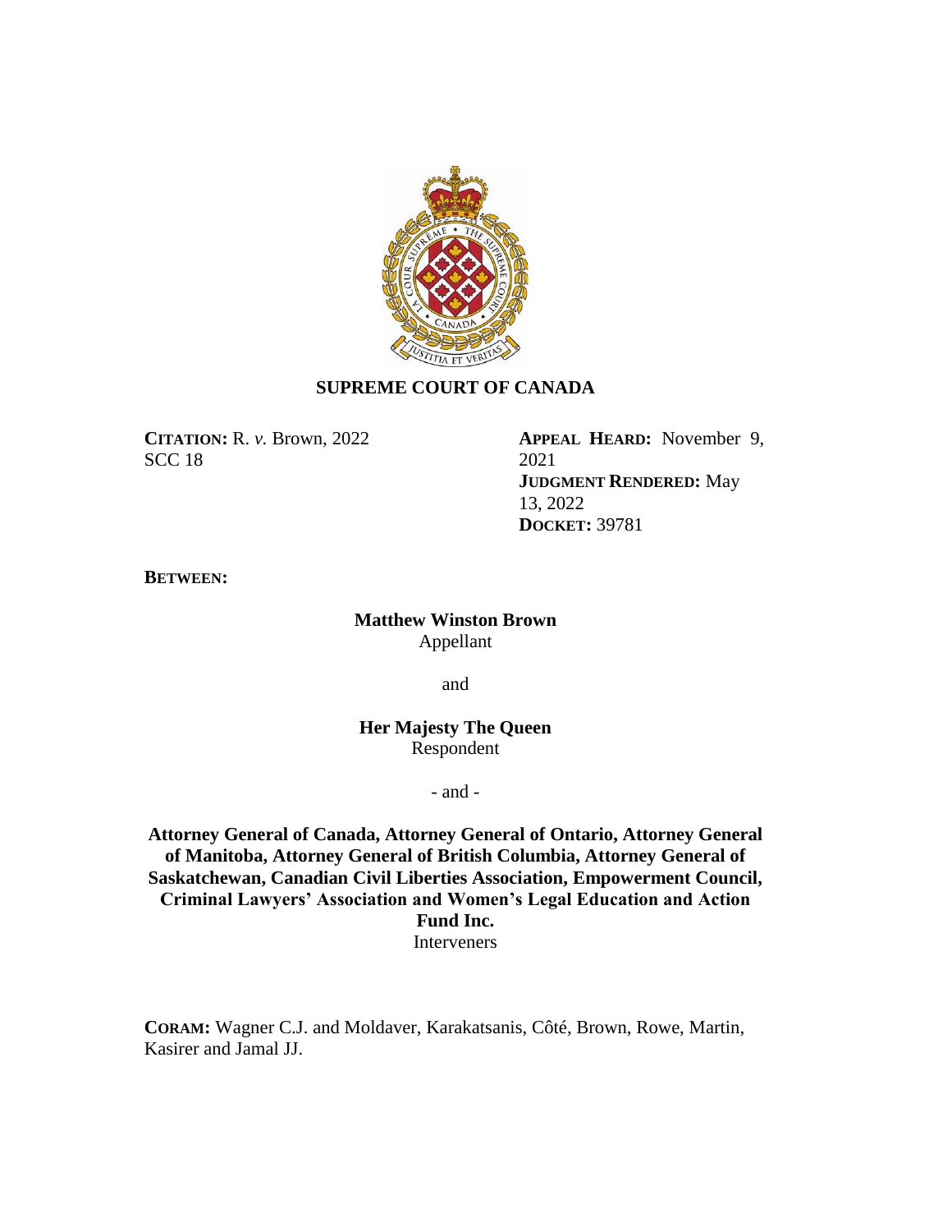**SUPREME COURT OF CANADA**

**CITATION:** R. *v.* Brown, 2022 SCC 18

**APPEAL HEARD:** November 9, 2021
**JUDGMENT RENDERED:** May 13, 2022
**DOCKET:** 39781

**BETWEEN:**

**Matthew Winston Brown**
Appellant

and

**Her Majesty The Queen**
Respondent

- and -

**Attorney General of Canada, Attorney General of Ontario, Attorney General of Manitoba, Attorney General of British Columbia, Attorney General of Saskatchewan, Canadian Civil Liberties Association, Empowerment Council, Criminal Lawyers' Association and Women's Legal Education and Action Fund Inc.**
Interveners

**CORAM:** Wagner C.J. and Moldaver, Karakatsanis, Côté, Brown, Rowe, Martin, Kasirer and Jamal JJ.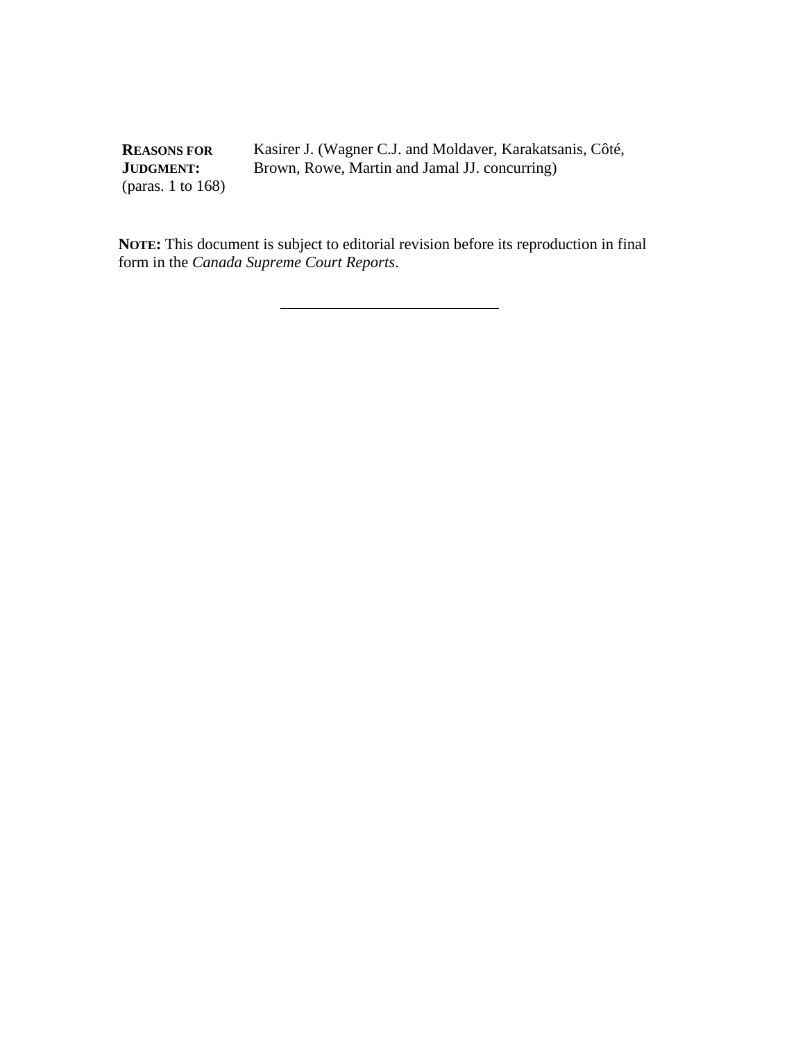| **REASONS FOR JUDGMENT:** (paras. 1 to 168) | Kasirer J. (Wagner C.J. and Moldaver, Karakatsanis, Côté, Brown, Rowe, Martin and Jamal JJ. concurring) |
| --- | --- |

**NOTE:** This document is subject to editorial revision before its reproduction in final form in the *Canada Supreme Court Reports*.

---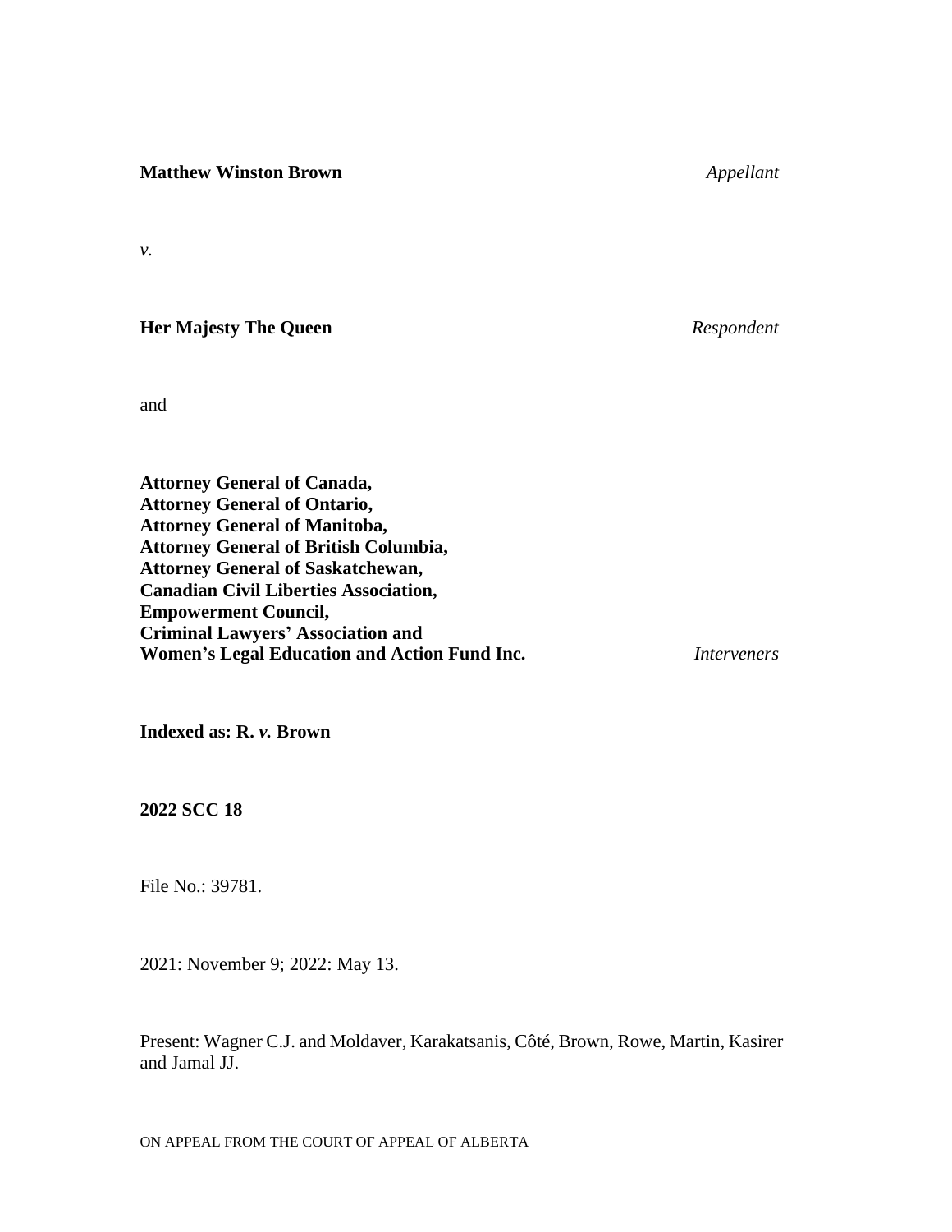**Matthew Winston Brown** *Appellant*

*v.*

**Her Majesty The Queen** *Respondent*

and

**Attorney General of Canada,**
**Attorney General of Ontario,**
**Attorney General of Manitoba,**
**Attorney General of British Columbia,**
**Attorney General of Saskatchewan,**
**Canadian Civil Liberties Association,**
**Empowerment Council,**
**Criminal Lawyers' Association and**
**Women's Legal Education and Action Fund Inc.** *Interveners*

**Indexed as: R.** ***v.*** **Brown**

**2022 SCC 18**

File No.: 39781.

2021: November 9; 2022: May 13.

Present: Wagner C.J. and Moldaver, Karakatsanis, Côté, Brown, Rowe, Martin, Kasirer and Jamal JJ.

ON APPEAL FROM THE COURT OF APPEAL OF ALBERTA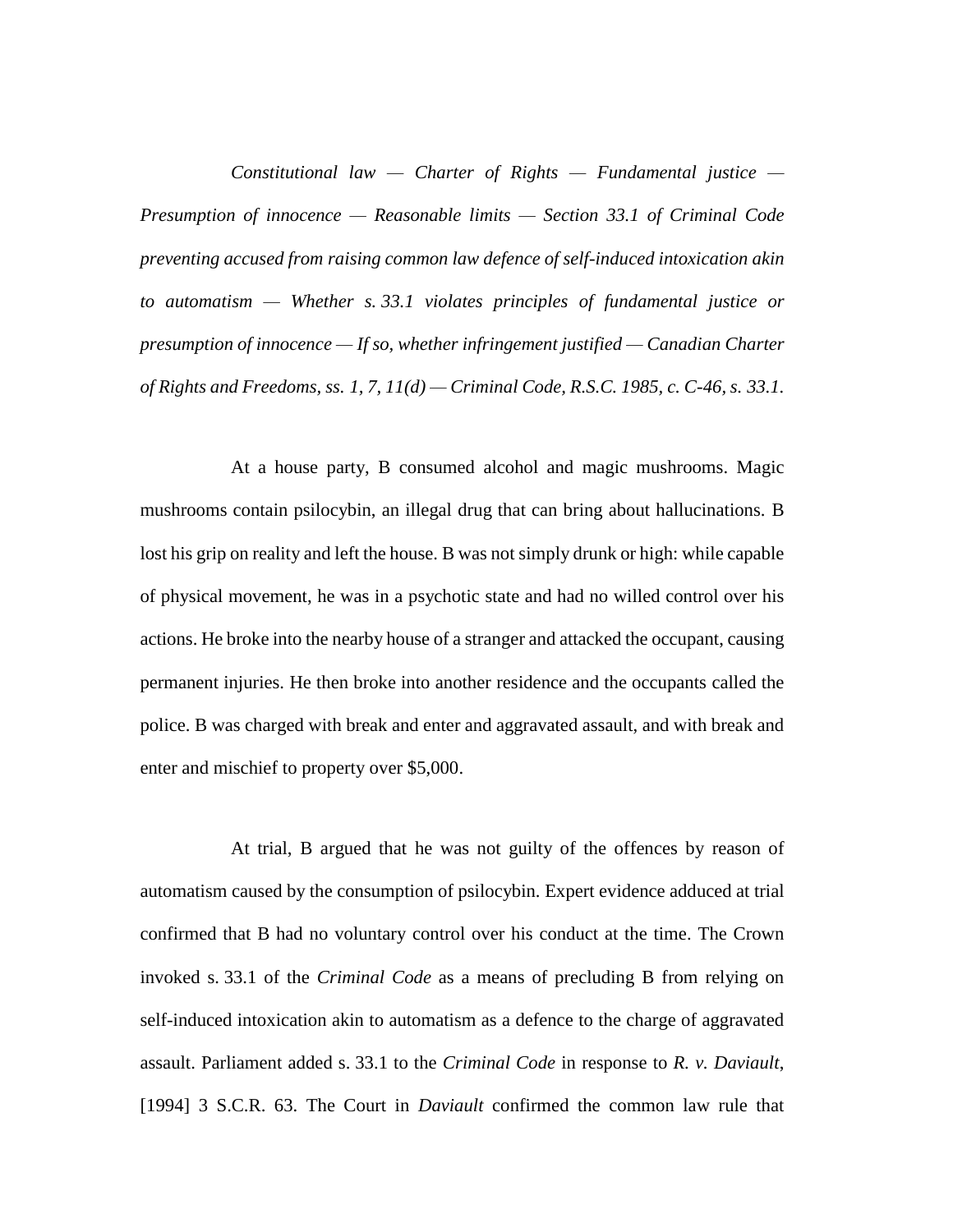*Constitutional law — Charter of Rights — Fundamental justice — Presumption of innocence — Reasonable limits — Section 33.1 of Criminal Code preventing accused from raising common law defence of self-induced intoxication akin to automatism — Whether s. 33.1 violates principles of fundamental justice or presumption of innocence — If so, whether infringement justified — Canadian Charter of Rights and Freedoms, ss. 1, 7, 11(d) — Criminal Code, R.S.C. 1985, c. C-46, s. 33.1.*

At a house party, B consumed alcohol and magic mushrooms. Magic mushrooms contain psilocybin, an illegal drug that can bring about hallucinations. B lost his grip on reality and left the house. B was not simply drunk or high: while capable of physical movement, he was in a psychotic state and had no willed control over his actions. He broke into the nearby house of a stranger and attacked the occupant, causing permanent injuries. He then broke into another residence and the occupants called the police. B was charged with break and enter and aggravated assault, and with break and enter and mischief to property over $5,000.

At trial, B argued that he was not guilty of the offences by reason of automatism caused by the consumption of psilocybin. Expert evidence adduced at trial confirmed that B had no voluntary control over his conduct at the time. The Crown invoked s. 33.1 of the *Criminal Code* as a means of precluding B from relying on self-induced intoxication akin to automatism as a defence to the charge of aggravated assault. Parliament added s. 33.1 to the *Criminal Code* in response to *R. v. Daviault*, [1994] 3 S.C.R. 63. The Court in *Daviault* confirmed the common law rule that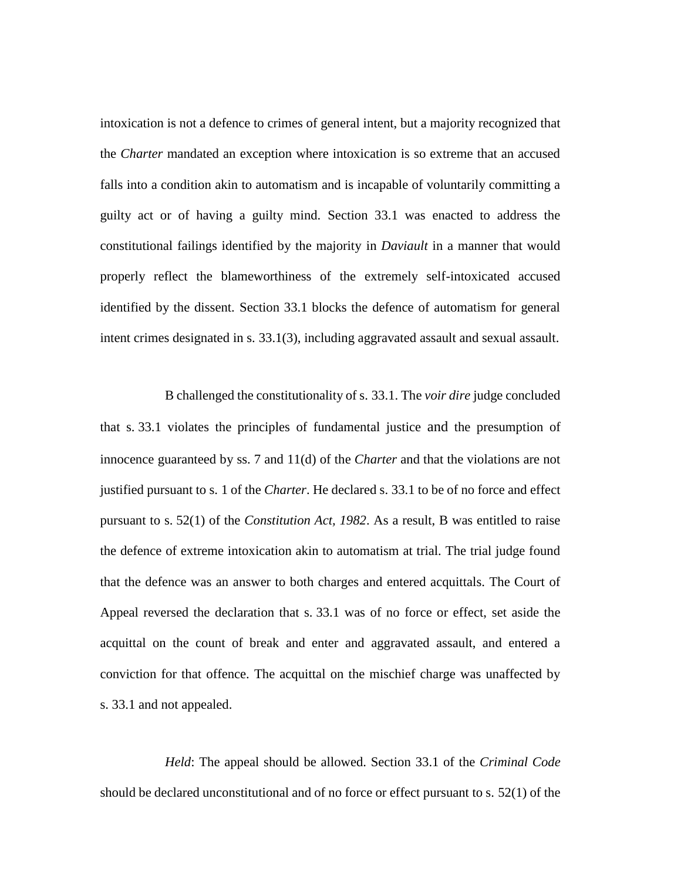intoxication is not a defence to crimes of general intent, but a majority recognized that the *Charter* mandated an exception where intoxication is so extreme that an accused falls into a condition akin to automatism and is incapable of voluntarily committing a guilty act or of having a guilty mind. Section 33.1 was enacted to address the constitutional failings identified by the majority in *Daviault* in a manner that would properly reflect the blameworthiness of the extremely self-intoxicated accused identified by the dissent. Section 33.1 blocks the defence of automatism for general intent crimes designated in s. 33.1(3), including aggravated assault and sexual assault.

B challenged the constitutionality of s. 33.1. The *voir dire* judge concluded that s. 33.1 violates the principles of fundamental justice and the presumption of innocence guaranteed by ss. 7 and 11(d) of the *Charter* and that the violations are not justified pursuant to s. 1 of the *Charter*. He declared s. 33.1 to be of no force and effect pursuant to s. 52(1) of the *Constitution Act, 1982*. As a result, B was entitled to raise the defence of extreme intoxication akin to automatism at trial. The trial judge found that the defence was an answer to both charges and entered acquittals. The Court of Appeal reversed the declaration that s. 33.1 was of no force or effect, set aside the acquittal on the count of break and enter and aggravated assault, and entered a conviction for that offence. The acquittal on the mischief charge was unaffected by s. 33.1 and not appealed.

*Held*: The appeal should be allowed. Section 33.1 of the *Criminal Code* should be declared unconstitutional and of no force or effect pursuant to s. 52(1) of the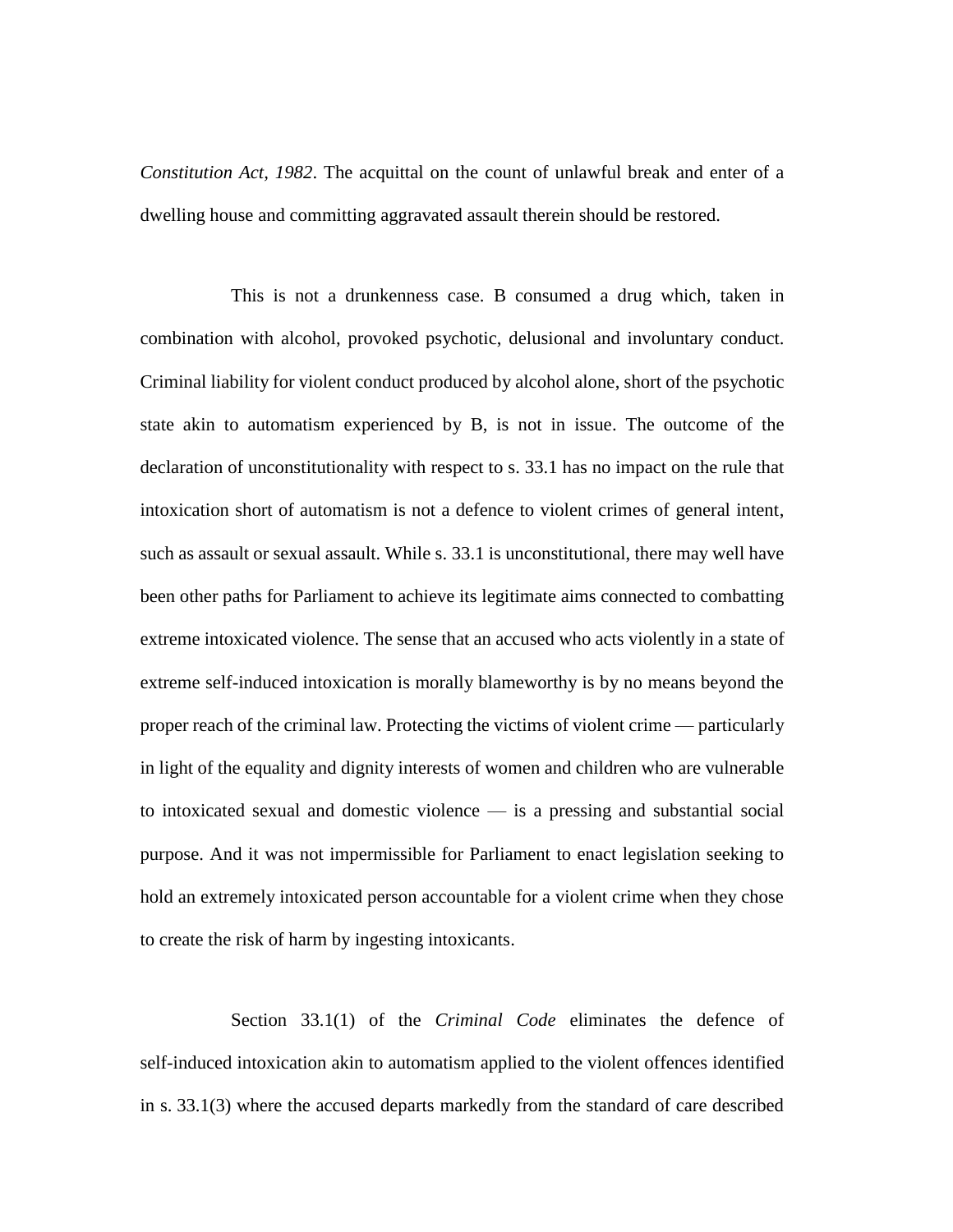*Constitution Act, 1982*. The acquittal on the count of unlawful break and enter of a dwelling house and committing aggravated assault therein should be restored.

This is not a drunkenness case. B consumed a drug which, taken in combination with alcohol, provoked psychotic, delusional and involuntary conduct. Criminal liability for violent conduct produced by alcohol alone, short of the psychotic state akin to automatism experienced by B, is not in issue. The outcome of the declaration of unconstitutionality with respect to s. 33.1 has no impact on the rule that intoxication short of automatism is not a defence to violent crimes of general intent, such as assault or sexual assault. While s. 33.1 is unconstitutional, there may well have been other paths for Parliament to achieve its legitimate aims connected to combatting extreme intoxicated violence. The sense that an accused who acts violently in a state of extreme self-induced intoxication is morally blameworthy is by no means beyond the proper reach of the criminal law. Protecting the victims of violent crime — particularly in light of the equality and dignity interests of women and children who are vulnerable to intoxicated sexual and domestic violence — is a pressing and substantial social purpose. And it was not impermissible for Parliament to enact legislation seeking to hold an extremely intoxicated person accountable for a violent crime when they chose to create the risk of harm by ingesting intoxicants.

Section 33.1(1) of the *Criminal Code* eliminates the defence of self-induced intoxication akin to automatism applied to the violent offences identified in s. 33.1(3) where the accused departs markedly from the standard of care described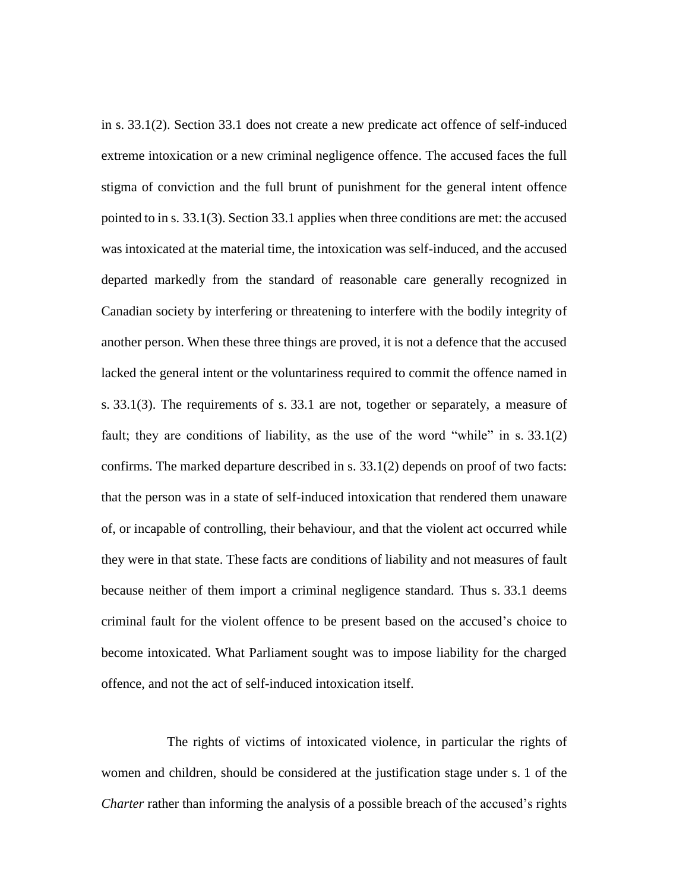in s. 33.1(2). Section 33.1 does not create a new predicate act offence of self-induced extreme intoxication or a new criminal negligence offence. The accused faces the full stigma of conviction and the full brunt of punishment for the general intent offence pointed to in s. 33.1(3). Section 33.1 applies when three conditions are met: the accused was intoxicated at the material time, the intoxication was self-induced, and the accused departed markedly from the standard of reasonable care generally recognized in Canadian society by interfering or threatening to interfere with the bodily integrity of another person. When these three things are proved, it is not a defence that the accused lacked the general intent or the voluntariness required to commit the offence named in s. 33.1(3). The requirements of s. 33.1 are not, together or separately, a measure of fault; they are conditions of liability, as the use of the word "while" in s. 33.1(2) confirms. The marked departure described in s. 33.1(2) depends on proof of two facts: that the person was in a state of self-induced intoxication that rendered them unaware of, or incapable of controlling, their behaviour, and that the violent act occurred while they were in that state. These facts are conditions of liability and not measures of fault because neither of them import a criminal negligence standard. Thus s. 33.1 deems criminal fault for the violent offence to be present based on the accused's choice to become intoxicated. What Parliament sought was to impose liability for the charged offence, and not the act of self-induced intoxication itself.

The rights of victims of intoxicated violence, in particular the rights of women and children, should be considered at the justification stage under s. 1 of the *Charter* rather than informing the analysis of a possible breach of the accused's rights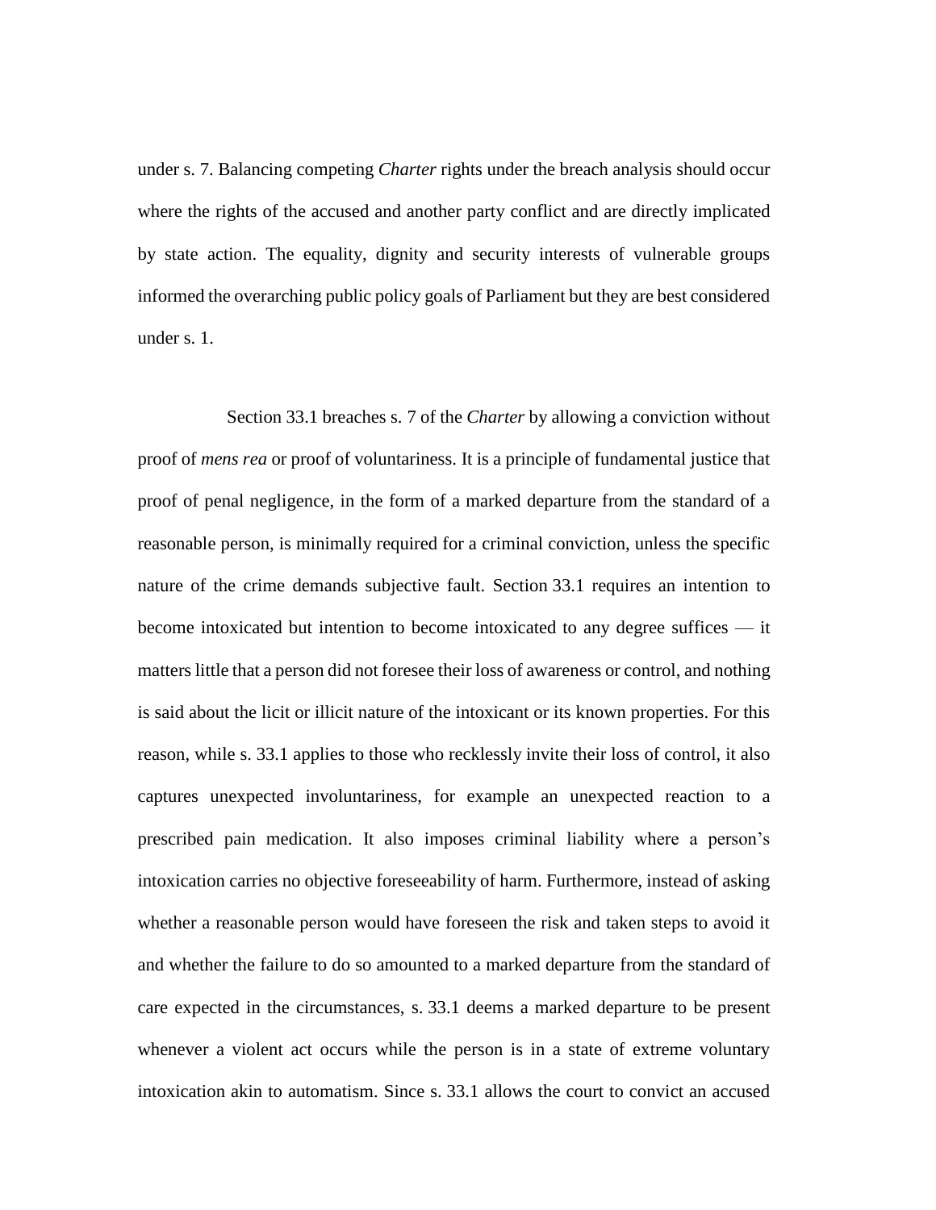under s. 7. Balancing competing *Charter* rights under the breach analysis should occur where the rights of the accused and another party conflict and are directly implicated by state action. The equality, dignity and security interests of vulnerable groups informed the overarching public policy goals of Parliament but they are best considered under s. 1.

Section 33.1 breaches s. 7 of the *Charter* by allowing a conviction without proof of *mens rea* or proof of voluntariness. It is a principle of fundamental justice that proof of penal negligence, in the form of a marked departure from the standard of a reasonable person, is minimally required for a criminal conviction, unless the specific nature of the crime demands subjective fault. Section 33.1 requires an intention to become intoxicated but intention to become intoxicated to any degree suffices — it matters little that a person did not foresee their loss of awareness or control, and nothing is said about the licit or illicit nature of the intoxicant or its known properties. For this reason, while s. 33.1 applies to those who recklessly invite their loss of control, it also captures unexpected involuntariness, for example an unexpected reaction to a prescribed pain medication. It also imposes criminal liability where a person's intoxication carries no objective foreseeability of harm. Furthermore, instead of asking whether a reasonable person would have foreseen the risk and taken steps to avoid it and whether the failure to do so amounted to a marked departure from the standard of care expected in the circumstances, s. 33.1 deems a marked departure to be present whenever a violent act occurs while the person is in a state of extreme voluntary intoxication akin to automatism. Since s. 33.1 allows the court to convict an accused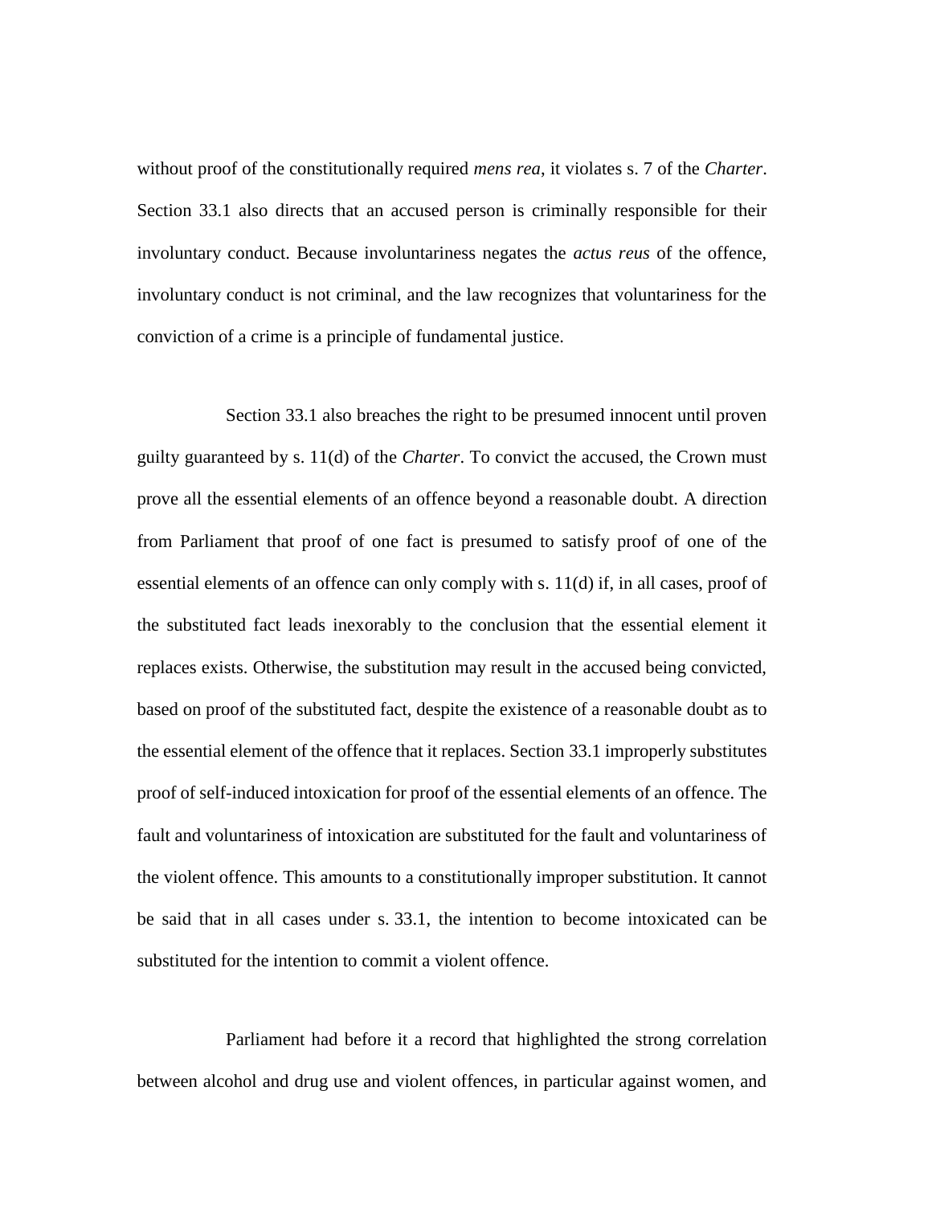without proof of the constitutionally required *mens rea*, it violates s. 7 of the *Charter*. Section 33.1 also directs that an accused person is criminally responsible for their involuntary conduct. Because involuntariness negates the *actus reus* of the offence, involuntary conduct is not criminal, and the law recognizes that voluntariness for the conviction of a crime is a principle of fundamental justice.

Section 33.1 also breaches the right to be presumed innocent until proven guilty guaranteed by s. 11(d) of the *Charter*. To convict the accused, the Crown must prove all the essential elements of an offence beyond a reasonable doubt. A direction from Parliament that proof of one fact is presumed to satisfy proof of one of the essential elements of an offence can only comply with s. 11(d) if, in all cases, proof of the substituted fact leads inexorably to the conclusion that the essential element it replaces exists. Otherwise, the substitution may result in the accused being convicted, based on proof of the substituted fact, despite the existence of a reasonable doubt as to the essential element of the offence that it replaces. Section 33.1 improperly substitutes proof of self-induced intoxication for proof of the essential elements of an offence. The fault and voluntariness of intoxication are substituted for the fault and voluntariness of the violent offence. This amounts to a constitutionally improper substitution. It cannot be said that in all cases under s. 33.1, the intention to become intoxicated can be substituted for the intention to commit a violent offence.

Parliament had before it a record that highlighted the strong correlation between alcohol and drug use and violent offences, in particular against women, and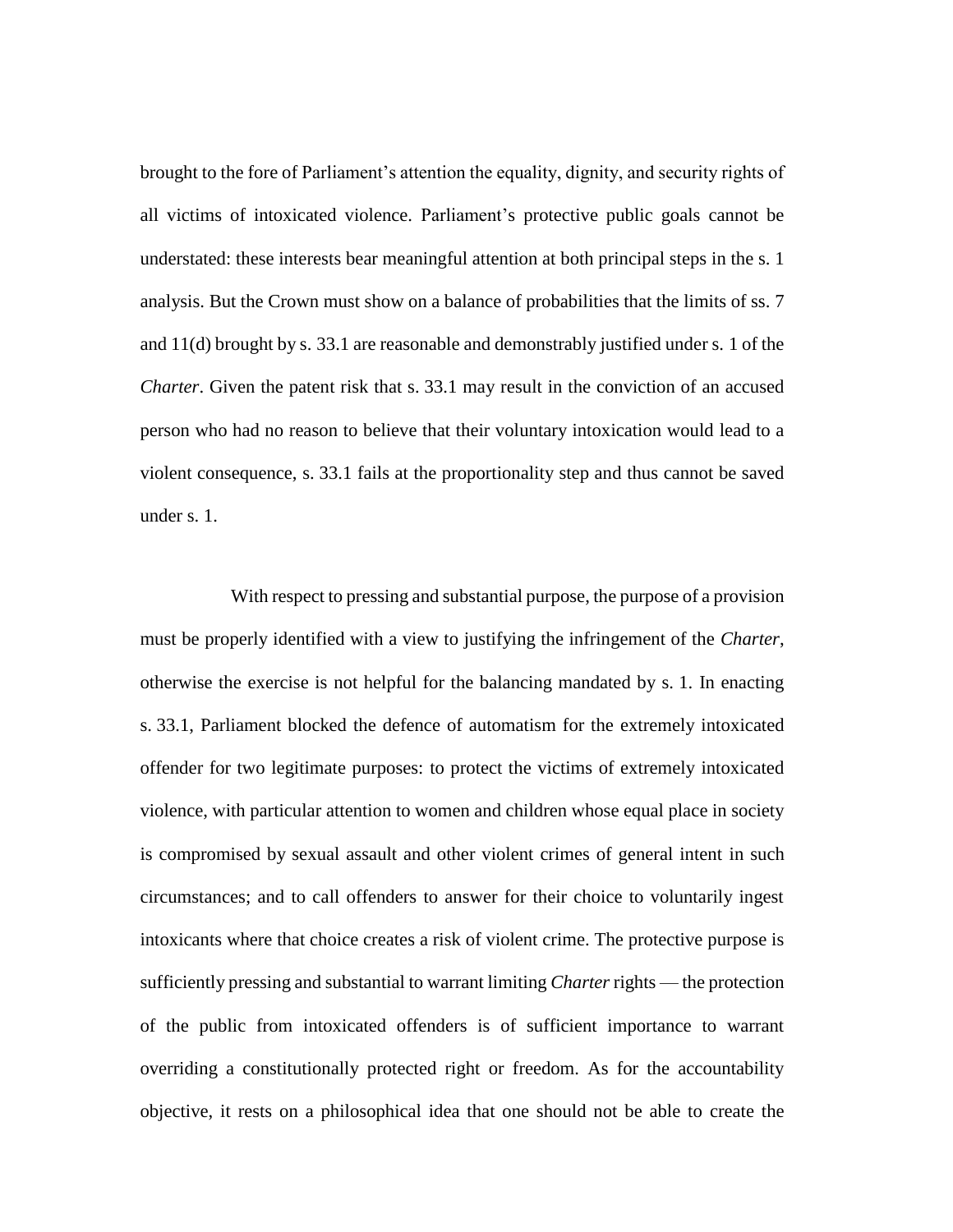brought to the fore of Parliament's attention the equality, dignity, and security rights of all victims of intoxicated violence. Parliament's protective public goals cannot be understated: these interests bear meaningful attention at both principal steps in the s. 1 analysis. But the Crown must show on a balance of probabilities that the limits of ss. 7 and 11(d) brought by s. 33.1 are reasonable and demonstrably justified under s. 1 of the *Charter*. Given the patent risk that s. 33.1 may result in the conviction of an accused person who had no reason to believe that their voluntary intoxication would lead to a violent consequence, s. 33.1 fails at the proportionality step and thus cannot be saved under s. 1.

With respect to pressing and substantial purpose, the purpose of a provision must be properly identified with a view to justifying the infringement of the *Charter*, otherwise the exercise is not helpful for the balancing mandated by s. 1. In enacting s. 33.1, Parliament blocked the defence of automatism for the extremely intoxicated offender for two legitimate purposes: to protect the victims of extremely intoxicated violence, with particular attention to women and children whose equal place in society is compromised by sexual assault and other violent crimes of general intent in such circumstances; and to call offenders to answer for their choice to voluntarily ingest intoxicants where that choice creates a risk of violent crime. The protective purpose is sufficiently pressing and substantial to warrant limiting *Charter* rights — the protection of the public from intoxicated offenders is of sufficient importance to warrant overriding a constitutionally protected right or freedom. As for the accountability objective, it rests on a philosophical idea that one should not be able to create the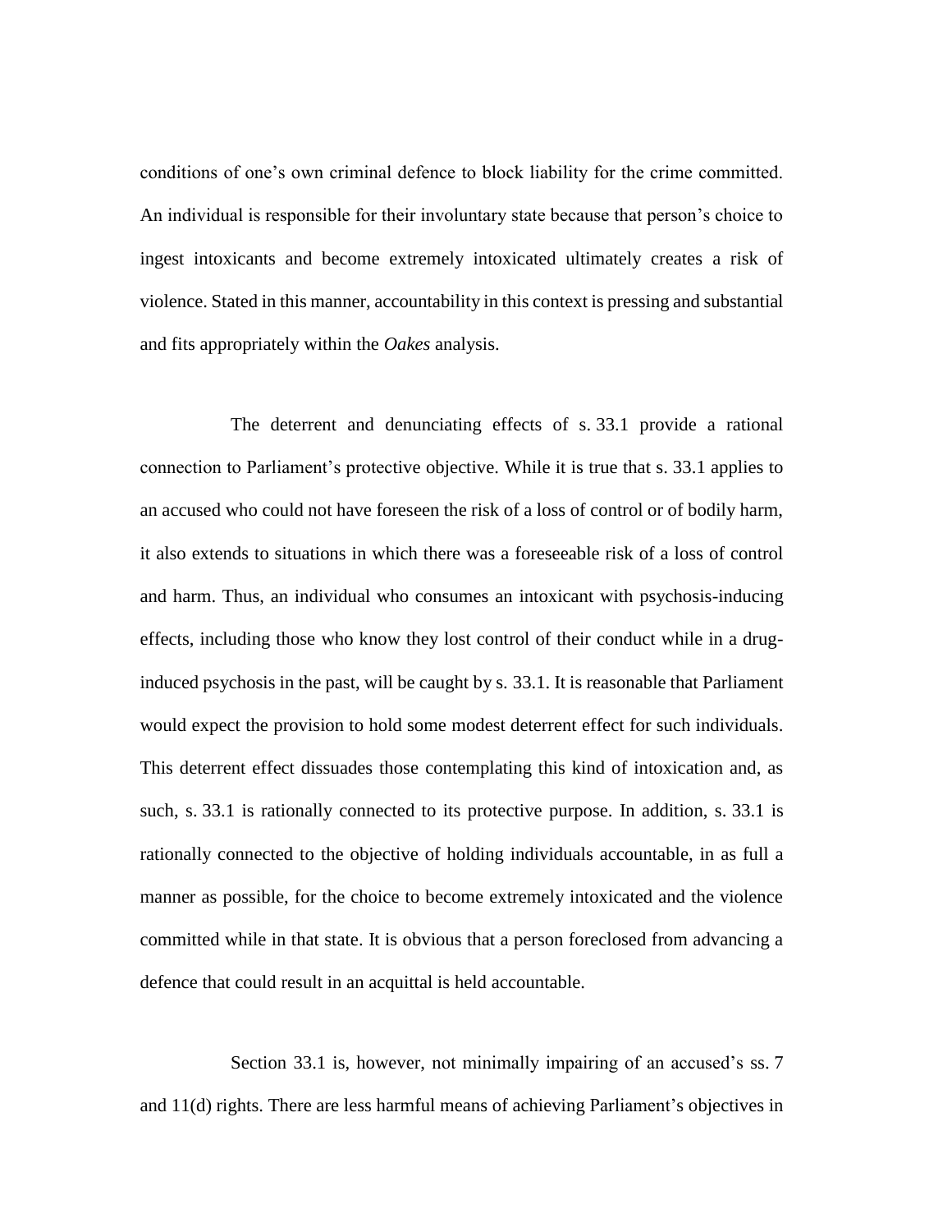conditions of one's own criminal defence to block liability for the crime committed. An individual is responsible for their involuntary state because that person's choice to ingest intoxicants and become extremely intoxicated ultimately creates a risk of violence. Stated in this manner, accountability in this context is pressing and substantial and fits appropriately within the *Oakes* analysis.

The deterrent and denunciating effects of s. 33.1 provide a rational connection to Parliament's protective objective. While it is true that s. 33.1 applies to an accused who could not have foreseen the risk of a loss of control or of bodily harm, it also extends to situations in which there was a foreseeable risk of a loss of control and harm. Thus, an individual who consumes an intoxicant with psychosis-inducing effects, including those who know they lost control of their conduct while in a drug-induced psychosis in the past, will be caught by s. 33.1. It is reasonable that Parliament would expect the provision to hold some modest deterrent effect for such individuals. This deterrent effect dissuades those contemplating this kind of intoxication and, as such, s. 33.1 is rationally connected to its protective purpose. In addition, s. 33.1 is rationally connected to the objective of holding individuals accountable, in as full a manner as possible, for the choice to become extremely intoxicated and the violence committed while in that state. It is obvious that a person foreclosed from advancing a defence that could result in an acquittal is held accountable.

Section 33.1 is, however, not minimally impairing of an accused's ss. 7 and 11(d) rights. There are less harmful means of achieving Parliament's objectives in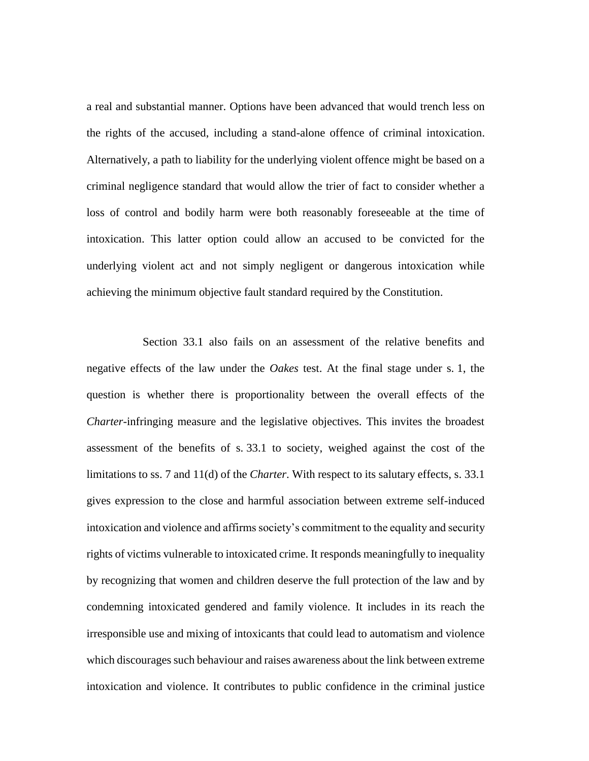a real and substantial manner. Options have been advanced that would trench less on the rights of the accused, including a stand-alone offence of criminal intoxication. Alternatively, a path to liability for the underlying violent offence might be based on a criminal negligence standard that would allow the trier of fact to consider whether a loss of control and bodily harm were both reasonably foreseeable at the time of intoxication. This latter option could allow an accused to be convicted for the underlying violent act and not simply negligent or dangerous intoxication while achieving the minimum objective fault standard required by the Constitution.

Section 33.1 also fails on an assessment of the relative benefits and negative effects of the law under the *Oakes* test. At the final stage under s. 1, the question is whether there is proportionality between the overall effects of the *Charter*-infringing measure and the legislative objectives. This invites the broadest assessment of the benefits of s. 33.1 to society, weighed against the cost of the limitations to ss. 7 and 11(d) of the *Charter*. With respect to its salutary effects, s. 33.1 gives expression to the close and harmful association between extreme self-induced intoxication and violence and affirms society's commitment to the equality and security rights of victims vulnerable to intoxicated crime. It responds meaningfully to inequality by recognizing that women and children deserve the full protection of the law and by condemning intoxicated gendered and family violence. It includes in its reach the irresponsible use and mixing of intoxicants that could lead to automatism and violence which discourages such behaviour and raises awareness about the link between extreme intoxication and violence. It contributes to public confidence in the criminal justice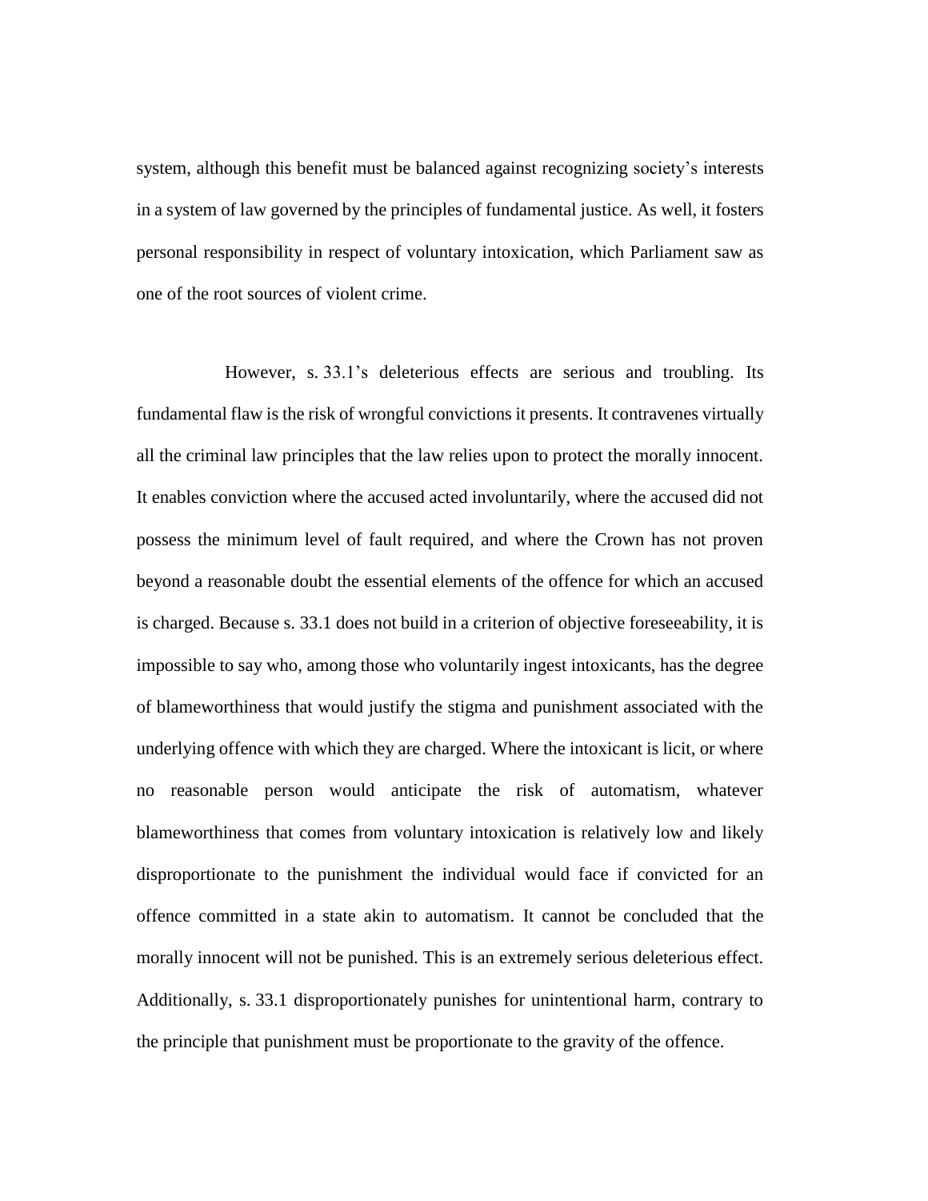system, although this benefit must be balanced against recognizing society's interests in a system of law governed by the principles of fundamental justice. As well, it fosters personal responsibility in respect of voluntary intoxication, which Parliament saw as one of the root sources of violent crime.

However, s. 33.1's deleterious effects are serious and troubling. Its fundamental flaw is the risk of wrongful convictions it presents. It contravenes virtually all the criminal law principles that the law relies upon to protect the morally innocent. It enables conviction where the accused acted involuntarily, where the accused did not possess the minimum level of fault required, and where the Crown has not proven beyond a reasonable doubt the essential elements of the offence for which an accused is charged. Because s. 33.1 does not build in a criterion of objective foreseeability, it is impossible to say who, among those who voluntarily ingest intoxicants, has the degree of blameworthiness that would justify the stigma and punishment associated with the underlying offence with which they are charged. Where the intoxicant is licit, or where no reasonable person would anticipate the risk of automatism, whatever blameworthiness that comes from voluntary intoxication is relatively low and likely disproportionate to the punishment the individual would face if convicted for an offence committed in a state akin to automatism. It cannot be concluded that the morally innocent will not be punished. This is an extremely serious deleterious effect. Additionally, s. 33.1 disproportionately punishes for unintentional harm, contrary to the principle that punishment must be proportionate to the gravity of the offence.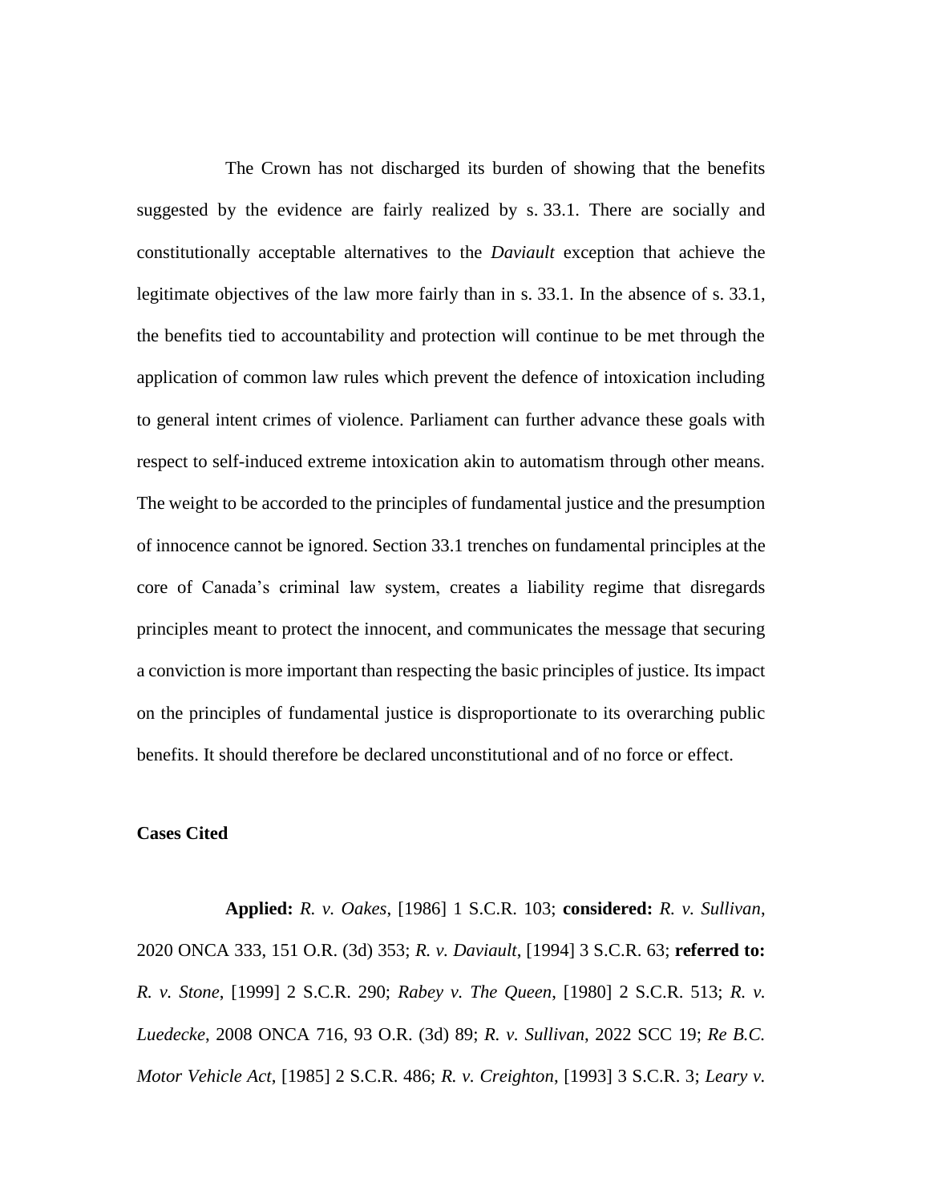The Crown has not discharged its burden of showing that the benefits suggested by the evidence are fairly realized by s. 33.1. There are socially and constitutionally acceptable alternatives to the *Daviault* exception that achieve the legitimate objectives of the law more fairly than in s. 33.1. In the absence of s. 33.1, the benefits tied to accountability and protection will continue to be met through the application of common law rules which prevent the defence of intoxication including to general intent crimes of violence. Parliament can further advance these goals with respect to self-induced extreme intoxication akin to automatism through other means. The weight to be accorded to the principles of fundamental justice and the presumption of innocence cannot be ignored. Section 33.1 trenches on fundamental principles at the core of Canada's criminal law system, creates a liability regime that disregards principles meant to protect the innocent, and communicates the message that securing a conviction is more important than respecting the basic principles of justice. Its impact on the principles of fundamental justice is disproportionate to its overarching public benefits. It should therefore be declared unconstitutional and of no force or effect.

**Cases Cited**

**Applied:** *R. v. Oakes*, [1986] 1 S.C.R. 103; **considered:** *R. v. Sullivan*, 2020 ONCA 333, 151 O.R. (3d) 353; *R. v. Daviault*, [1994] 3 S.C.R. 63; **referred to:** *R. v. Stone*, [1999] 2 S.C.R. 290; *Rabey v. The Queen*, [1980] 2 S.C.R. 513; *R. v. Luedecke*, 2008 ONCA 716, 93 O.R. (3d) 89; *R. v. Sullivan*, 2022 SCC 19; *Re B.C. Motor Vehicle Act*, [1985] 2 S.C.R. 486; *R. v. Creighton*, [1993] 3 S.C.R. 3; *Leary v.*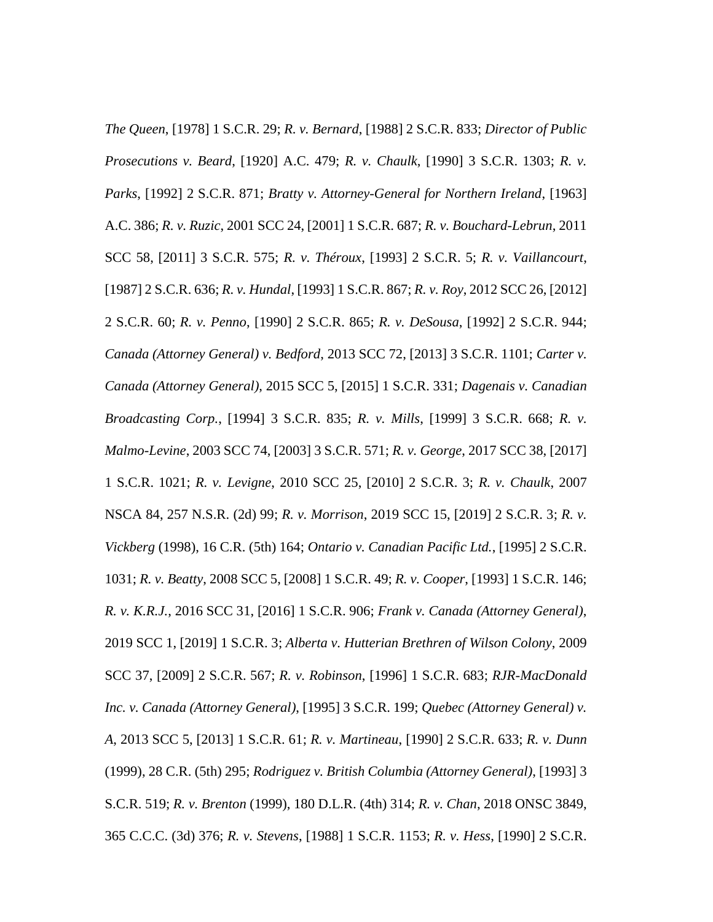*The Queen*, [1978] 1 S.C.R. 29; *R. v. Bernard*, [1988] 2 S.C.R. 833; *Director of Public Prosecutions v. Beard*, [1920] A.C. 479; *R. v. Chaulk*, [1990] 3 S.C.R. 1303; *R. v. Parks*, [1992] 2 S.C.R. 871; *Bratty v. Attorney-General for Northern Ireland*, [1963] A.C. 386; *R. v. Ruzic*, 2001 SCC 24, [2001] 1 S.C.R. 687; *R. v. Bouchard-Lebrun*, 2011 SCC 58, [2011] 3 S.C.R. 575; *R. v. Théroux*, [1993] 2 S.C.R. 5; *R. v. Vaillancourt*, [1987] 2 S.C.R. 636; *R. v. Hundal*, [1993] 1 S.C.R. 867; *R. v. Roy*, 2012 SCC 26, [2012] 2 S.C.R. 60; *R. v. Penno*, [1990] 2 S.C.R. 865; *R. v. DeSousa*, [1992] 2 S.C.R. 944; *Canada (Attorney General) v. Bedford*, 2013 SCC 72, [2013] 3 S.C.R. 1101; *Carter v. Canada (Attorney General)*, 2015 SCC 5, [2015] 1 S.C.R. 331; *Dagenais v. Canadian Broadcasting Corp.*, [1994] 3 S.C.R. 835; *R. v. Mills*, [1999] 3 S.C.R. 668; *R. v. Malmo-Levine*, 2003 SCC 74, [2003] 3 S.C.R. 571; *R. v. George*, 2017 SCC 38, [2017] 1 S.C.R. 1021; *R. v. Levigne*, 2010 SCC 25, [2010] 2 S.C.R. 3; *R. v. Chaulk*, 2007 NSCA 84, 257 N.S.R. (2d) 99; *R. v. Morrison*, 2019 SCC 15, [2019] 2 S.C.R. 3; *R. v. Vickberg* (1998), 16 C.R. (5th) 164; *Ontario v. Canadian Pacific Ltd.*, [1995] 2 S.C.R. 1031; *R. v. Beatty*, 2008 SCC 5, [2008] 1 S.C.R. 49; *R. v. Cooper*, [1993] 1 S.C.R. 146; *R. v. K.R.J.*, 2016 SCC 31, [2016] 1 S.C.R. 906; *Frank v. Canada (Attorney General)*, 2019 SCC 1, [2019] 1 S.C.R. 3; *Alberta v. Hutterian Brethren of Wilson Colony*, 2009 SCC 37, [2009] 2 S.C.R. 567; *R. v. Robinson*, [1996] 1 S.C.R. 683; *RJR-MacDonald Inc. v. Canada (Attorney General)*, [1995] 3 S.C.R. 199; *Quebec (Attorney General) v. A*, 2013 SCC 5, [2013] 1 S.C.R. 61; *R. v. Martineau*, [1990] 2 S.C.R. 633; *R. v. Dunn* (1999), 28 C.R. (5th) 295; *Rodriguez v. British Columbia (Attorney General)*, [1993] 3 S.C.R. 519; *R. v. Brenton* (1999), 180 D.L.R. (4th) 314; *R. v. Chan*, 2018 ONSC 3849, 365 C.C.C. (3d) 376; *R. v. Stevens*, [1988] 1 S.C.R. 1153; *R. v. Hess*, [1990] 2 S.C.R.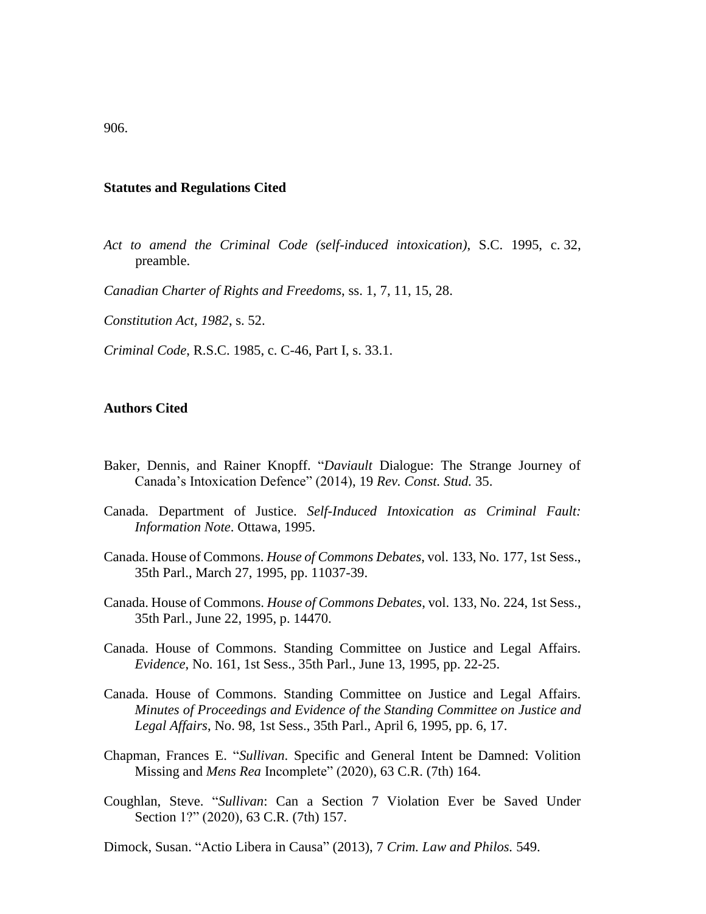906.

**Statutes and Regulations Cited**

*Act to amend the Criminal Code (self-induced intoxication)*, S.C. 1995, c. 32, preamble.

*Canadian Charter of Rights and Freedoms*, ss. 1, 7, 11, 15, 28.

*Constitution Act, 1982*, s. 52.

*Criminal Code*, R.S.C. 1985, c. C-46, Part I, s. 33.1.

**Authors Cited**

Baker, Dennis, and Rainer Knopff. "*Daviault* Dialogue: The Strange Journey of Canada's Intoxication Defence" (2014), 19 *Rev. Const. Stud.* 35.

Canada. Department of Justice. *Self-Induced Intoxication as Criminal Fault: Information Note*. Ottawa, 1995.

Canada. House of Commons. *House of Commons Debates*, vol. 133, No. 177, 1st Sess., 35th Parl., March 27, 1995, pp. 11037-39.

Canada. House of Commons. *House of Commons Debates*, vol. 133, No. 224, 1st Sess., 35th Parl., June 22, 1995, p. 14470.

Canada. House of Commons. Standing Committee on Justice and Legal Affairs. *Evidence*, No. 161, 1st Sess., 35th Parl., June 13, 1995, pp. 22-25.

Canada. House of Commons. Standing Committee on Justice and Legal Affairs. *Minutes of Proceedings and Evidence of the Standing Committee on Justice and Legal Affairs*, No. 98, 1st Sess., 35th Parl., April 6, 1995, pp. 6, 17.

Chapman, Frances E. "*Sullivan*. Specific and General Intent be Damned: Volition Missing and *Mens Rea* Incomplete" (2020), 63 C.R. (7th) 164.

Coughlan, Steve. "*Sullivan*: Can a Section 7 Violation Ever be Saved Under Section 1?" (2020), 63 C.R. (7th) 157.

Dimock, Susan. "Actio Libera in Causa" (2013), 7 *Crim. Law and Philos.* 549.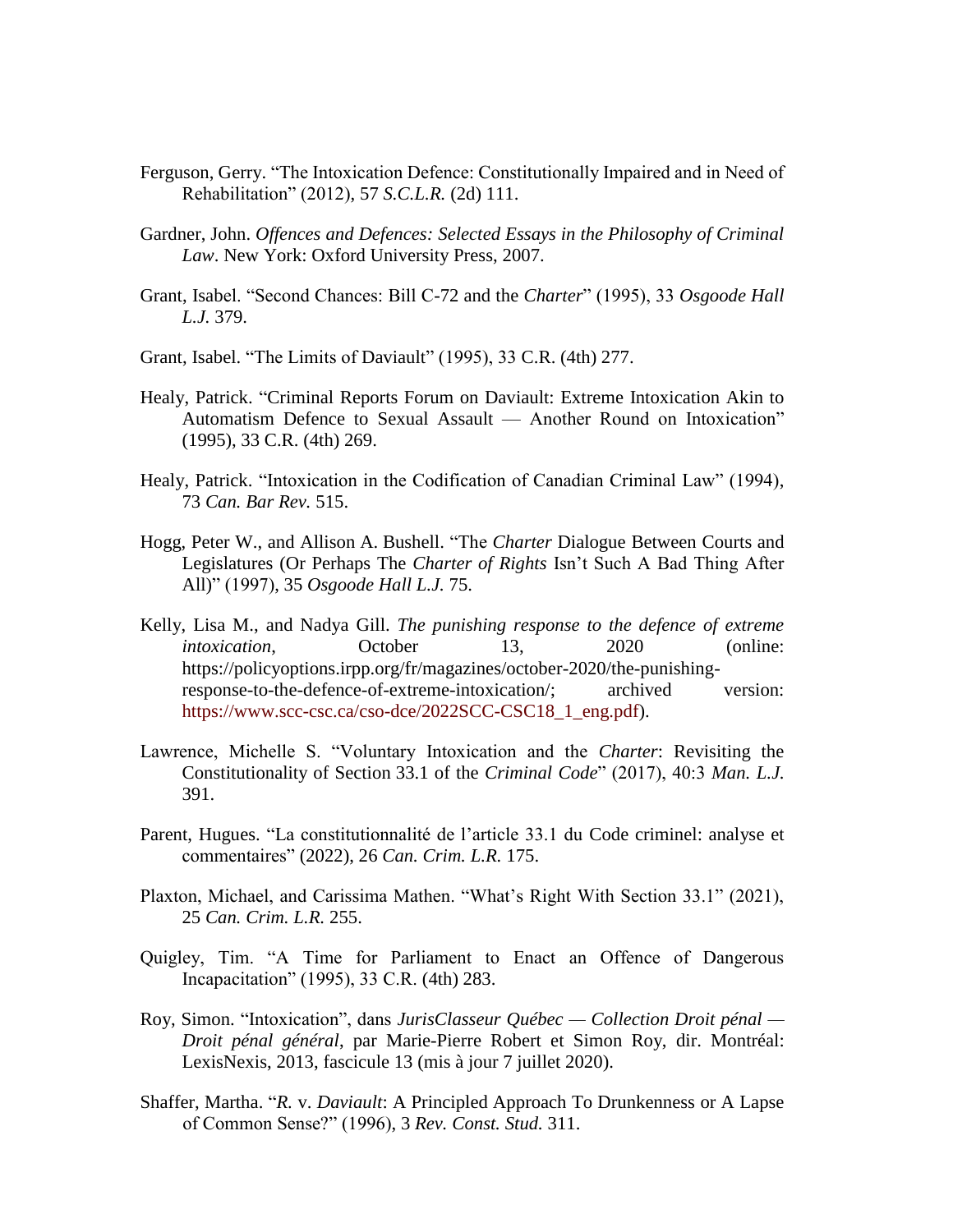Ferguson, Gerry. “The Intoxication Defence: Constitutionally Impaired and in Need of Rehabilitation” (2012), 57 *S.C.L.R.* (2d) 111.

Gardner, John. *Offences and Defences: Selected Essays in the Philosophy of Criminal Law*. New York: Oxford University Press, 2007.

Grant, Isabel. “Second Chances: Bill C-72 and the *Charter*” (1995), 33 *Osgoode Hall L.J.* 379.

Grant, Isabel. “The Limits of Daviault” (1995), 33 C.R. (4th) 277.

Healy, Patrick. “Criminal Reports Forum on Daviault: Extreme Intoxication Akin to Automatism Defence to Sexual Assault — Another Round on Intoxication” (1995), 33 C.R. (4th) 269.

Healy, Patrick. “Intoxication in the Codification of Canadian Criminal Law” (1994), 73 *Can. Bar Rev.* 515.

Hogg, Peter W., and Allison A. Bushell. “The *Charter* Dialogue Between Courts and Legislatures (Or Perhaps The *Charter of Rights* Isn’t Such A Bad Thing After All)” (1997), 35 *Osgoode Hall L.J.* 75.

Kelly, Lisa M., and Nadya Gill. *The punishing response to the defence of extreme intoxication*, October 13, 2020 (online: https://policyoptions.irpp.org/fr/magazines/october-2020/the-punishing-response-to-the-defence-of-extreme-intoxication/; archived version: https://www.scc-csc.ca/cso-dce/2022SCC-CSC18_1_eng.pdf).

Lawrence, Michelle S. “Voluntary Intoxication and the *Charter*: Revisiting the Constitutionality of Section 33.1 of the *Criminal Code*” (2017), 40:3 *Man. L.J.* 391.

Parent, Hugues. “La constitutionnalité de l’article 33.1 du Code criminel: analyse et commentaires” (2022), 26 *Can. Crim. L.R.* 175.

Plaxton, Michael, and Carissima Mathen. “What’s Right With Section 33.1” (2021), 25 *Can. Crim. L.R.* 255.

Quigley, Tim. “A Time for Parliament to Enact an Offence of Dangerous Incapacitation” (1995), 33 C.R. (4th) 283.

Roy, Simon. “Intoxication”, dans *JurisClasseur Québec — Collection Droit pénal — Droit pénal général*, par Marie-Pierre Robert et Simon Roy, dir. Montréal: LexisNexis, 2013, fascicule 13 (mis à jour 7 juillet 2020).

Shaffer, Martha. “*R.* v. *Daviault*: A Principled Approach To Drunkenness or A Lapse of Common Sense?” (1996), 3 *Rev. Const. Stud.* 311.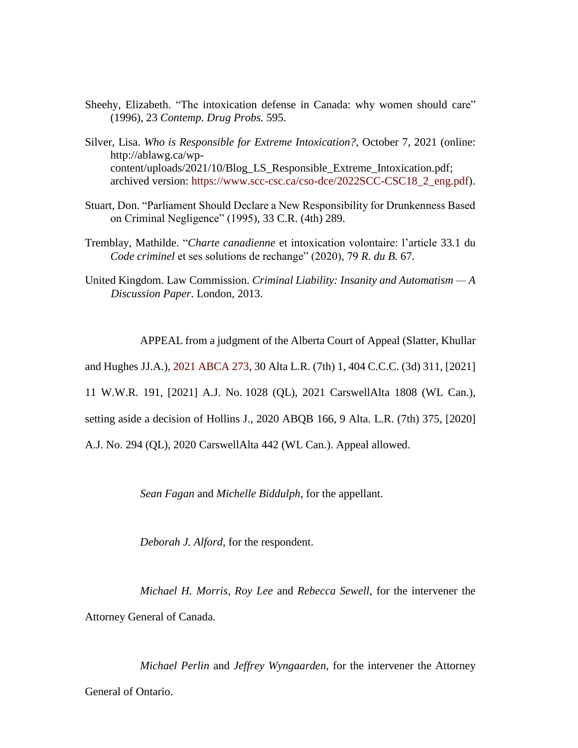Sheehy, Elizabeth. "The intoxication defense in Canada: why women should care" (1996), 23 *Contemp. Drug Probs.* 595.

Silver, Lisa. *Who is Responsible for Extreme Intoxication?*, October 7, 2021 (online: http://ablawg.ca/wp-content/uploads/2021/10/Blog_LS_Responsible_Extreme_Intoxication.pdf; archived version: https://www.scc-csc.ca/cso-dce/2022SCC-CSC18_2_eng.pdf).

Stuart, Don. "Parliament Should Declare a New Responsibility for Drunkenness Based on Criminal Negligence" (1995), 33 C.R. (4th) 289.

Tremblay, Mathilde. "*Charte canadienne* et intoxication volontaire: l'article 33.1 du *Code criminel* et ses solutions de rechange" (2020), 79 *R. du B.* 67.

United Kingdom. Law Commission. *Criminal Liability: Insanity and Automatism — A Discussion Paper*. London, 2013.

APPEAL from a judgment of the Alberta Court of Appeal (Slatter, Khullar and Hughes JJ.A.), 2021 ABCA 273, 30 Alta L.R. (7th) 1, 404 C.C.C. (3d) 311, [2021] 11 W.W.R. 191, [2021] A.J. No. 1028 (QL), 2021 CarswellAlta 1808 (WL Can.), setting aside a decision of Hollins J., 2020 ABQB 166, 9 Alta. L.R. (7th) 375, [2020] A.J. No. 294 (QL), 2020 CarswellAlta 442 (WL Can.). Appeal allowed.

*Sean Fagan* and *Michelle Biddulph*, for the appellant.

*Deborah J. Alford*, for the respondent.

*Michael H. Morris*, *Roy Lee* and *Rebecca Sewell*, for the intervener the Attorney General of Canada.

*Michael Perlin* and *Jeffrey Wyngaarden*, for the intervener the Attorney General of Ontario.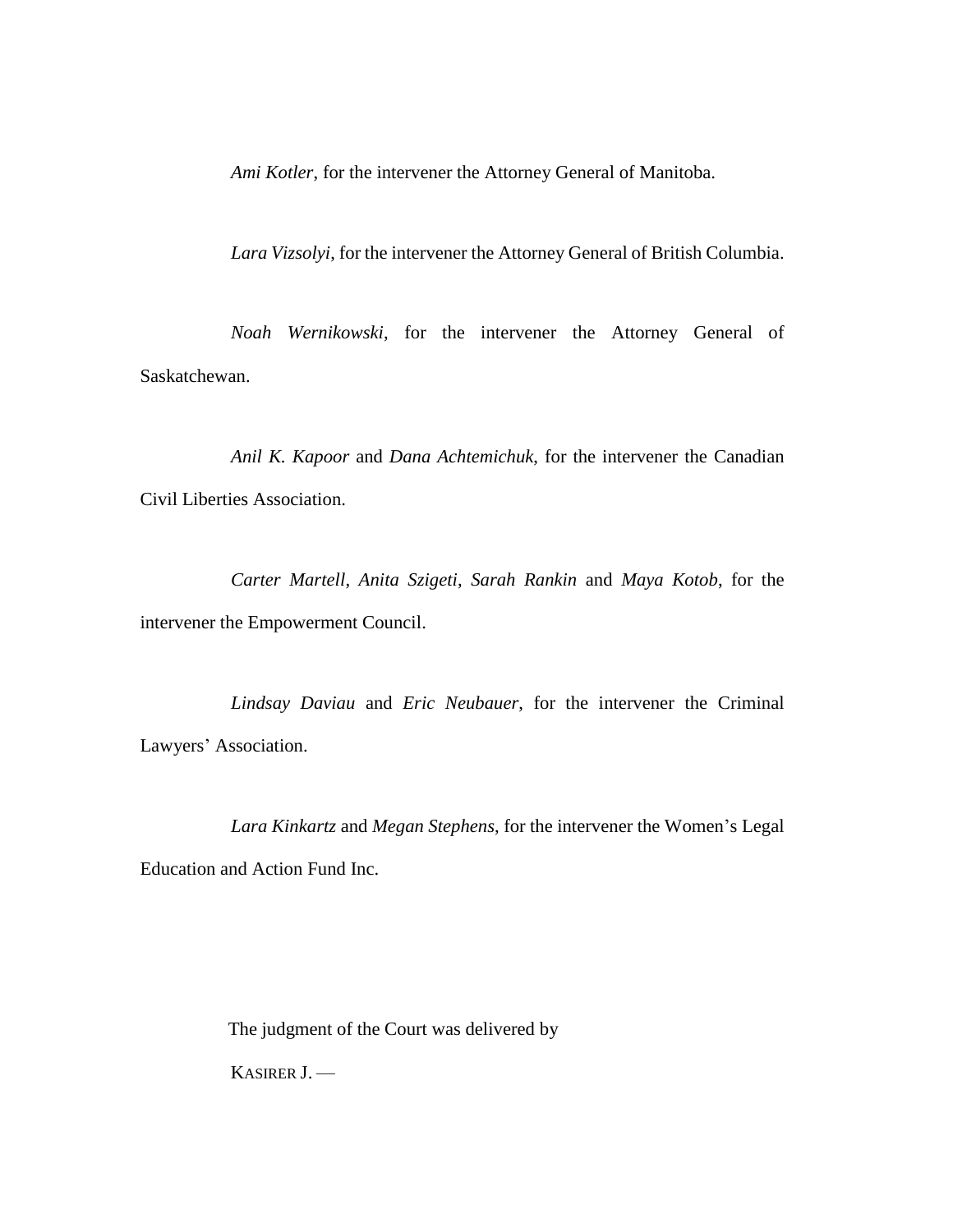*Ami Kotler*, for the intervener the Attorney General of Manitoba.

*Lara Vizsolyi*, for the intervener the Attorney General of British Columbia.

*Noah Wernikowski*, for the intervener the Attorney General of Saskatchewan.

*Anil K. Kapoor* and *Dana Achtemichuk*, for the intervener the Canadian Civil Liberties Association.

*Carter Martell*, *Anita Szigeti*, *Sarah Rankin* and *Maya Kotob*, for the intervener the Empowerment Council.

*Lindsay Daviau* and *Eric Neubauer*, for the intervener the Criminal Lawyers' Association.

*Lara Kinkartz* and *Megan Stephens*, for the intervener the Women's Legal Education and Action Fund Inc.

The judgment of the Court was delivered by

KASIRER J. —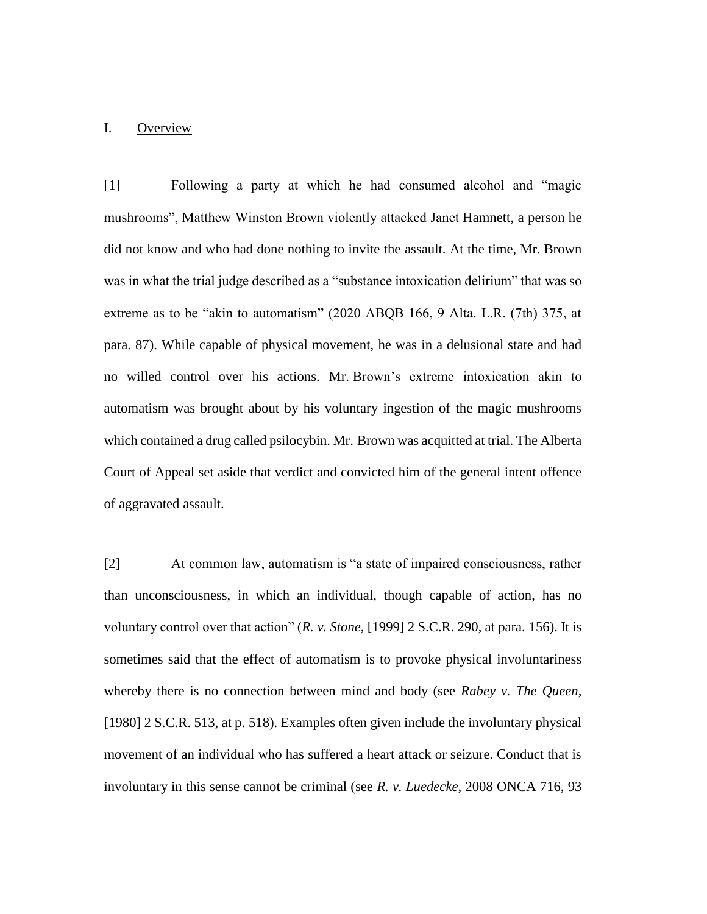## I. Overview

[1] Following a party at which he had consumed alcohol and "magic mushrooms", Matthew Winston Brown violently attacked Janet Hamnett, a person he did not know and who had done nothing to invite the assault. At the time, Mr. Brown was in what the trial judge described as a "substance intoxication delirium" that was so extreme as to be "akin to automatism" (2020 ABQB 166, 9 Alta. L.R. (7th) 375, at para. 87). While capable of physical movement, he was in a delusional state and had no willed control over his actions. Mr. Brown's extreme intoxication akin to automatism was brought about by his voluntary ingestion of the magic mushrooms which contained a drug called psilocybin. Mr. Brown was acquitted at trial. The Alberta Court of Appeal set aside that verdict and convicted him of the general intent offence of aggravated assault.

[2] At common law, automatism is "a state of impaired consciousness, rather than unconsciousness, in which an individual, though capable of action, has no voluntary control over that action" (*R. v. Stone*, [1999] 2 S.C.R. 290, at para. 156). It is sometimes said that the effect of automatism is to provoke physical involuntariness whereby there is no connection between mind and body (see *Rabey v. The Queen*, [1980] 2 S.C.R. 513, at p. 518). Examples often given include the involuntary physical movement of an individual who has suffered a heart attack or seizure. Conduct that is involuntary in this sense cannot be criminal (see *R. v. Luedecke*, 2008 ONCA 716, 93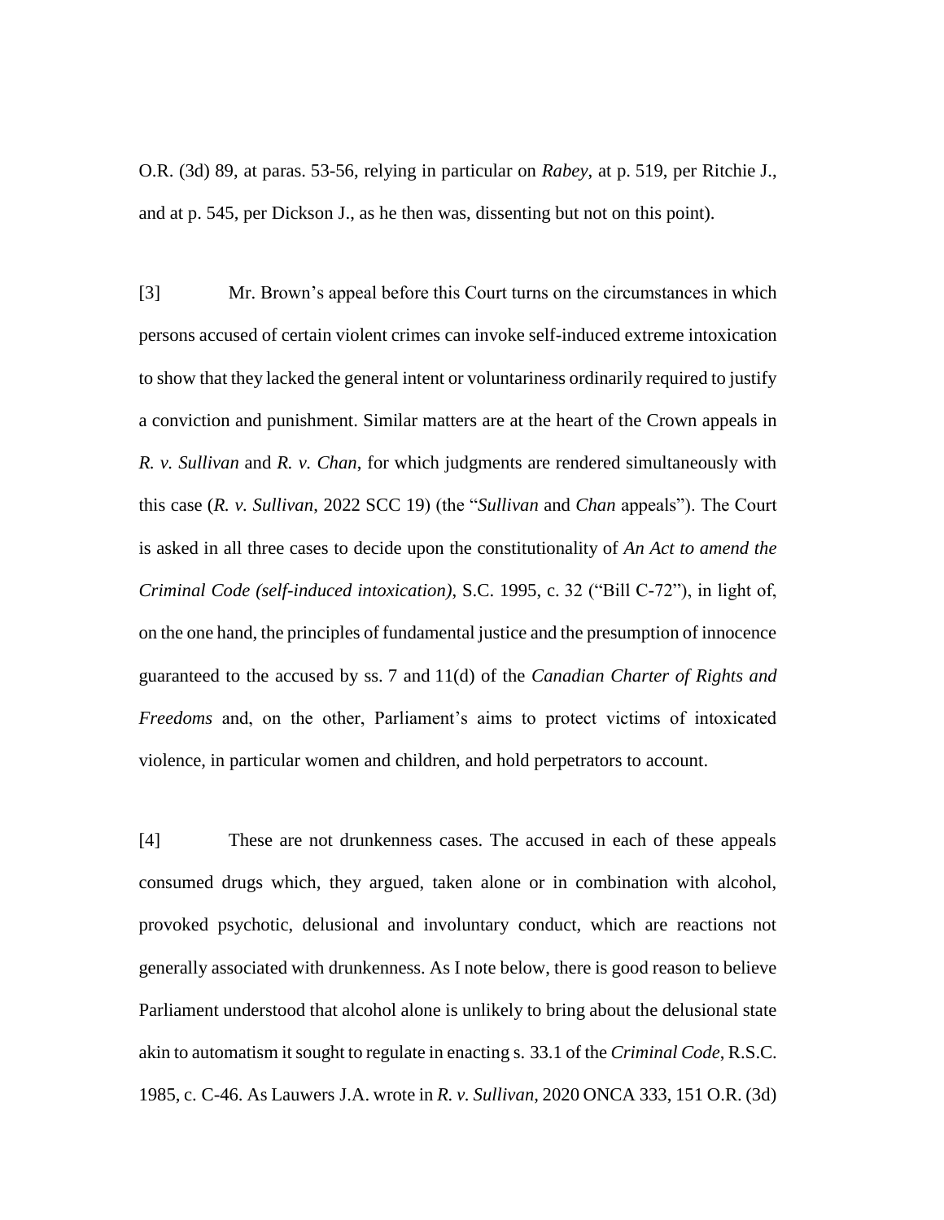O.R. (3d) 89, at paras. 53-56, relying in particular on *Rabey*, at p. 519, per Ritchie J., and at p. 545, per Dickson J., as he then was, dissenting but not on this point).

[3] Mr. Brown's appeal before this Court turns on the circumstances in which persons accused of certain violent crimes can invoke self-induced extreme intoxication to show that they lacked the general intent or voluntariness ordinarily required to justify a conviction and punishment. Similar matters are at the heart of the Crown appeals in *R. v. Sullivan* and *R. v. Chan*, for which judgments are rendered simultaneously with this case (*R. v. Sullivan*, 2022 SCC 19) (the "*Sullivan* and *Chan* appeals"). The Court is asked in all three cases to decide upon the constitutionality of *An Act to amend the Criminal Code (self-induced intoxication)*, S.C. 1995, c. 32 ("Bill C-72"), in light of, on the one hand, the principles of fundamental justice and the presumption of innocence guaranteed to the accused by ss. 7 and 11(d) of the *Canadian Charter of Rights and Freedoms* and, on the other, Parliament's aims to protect victims of intoxicated violence, in particular women and children, and hold perpetrators to account.

[4] These are not drunkenness cases. The accused in each of these appeals consumed drugs which, they argued, taken alone or in combination with alcohol, provoked psychotic, delusional and involuntary conduct, which are reactions not generally associated with drunkenness. As I note below, there is good reason to believe Parliament understood that alcohol alone is unlikely to bring about the delusional state akin to automatism it sought to regulate in enacting s. 33.1 of the *Criminal Code*, R.S.C. 1985, c. C-46. As Lauwers J.A. wrote in *R. v. Sullivan*, 2020 ONCA 333, 151 O.R. (3d)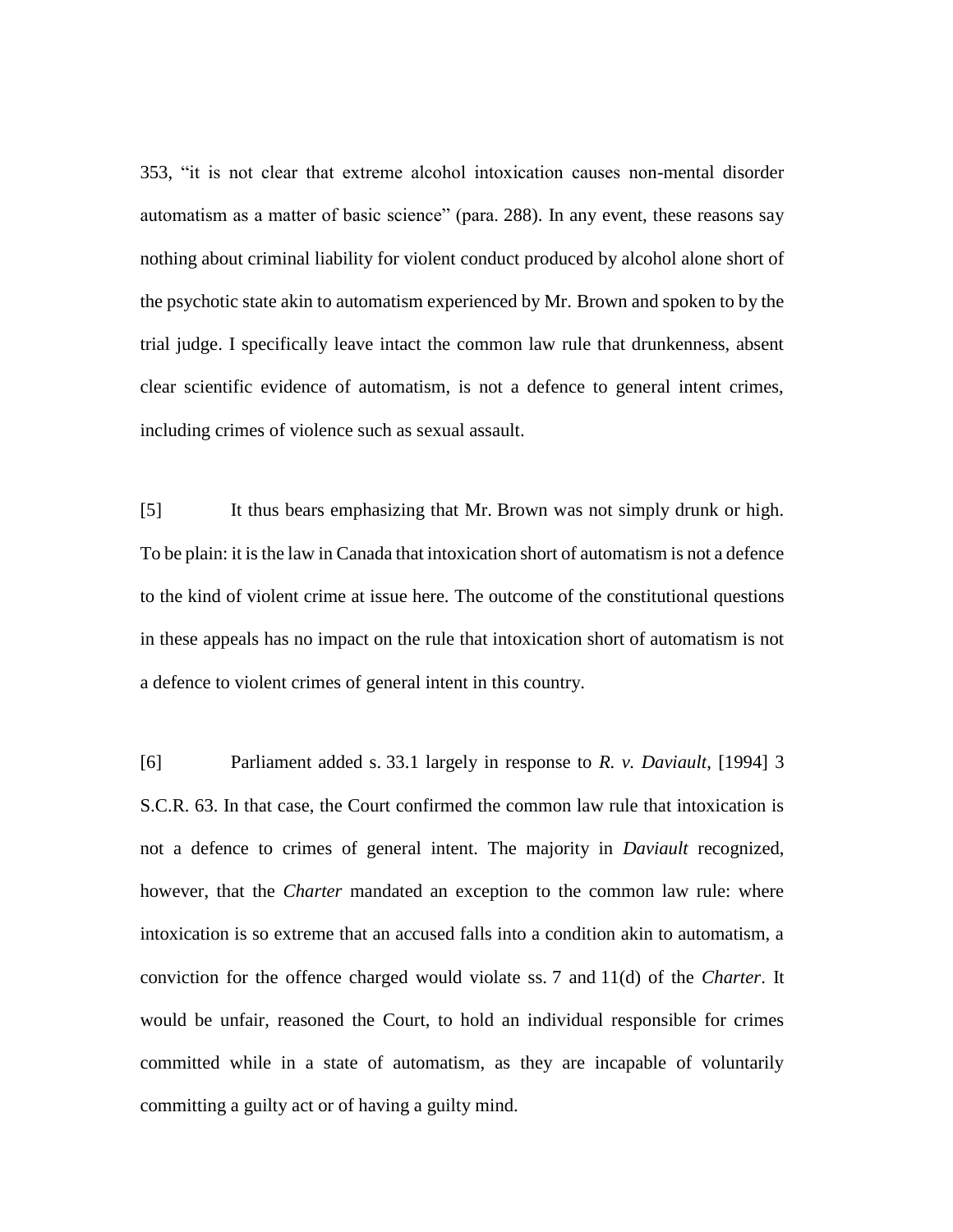353, "it is not clear that extreme alcohol intoxication causes non-mental disorder automatism as a matter of basic science" (para. 288). In any event, these reasons say nothing about criminal liability for violent conduct produced by alcohol alone short of the psychotic state akin to automatism experienced by Mr. Brown and spoken to by the trial judge. I specifically leave intact the common law rule that drunkenness, absent clear scientific evidence of automatism, is not a defence to general intent crimes, including crimes of violence such as sexual assault.

[5] It thus bears emphasizing that Mr. Brown was not simply drunk or high. To be plain: it is the law in Canada that intoxication short of automatism is not a defence to the kind of violent crime at issue here. The outcome of the constitutional questions in these appeals has no impact on the rule that intoxication short of automatism is not a defence to violent crimes of general intent in this country.

[6] Parliament added s. 33.1 largely in response to *R. v. Daviault*, [1994] 3 S.C.R. 63. In that case, the Court confirmed the common law rule that intoxication is not a defence to crimes of general intent. The majority in *Daviault* recognized, however, that the *Charter* mandated an exception to the common law rule: where intoxication is so extreme that an accused falls into a condition akin to automatism, a conviction for the offence charged would violate ss. 7 and 11(d) of the *Charter*. It would be unfair, reasoned the Court, to hold an individual responsible for crimes committed while in a state of automatism, as they are incapable of voluntarily committing a guilty act or of having a guilty mind.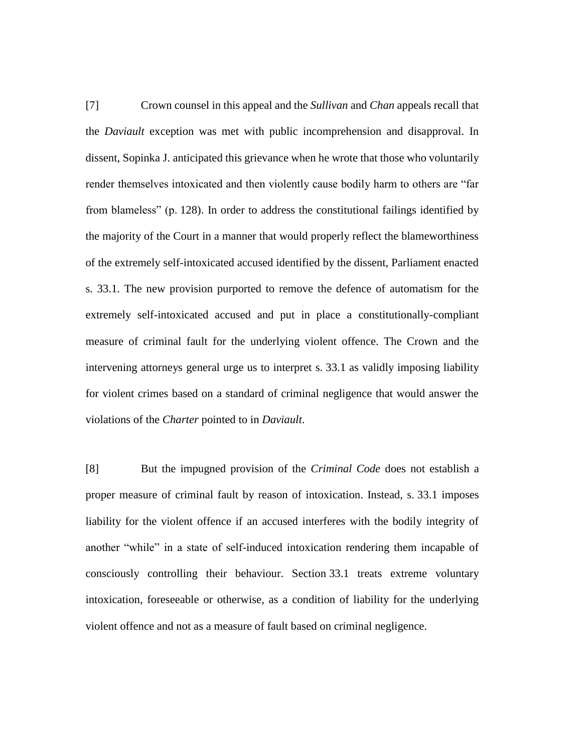[7] Crown counsel in this appeal and the *Sullivan* and *Chan* appeals recall that the *Daviault* exception was met with public incomprehension and disapproval. In dissent, Sopinka J. anticipated this grievance when he wrote that those who voluntarily render themselves intoxicated and then violently cause bodily harm to others are “far from blameless” (p. 128). In order to address the constitutional failings identified by the majority of the Court in a manner that would properly reflect the blameworthiness of the extremely self-intoxicated accused identified by the dissent, Parliament enacted s. 33.1. The new provision purported to remove the defence of automatism for the extremely self-intoxicated accused and put in place a constitutionally-compliant measure of criminal fault for the underlying violent offence. The Crown and the intervening attorneys general urge us to interpret s. 33.1 as validly imposing liability for violent crimes based on a standard of criminal negligence that would answer the violations of the *Charter* pointed to in *Daviault*.

[8] But the impugned provision of the *Criminal Code* does not establish a proper measure of criminal fault by reason of intoxication. Instead, s. 33.1 imposes liability for the violent offence if an accused interferes with the bodily integrity of another “while” in a state of self-induced intoxication rendering them incapable of consciously controlling their behaviour. Section 33.1 treats extreme voluntary intoxication, foreseeable or otherwise, as a condition of liability for the underlying violent offence and not as a measure of fault based on criminal negligence.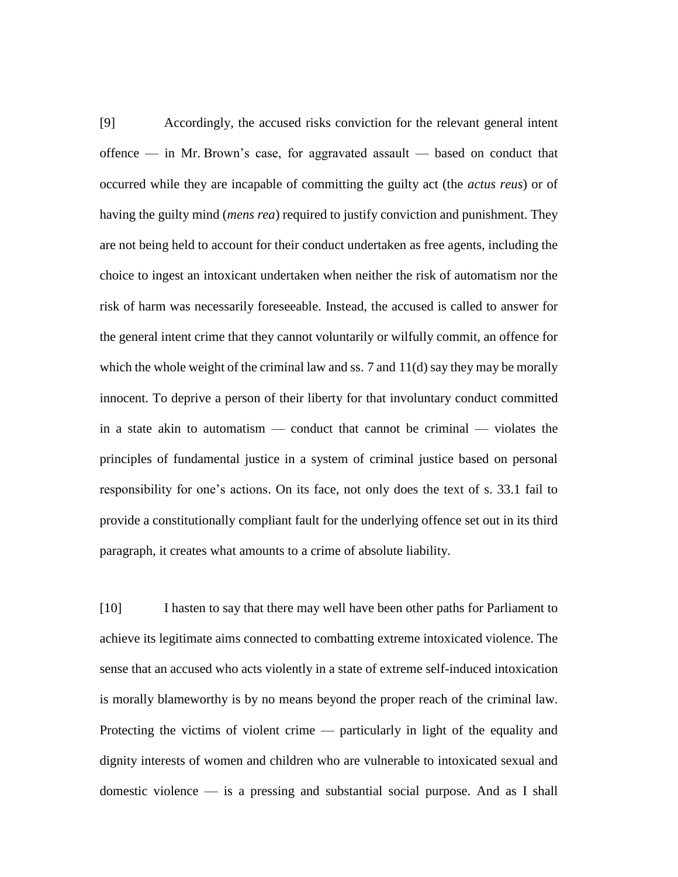[9] Accordingly, the accused risks conviction for the relevant general intent offence — in Mr. Brown's case, for aggravated assault — based on conduct that occurred while they are incapable of committing the guilty act (the *actus reus*) or of having the guilty mind (*mens rea*) required to justify conviction and punishment. They are not being held to account for their conduct undertaken as free agents, including the choice to ingest an intoxicant undertaken when neither the risk of automatism nor the risk of harm was necessarily foreseeable. Instead, the accused is called to answer for the general intent crime that they cannot voluntarily or wilfully commit, an offence for which the whole weight of the criminal law and ss. 7 and 11(d) say they may be morally innocent. To deprive a person of their liberty for that involuntary conduct committed in a state akin to automatism — conduct that cannot be criminal — violates the principles of fundamental justice in a system of criminal justice based on personal responsibility for one's actions. On its face, not only does the text of s. 33.1 fail to provide a constitutionally compliant fault for the underlying offence set out in its third paragraph, it creates what amounts to a crime of absolute liability.

[10] I hasten to say that there may well have been other paths for Parliament to achieve its legitimate aims connected to combatting extreme intoxicated violence. The sense that an accused who acts violently in a state of extreme self-induced intoxication is morally blameworthy is by no means beyond the proper reach of the criminal law. Protecting the victims of violent crime — particularly in light of the equality and dignity interests of women and children who are vulnerable to intoxicated sexual and domestic violence — is a pressing and substantial social purpose. And as I shall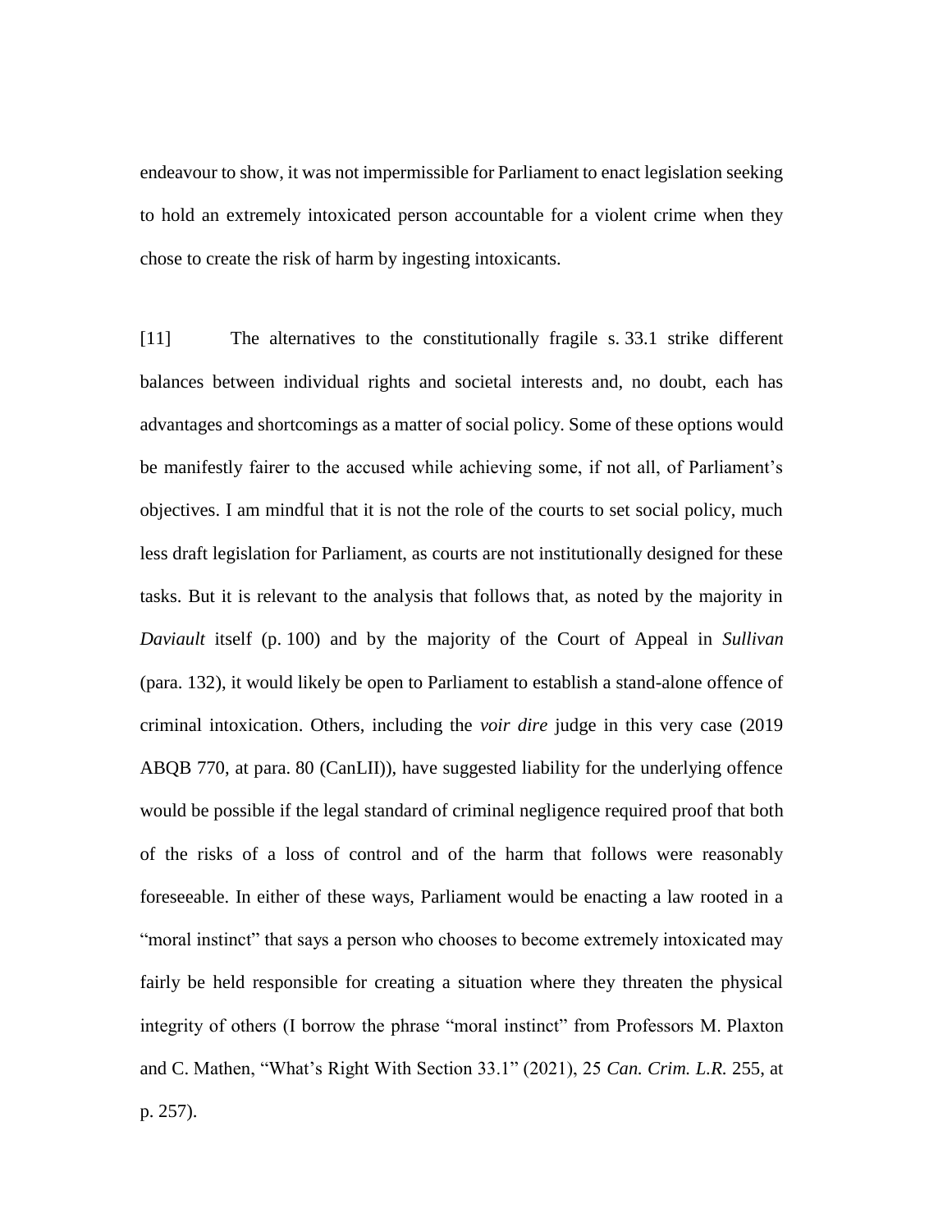endeavour to show, it was not impermissible for Parliament to enact legislation seeking to hold an extremely intoxicated person accountable for a violent crime when they chose to create the risk of harm by ingesting intoxicants.

[11] The alternatives to the constitutionally fragile s. 33.1 strike different balances between individual rights and societal interests and, no doubt, each has advantages and shortcomings as a matter of social policy. Some of these options would be manifestly fairer to the accused while achieving some, if not all, of Parliament's objectives. I am mindful that it is not the role of the courts to set social policy, much less draft legislation for Parliament, as courts are not institutionally designed for these tasks. But it is relevant to the analysis that follows that, as noted by the majority in *Daviault* itself (p. 100) and by the majority of the Court of Appeal in *Sullivan* (para. 132), it would likely be open to Parliament to establish a stand-alone offence of criminal intoxication. Others, including the *voir dire* judge in this very case (2019 ABQB 770, at para. 80 (CanLII)), have suggested liability for the underlying offence would be possible if the legal standard of criminal negligence required proof that both of the risks of a loss of control and of the harm that follows were reasonably foreseeable. In either of these ways, Parliament would be enacting a law rooted in a "moral instinct" that says a person who chooses to become extremely intoxicated may fairly be held responsible for creating a situation where they threaten the physical integrity of others (I borrow the phrase "moral instinct" from Professors M. Plaxton and C. Mathen, "What's Right With Section 33.1" (2021), 25 *Can. Crim. L.R.* 255, at p. 257).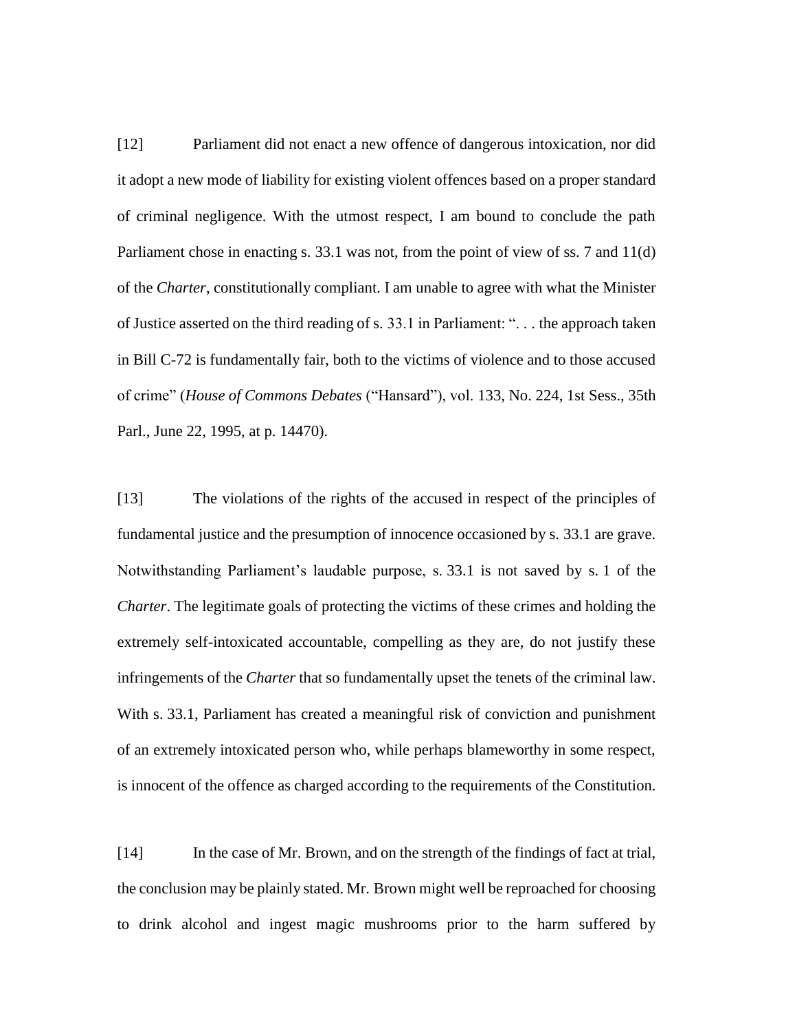[12] Parliament did not enact a new offence of dangerous intoxication, nor did it adopt a new mode of liability for existing violent offences based on a proper standard of criminal negligence. With the utmost respect, I am bound to conclude the path Parliament chose in enacting s. 33.1 was not, from the point of view of ss. 7 and 11(d) of the *Charter*, constitutionally compliant. I am unable to agree with what the Minister of Justice asserted on the third reading of s. 33.1 in Parliament: ". . . the approach taken in Bill C-72 is fundamentally fair, both to the victims of violence and to those accused of crime" (*House of Commons Debates* ("Hansard"), vol. 133, No. 224, 1st Sess., 35th Parl., June 22, 1995, at p. 14470).

[13] The violations of the rights of the accused in respect of the principles of fundamental justice and the presumption of innocence occasioned by s. 33.1 are grave. Notwithstanding Parliament's laudable purpose, s. 33.1 is not saved by s. 1 of the *Charter*. The legitimate goals of protecting the victims of these crimes and holding the extremely self-intoxicated accountable, compelling as they are, do not justify these infringements of the *Charter* that so fundamentally upset the tenets of the criminal law. With s. 33.1, Parliament has created a meaningful risk of conviction and punishment of an extremely intoxicated person who, while perhaps blameworthy in some respect, is innocent of the offence as charged according to the requirements of the Constitution.

[14] In the case of Mr. Brown, and on the strength of the findings of fact at trial, the conclusion may be plainly stated. Mr. Brown might well be reproached for choosing to drink alcohol and ingest magic mushrooms prior to the harm suffered by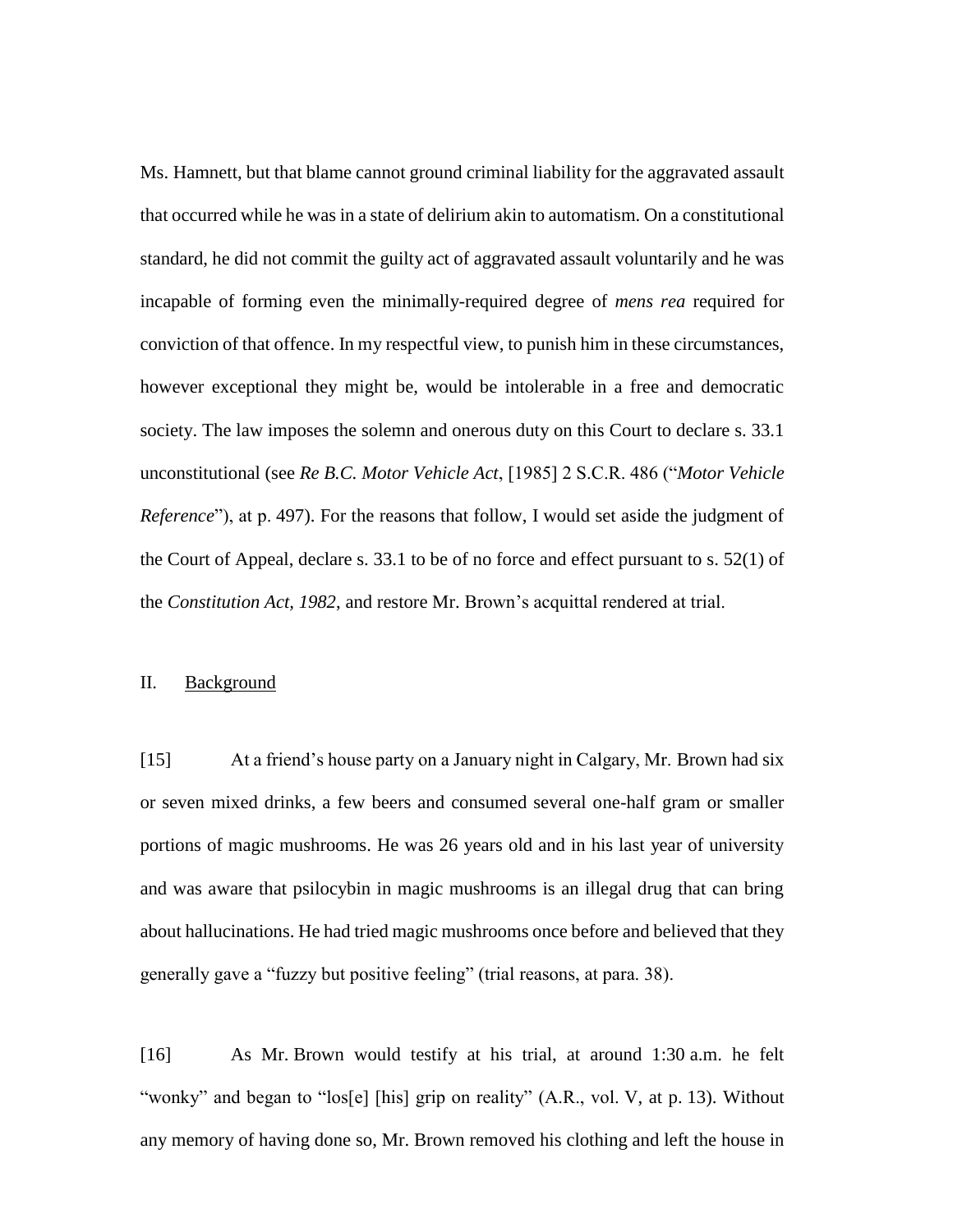Ms. Hamnett, but that blame cannot ground criminal liability for the aggravated assault that occurred while he was in a state of delirium akin to automatism. On a constitutional standard, he did not commit the guilty act of aggravated assault voluntarily and he was incapable of forming even the minimally-required degree of *mens rea* required for conviction of that offence. In my respectful view, to punish him in these circumstances, however exceptional they might be, would be intolerable in a free and democratic society. The law imposes the solemn and onerous duty on this Court to declare s. 33.1 unconstitutional (see *Re B.C. Motor Vehicle Act*, [1985] 2 S.C.R. 486 ("*Motor Vehicle Reference*"), at p. 497). For the reasons that follow, I would set aside the judgment of the Court of Appeal, declare s. 33.1 to be of no force and effect pursuant to s. 52(1) of the *Constitution Act, 1982*, and restore Mr. Brown's acquittal rendered at trial.

## II. Background

[15] At a friend's house party on a January night in Calgary, Mr. Brown had six or seven mixed drinks, a few beers and consumed several one-half gram or smaller portions of magic mushrooms. He was 26 years old and in his last year of university and was aware that psilocybin in magic mushrooms is an illegal drug that can bring about hallucinations. He had tried magic mushrooms once before and believed that they generally gave a "fuzzy but positive feeling" (trial reasons, at para. 38).

[16] As Mr. Brown would testify at his trial, at around 1:30 a.m. he felt "wonky" and began to "los[e] [his] grip on reality" (A.R., vol. V, at p. 13). Without any memory of having done so, Mr. Brown removed his clothing and left the house in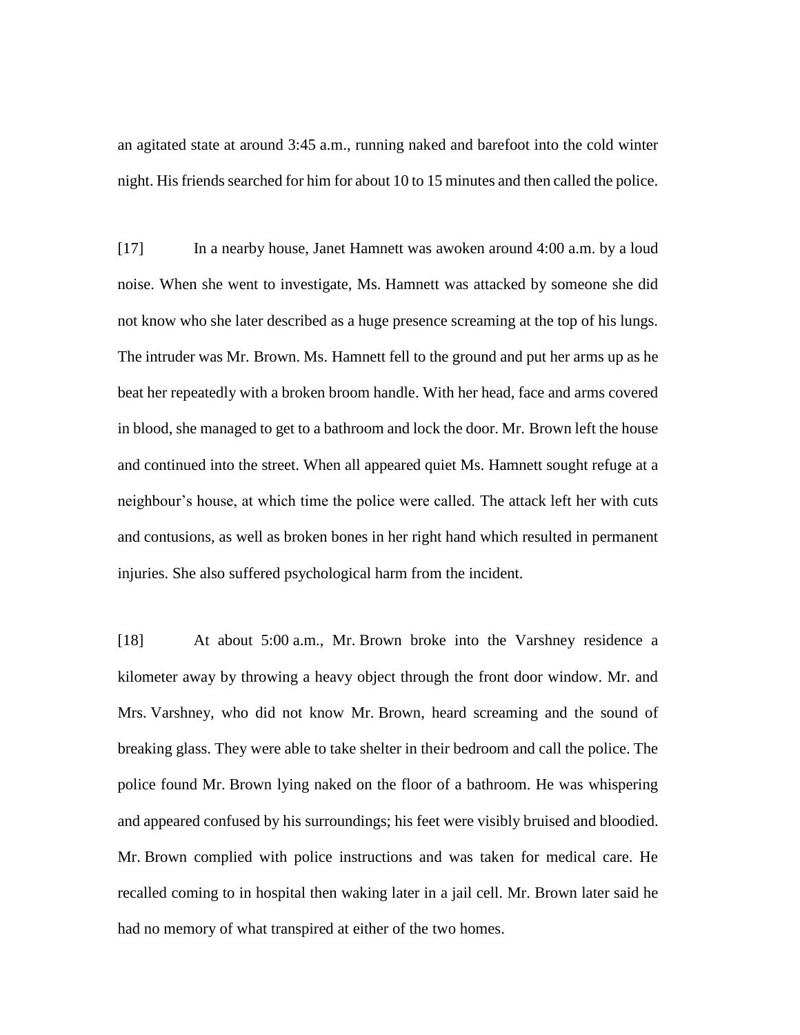an agitated state at around 3:45 a.m., running naked and barefoot into the cold winter night. His friends searched for him for about 10 to 15 minutes and then called the police.

[17] In a nearby house, Janet Hamnett was awoken around 4:00 a.m. by a loud noise. When she went to investigate, Ms. Hamnett was attacked by someone she did not know who she later described as a huge presence screaming at the top of his lungs. The intruder was Mr. Brown. Ms. Hamnett fell to the ground and put her arms up as he beat her repeatedly with a broken broom handle. With her head, face and arms covered in blood, she managed to get to a bathroom and lock the door. Mr. Brown left the house and continued into the street. When all appeared quiet Ms. Hamnett sought refuge at a neighbour's house, at which time the police were called. The attack left her with cuts and contusions, as well as broken bones in her right hand which resulted in permanent injuries. She also suffered psychological harm from the incident.

[18] At about 5:00 a.m., Mr. Brown broke into the Varshney residence a kilometer away by throwing a heavy object through the front door window. Mr. and Mrs. Varshney, who did not know Mr. Brown, heard screaming and the sound of breaking glass. They were able to take shelter in their bedroom and call the police. The police found Mr. Brown lying naked on the floor of a bathroom. He was whispering and appeared confused by his surroundings; his feet were visibly bruised and bloodied. Mr. Brown complied with police instructions and was taken for medical care. He recalled coming to in hospital then waking later in a jail cell. Mr. Brown later said he had no memory of what transpired at either of the two homes.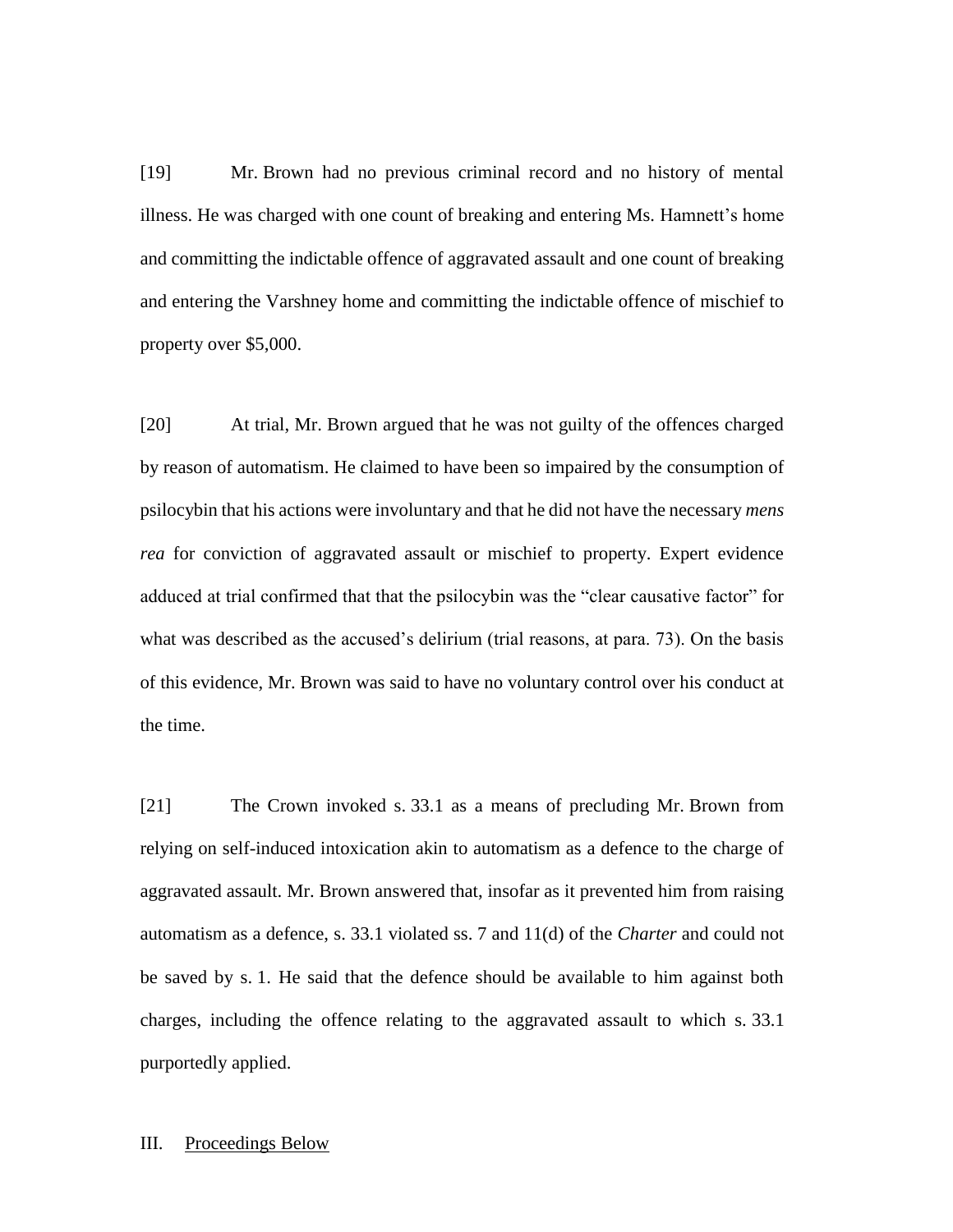[19] Mr. Brown had no previous criminal record and no history of mental illness. He was charged with one count of breaking and entering Ms. Hamnett's home and committing the indictable offence of aggravated assault and one count of breaking and entering the Varshney home and committing the indictable offence of mischief to property over $5,000.

[20] At trial, Mr. Brown argued that he was not guilty of the offences charged by reason of automatism. He claimed to have been so impaired by the consumption of psilocybin that his actions were involuntary and that he did not have the necessary *mens rea* for conviction of aggravated assault or mischief to property. Expert evidence adduced at trial confirmed that that the psilocybin was the "clear causative factor" for what was described as the accused's delirium (trial reasons, at para. 73). On the basis of this evidence, Mr. Brown was said to have no voluntary control over his conduct at the time.

[21] The Crown invoked s. 33.1 as a means of precluding Mr. Brown from relying on self-induced intoxication akin to automatism as a defence to the charge of aggravated assault. Mr. Brown answered that, insofar as it prevented him from raising automatism as a defence, s. 33.1 violated ss. 7 and 11(d) of the *Charter* and could not be saved by s. 1. He said that the defence should be available to him against both charges, including the offence relating to the aggravated assault to which s. 33.1 purportedly applied.

## III. Proceedings Below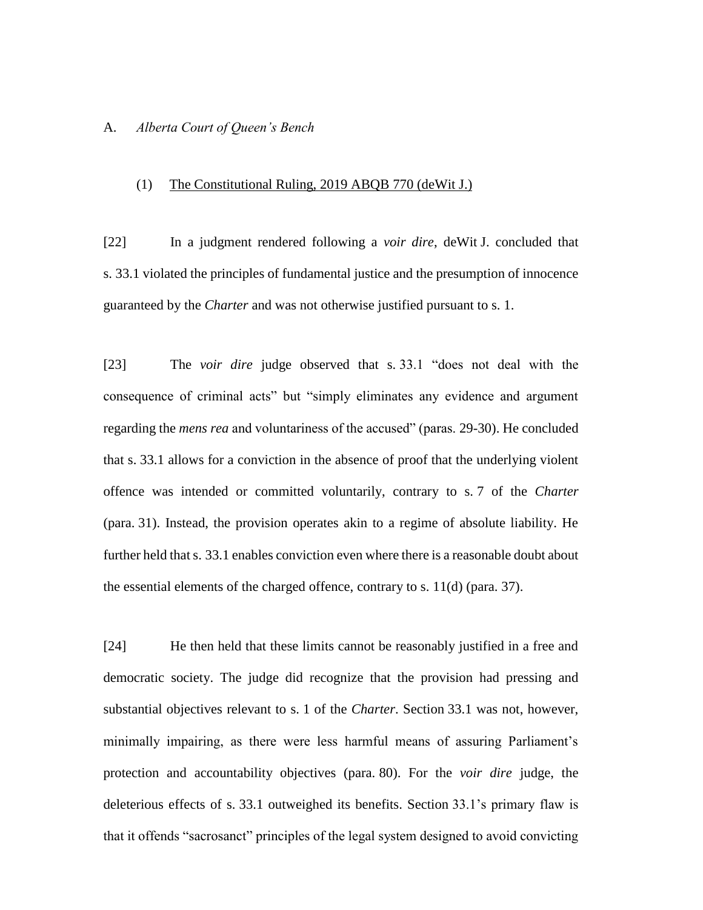## A. *Alberta Court of Queen's Bench*

### (1) The Constitutional Ruling, 2019 ABQB 770 (deWit J.)

[22] In a judgment rendered following a *voir dire*, deWit J. concluded that s. 33.1 violated the principles of fundamental justice and the presumption of innocence guaranteed by the *Charter* and was not otherwise justified pursuant to s. 1.

[23] The *voir dire* judge observed that s. 33.1 "does not deal with the consequence of criminal acts" but "simply eliminates any evidence and argument regarding the *mens rea* and voluntariness of the accused" (paras. 29-30). He concluded that s. 33.1 allows for a conviction in the absence of proof that the underlying violent offence was intended or committed voluntarily, contrary to s. 7 of the *Charter* (para. 31). Instead, the provision operates akin to a regime of absolute liability. He further held that s. 33.1 enables conviction even where there is a reasonable doubt about the essential elements of the charged offence, contrary to s. 11(d) (para. 37).

[24] He then held that these limits cannot be reasonably justified in a free and democratic society. The judge did recognize that the provision had pressing and substantial objectives relevant to s. 1 of the *Charter*. Section 33.1 was not, however, minimally impairing, as there were less harmful means of assuring Parliament's protection and accountability objectives (para. 80). For the *voir dire* judge, the deleterious effects of s. 33.1 outweighed its benefits. Section 33.1's primary flaw is that it offends "sacrosanct" principles of the legal system designed to avoid convicting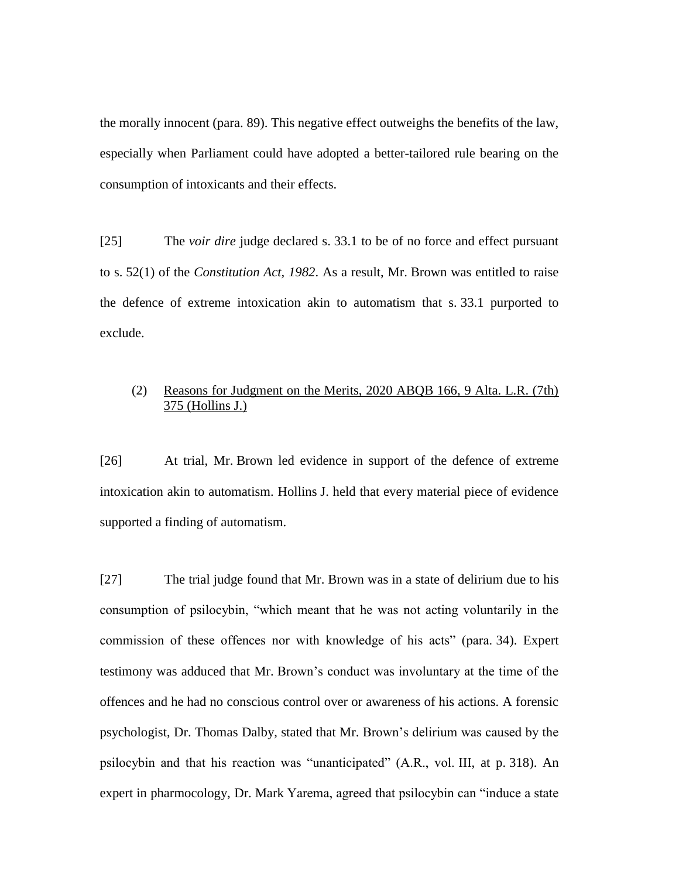the morally innocent (para. 89). This negative effect outweighs the benefits of the law, especially when Parliament could have adopted a better-tailored rule bearing on the consumption of intoxicants and their effects.

[25] The *voir dire* judge declared s. 33.1 to be of no force and effect pursuant to s. 52(1) of the *Constitution Act, 1982*. As a result, Mr. Brown was entitled to raise the defence of extreme intoxication akin to automatism that s. 33.1 purported to exclude.

(2) Reasons for Judgment on the Merits, 2020 ABQB 166, 9 Alta. L.R. (7th) 375 (Hollins J.)

[26] At trial, Mr. Brown led evidence in support of the defence of extreme intoxication akin to automatism. Hollins J. held that every material piece of evidence supported a finding of automatism.

[27] The trial judge found that Mr. Brown was in a state of delirium due to his consumption of psilocybin, "which meant that he was not acting voluntarily in the commission of these offences nor with knowledge of his acts" (para. 34). Expert testimony was adduced that Mr. Brown's conduct was involuntary at the time of the offences and he had no conscious control over or awareness of his actions. A forensic psychologist, Dr. Thomas Dalby, stated that Mr. Brown's delirium was caused by the psilocybin and that his reaction was "unanticipated" (A.R., vol. III, at p. 318). An expert in pharmocology, Dr. Mark Yarema, agreed that psilocybin can "induce a state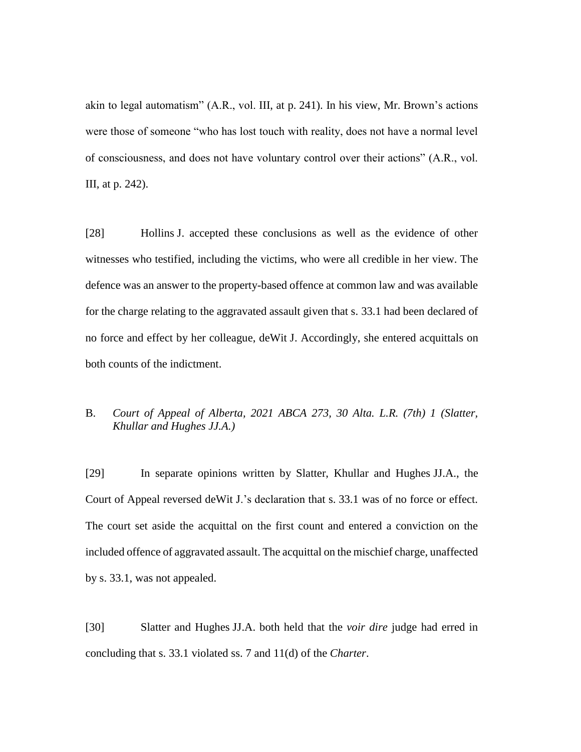akin to legal automatism" (A.R., vol. III, at p. 241). In his view, Mr. Brown's actions were those of someone "who has lost touch with reality, does not have a normal level of consciousness, and does not have voluntary control over their actions" (A.R., vol. III, at p. 242).

[28] Hollins J. accepted these conclusions as well as the evidence of other witnesses who testified, including the victims, who were all credible in her view. The defence was an answer to the property-based offence at common law and was available for the charge relating to the aggravated assault given that s. 33.1 had been declared of no force and effect by her colleague, deWit J. Accordingly, she entered acquittals on both counts of the indictment.

## B. *Court of Appeal of Alberta, 2021 ABCA 273, 30 Alta. L.R. (7th) 1 (Slatter, Khullar and Hughes JJ.A.)*

[29] In separate opinions written by Slatter, Khullar and Hughes JJ.A., the Court of Appeal reversed deWit J.'s declaration that s. 33.1 was of no force or effect. The court set aside the acquittal on the first count and entered a conviction on the included offence of aggravated assault. The acquittal on the mischief charge, unaffected by s. 33.1, was not appealed.

[30] Slatter and Hughes JJ.A. both held that the *voir dire* judge had erred in concluding that s. 33.1 violated ss. 7 and 11(d) of the *Charter*.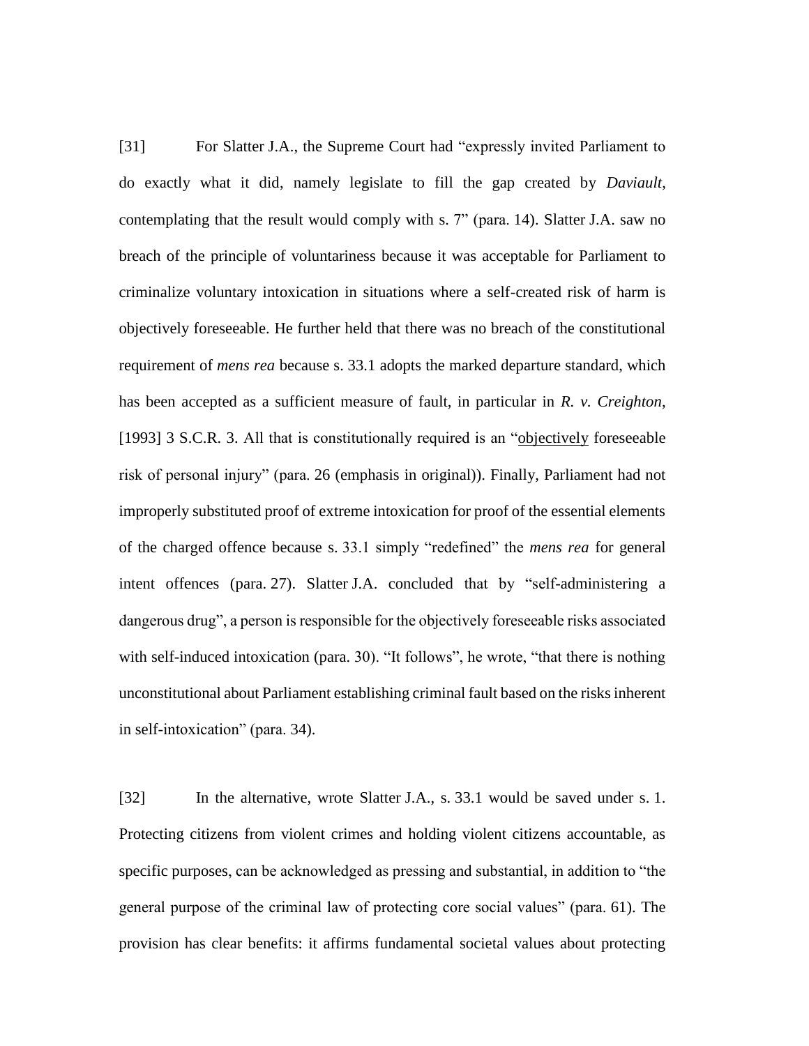[31] For Slatter J.A., the Supreme Court had "expressly invited Parliament to do exactly what it did, namely legislate to fill the gap created by *Daviault*, contemplating that the result would comply with s. 7" (para. 14). Slatter J.A. saw no breach of the principle of voluntariness because it was acceptable for Parliament to criminalize voluntary intoxication in situations where a self-created risk of harm is objectively foreseeable. He further held that there was no breach of the constitutional requirement of *mens rea* because s. 33.1 adopts the marked departure standard, which has been accepted as a sufficient measure of fault, in particular in *R. v. Creighton*, [1993] 3 S.C.R. 3. All that is constitutionally required is an "<u>objectively</u> foreseeable risk of personal injury" (para. 26 (emphasis in original)). Finally, Parliament had not improperly substituted proof of extreme intoxication for proof of the essential elements of the charged offence because s. 33.1 simply "redefined" the *mens rea* for general intent offences (para. 27). Slatter J.A. concluded that by "self-administering a dangerous drug", a person is responsible for the objectively foreseeable risks associated with self-induced intoxication (para. 30). "It follows", he wrote, "that there is nothing unconstitutional about Parliament establishing criminal fault based on the risks inherent in self-intoxication" (para. 34).

[32] In the alternative, wrote Slatter J.A., s. 33.1 would be saved under s. 1. Protecting citizens from violent crimes and holding violent citizens accountable, as specific purposes, can be acknowledged as pressing and substantial, in addition to "the general purpose of the criminal law of protecting core social values" (para. 61). The provision has clear benefits: it affirms fundamental societal values about protecting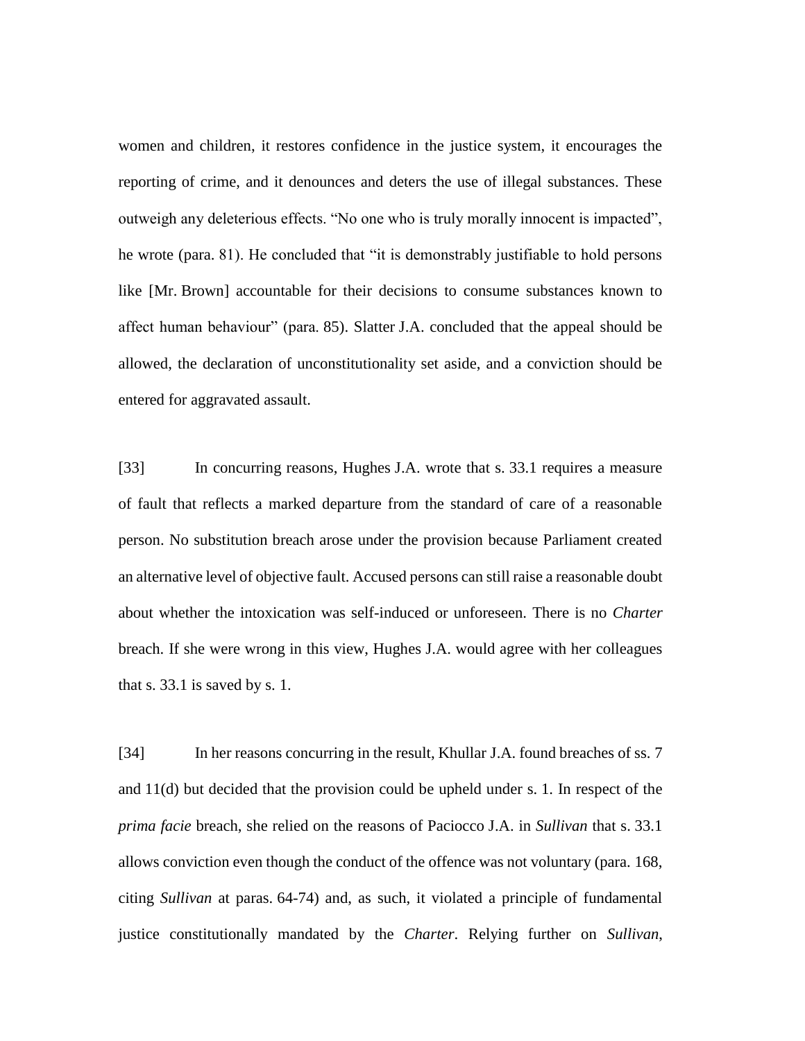women and children, it restores confidence in the justice system, it encourages the reporting of crime, and it denounces and deters the use of illegal substances. These outweigh any deleterious effects. "No one who is truly morally innocent is impacted", he wrote (para. 81). He concluded that "it is demonstrably justifiable to hold persons like [Mr. Brown] accountable for their decisions to consume substances known to affect human behaviour" (para. 85). Slatter J.A. concluded that the appeal should be allowed, the declaration of unconstitutionality set aside, and a conviction should be entered for aggravated assault.

[33] In concurring reasons, Hughes J.A. wrote that s. 33.1 requires a measure of fault that reflects a marked departure from the standard of care of a reasonable person. No substitution breach arose under the provision because Parliament created an alternative level of objective fault. Accused persons can still raise a reasonable doubt about whether the intoxication was self-induced or unforeseen. There is no *Charter* breach. If she were wrong in this view, Hughes J.A. would agree with her colleagues that s. 33.1 is saved by s. 1.

[34] In her reasons concurring in the result, Khullar J.A. found breaches of ss. 7 and 11(d) but decided that the provision could be upheld under s. 1. In respect of the *prima facie* breach, she relied on the reasons of Paciocco J.A. in *Sullivan* that s. 33.1 allows conviction even though the conduct of the offence was not voluntary (para. 168, citing *Sullivan* at paras. 64-74) and, as such, it violated a principle of fundamental justice constitutionally mandated by the *Charter*. Relying further on *Sullivan*,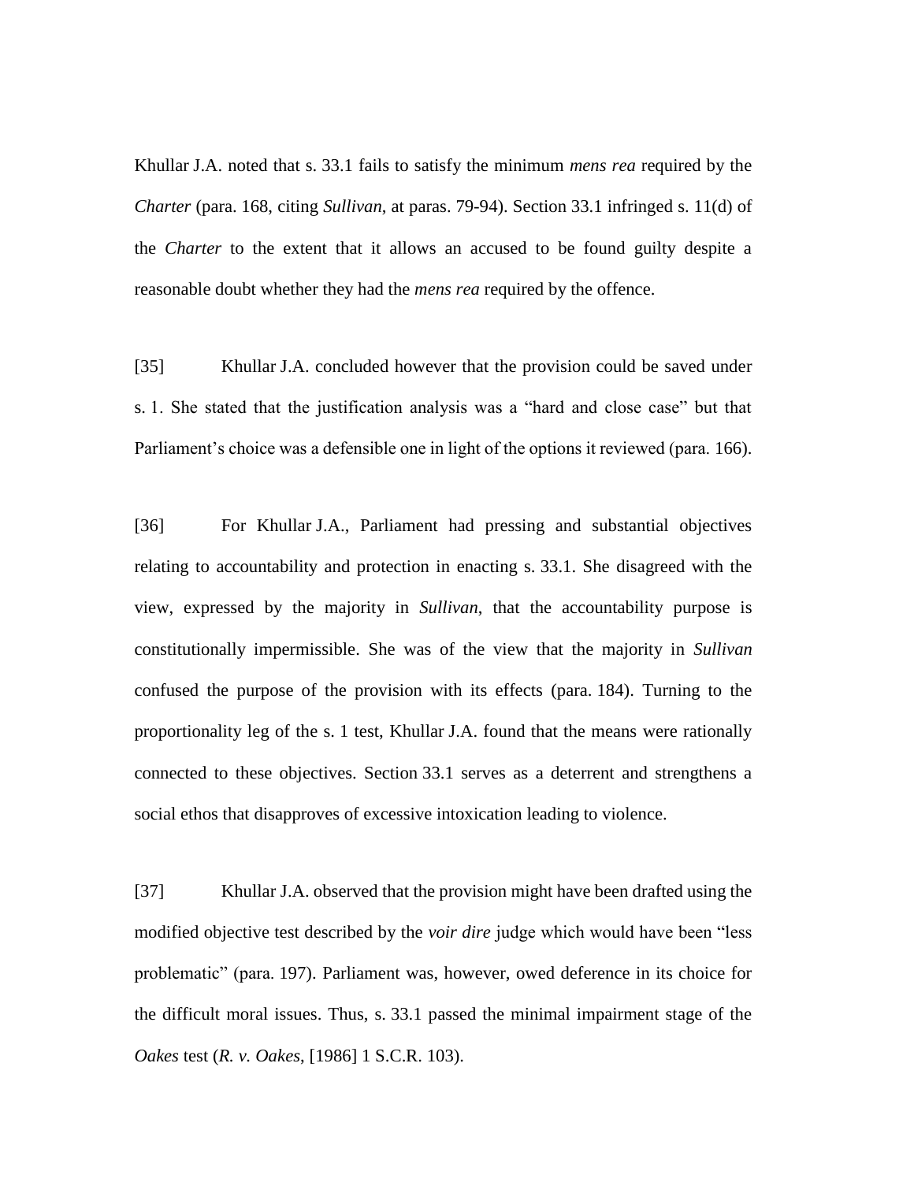Khullar J.A. noted that s. 33.1 fails to satisfy the minimum *mens rea* required by the *Charter* (para. 168, citing *Sullivan*, at paras. 79-94). Section 33.1 infringed s. 11(d) of the *Charter* to the extent that it allows an accused to be found guilty despite a reasonable doubt whether they had the *mens rea* required by the offence.

[35] Khullar J.A. concluded however that the provision could be saved under s. 1. She stated that the justification analysis was a "hard and close case" but that Parliament's choice was a defensible one in light of the options it reviewed (para. 166).

[36] For Khullar J.A., Parliament had pressing and substantial objectives relating to accountability and protection in enacting s. 33.1. She disagreed with the view, expressed by the majority in *Sullivan*, that the accountability purpose is constitutionally impermissible. She was of the view that the majority in *Sullivan* confused the purpose of the provision with its effects (para. 184). Turning to the proportionality leg of the s. 1 test, Khullar J.A. found that the means were rationally connected to these objectives. Section 33.1 serves as a deterrent and strengthens a social ethos that disapproves of excessive intoxication leading to violence.

[37] Khullar J.A. observed that the provision might have been drafted using the modified objective test described by the *voir dire* judge which would have been "less problematic" (para. 197). Parliament was, however, owed deference in its choice for the difficult moral issues. Thus, s. 33.1 passed the minimal impairment stage of the *Oakes* test (*R. v. Oakes*, [1986] 1 S.C.R. 103).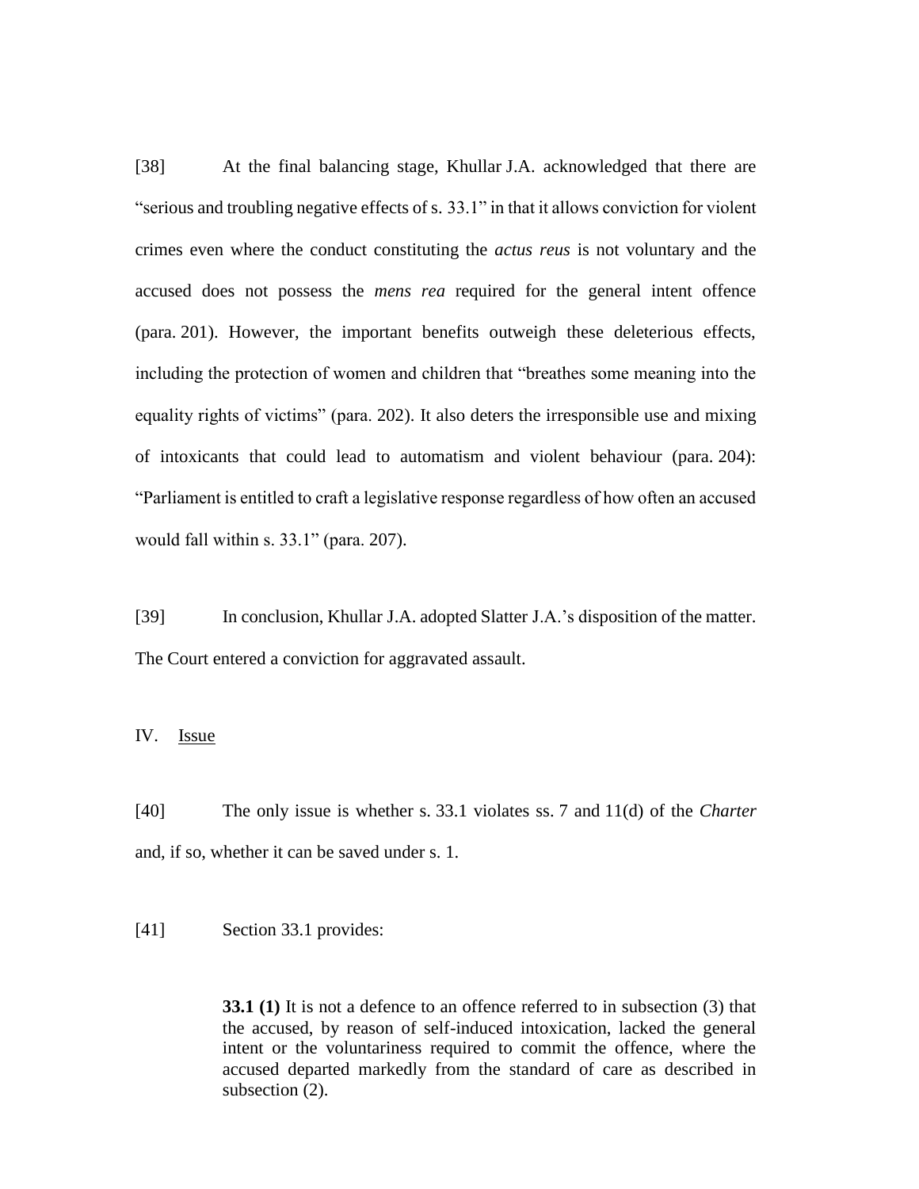[38] At the final balancing stage, Khullar J.A. acknowledged that there are "serious and troubling negative effects of s. 33.1" in that it allows conviction for violent crimes even where the conduct constituting the *actus reus* is not voluntary and the accused does not possess the *mens rea* required for the general intent offence (para. 201). However, the important benefits outweigh these deleterious effects, including the protection of women and children that "breathes some meaning into the equality rights of victims" (para. 202). It also deters the irresponsible use and mixing of intoxicants that could lead to automatism and violent behaviour (para. 204): "Parliament is entitled to craft a legislative response regardless of how often an accused would fall within s. 33.1" (para. 207).

[39] In conclusion, Khullar J.A. adopted Slatter J.A.'s disposition of the matter. The Court entered a conviction for aggravated assault.

## IV. Issue

[40] The only issue is whether s. 33.1 violates ss. 7 and 11(d) of the *Charter* and, if so, whether it can be saved under s. 1.

[41] Section 33.1 provides:

> **33.1 (1)** It is not a defence to an offence referred to in subsection (3) that the accused, by reason of self-induced intoxication, lacked the general intent or the voluntariness required to commit the offence, where the accused departed markedly from the standard of care as described in subsection (2).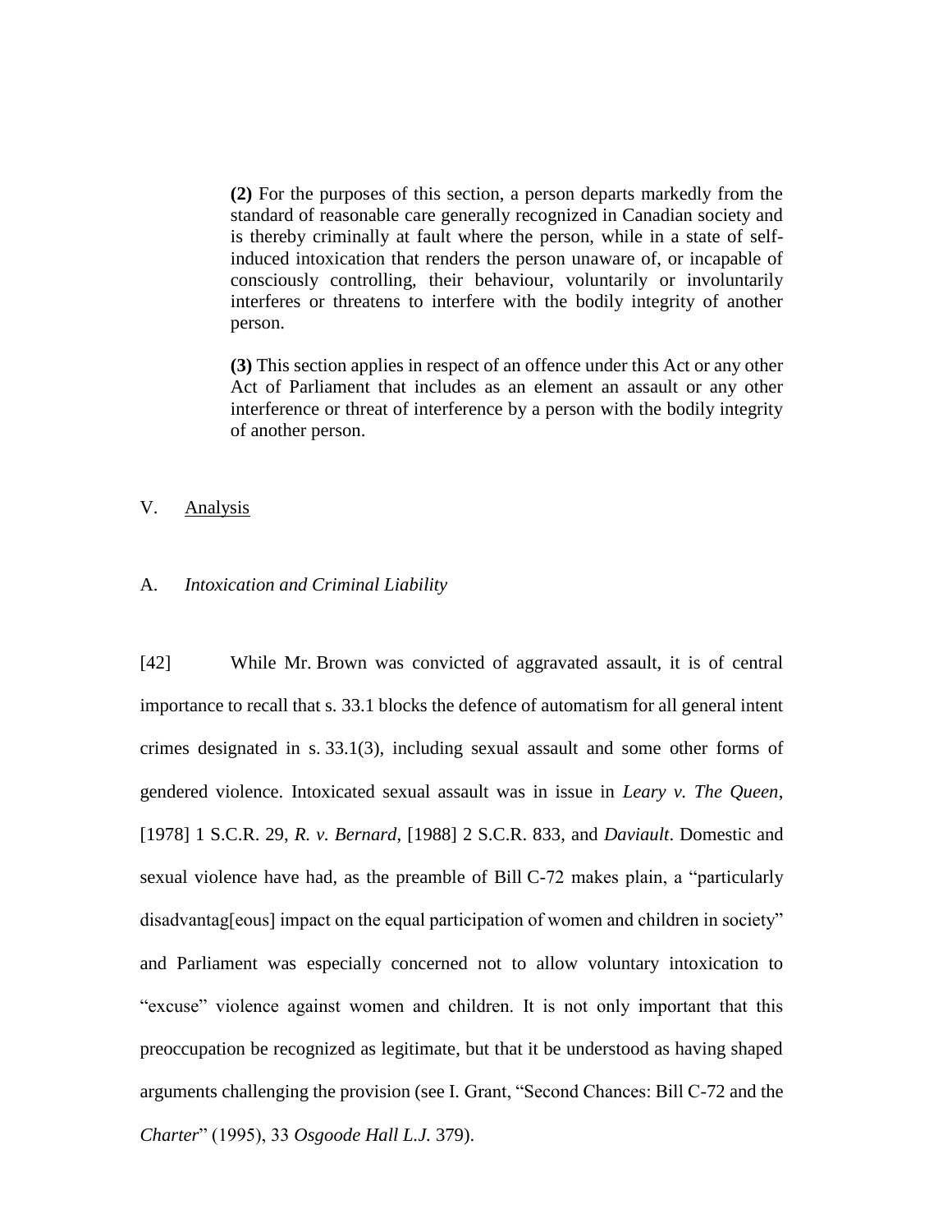> **(2)** For the purposes of this section, a person departs markedly from the standard of reasonable care generally recognized in Canadian society and is thereby criminally at fault where the person, while in a state of self-induced intoxication that renders the person unaware of, or incapable of consciously controlling, their behaviour, voluntarily or involuntarily interferes or threatens to interfere with the bodily integrity of another person.
>
> **(3)** This section applies in respect of an offence under this Act or any other Act of Parliament that includes as an element an assault or any other interference or threat of interference by a person with the bodily integrity of another person.

## V. Analysis

### A. *Intoxication and Criminal Liability*

[42] While Mr. Brown was convicted of aggravated assault, it is of central importance to recall that s. 33.1 blocks the defence of automatism for all general intent crimes designated in s. 33.1(3), including sexual assault and some other forms of gendered violence. Intoxicated sexual assault was in issue in *Leary v. The Queen*, [1978] 1 S.C.R. 29, *R. v. Bernard*, [1988] 2 S.C.R. 833, and *Daviault*. Domestic and sexual violence have had, as the preamble of Bill C-72 makes plain, a "particularly disadvantag[eous] impact on the equal participation of women and children in society" and Parliament was especially concerned not to allow voluntary intoxication to "excuse" violence against women and children. It is not only important that this preoccupation be recognized as legitimate, but that it be understood as having shaped arguments challenging the provision (see I. Grant, "Second Chances: Bill C-72 and the *Charter*" (1995), 33 *Osgoode Hall L.J.* 379).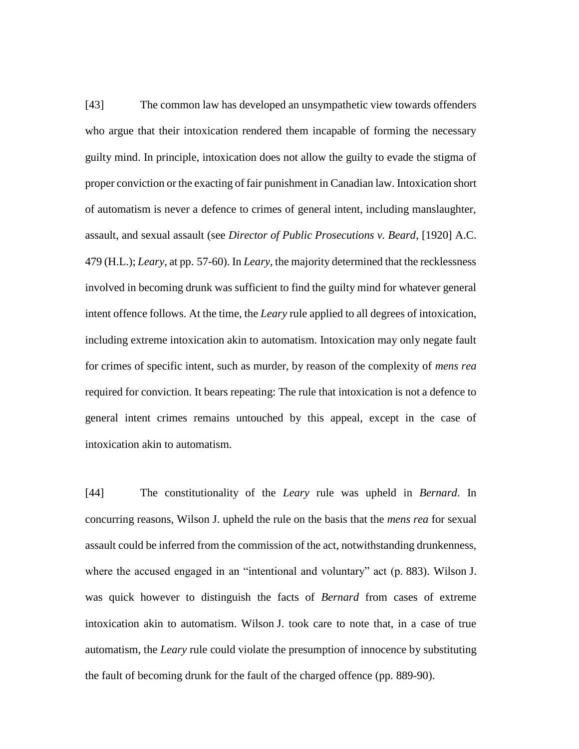[43] The common law has developed an unsympathetic view towards offenders who argue that their intoxication rendered them incapable of forming the necessary guilty mind. In principle, intoxication does not allow the guilty to evade the stigma of proper conviction or the exacting of fair punishment in Canadian law. Intoxication short of automatism is never a defence to crimes of general intent, including manslaughter, assault, and sexual assault (see *Director of Public Prosecutions v. Beard*, [1920] A.C. 479 (H.L.); *Leary*, at pp. 57-60). In *Leary*, the majority determined that the recklessness involved in becoming drunk was sufficient to find the guilty mind for whatever general intent offence follows. At the time, the *Leary* rule applied to all degrees of intoxication, including extreme intoxication akin to automatism. Intoxication may only negate fault for crimes of specific intent, such as murder, by reason of the complexity of *mens rea* required for conviction. It bears repeating: The rule that intoxication is not a defence to general intent crimes remains untouched by this appeal, except in the case of intoxication akin to automatism.

[44] The constitutionality of the *Leary* rule was upheld in *Bernard*. In concurring reasons, Wilson J. upheld the rule on the basis that the *mens rea* for sexual assault could be inferred from the commission of the act, notwithstanding drunkenness, where the accused engaged in an "intentional and voluntary" act (p. 883). Wilson J. was quick however to distinguish the facts of *Bernard* from cases of extreme intoxication akin to automatism. Wilson J. took care to note that, in a case of true automatism, the *Leary* rule could violate the presumption of innocence by substituting the fault of becoming drunk for the fault of the charged offence (pp. 889-90).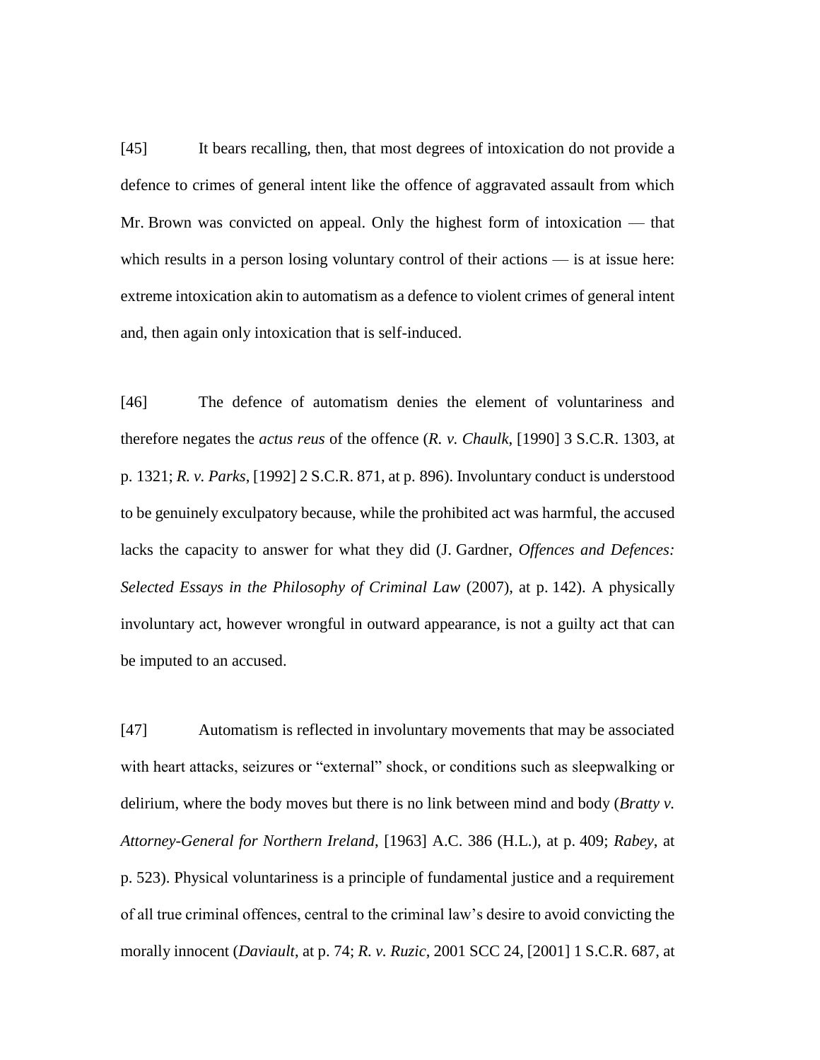[45] It bears recalling, then, that most degrees of intoxication do not provide a defence to crimes of general intent like the offence of aggravated assault from which Mr. Brown was convicted on appeal. Only the highest form of intoxication — that which results in a person losing voluntary control of their actions — is at issue here: extreme intoxication akin to automatism as a defence to violent crimes of general intent and, then again only intoxication that is self-induced.

[46] The defence of automatism denies the element of voluntariness and therefore negates the *actus reus* of the offence (*R. v. Chaulk*, [1990] 3 S.C.R. 1303, at p. 1321; *R. v. Parks*, [1992] 2 S.C.R. 871, at p. 896). Involuntary conduct is understood to be genuinely exculpatory because, while the prohibited act was harmful, the accused lacks the capacity to answer for what they did (J. Gardner, *Offences and Defences: Selected Essays in the Philosophy of Criminal Law* (2007), at p. 142). A physically involuntary act, however wrongful in outward appearance, is not a guilty act that can be imputed to an accused.

[47] Automatism is reflected in involuntary movements that may be associated with heart attacks, seizures or "external" shock, or conditions such as sleepwalking or delirium, where the body moves but there is no link between mind and body (*Bratty v. Attorney-General for Northern Ireland*, [1963] A.C. 386 (H.L.), at p. 409; *Rabey*, at p. 523). Physical voluntariness is a principle of fundamental justice and a requirement of all true criminal offences, central to the criminal law's desire to avoid convicting the morally innocent (*Daviault*, at p. 74; *R. v. Ruzic*, 2001 SCC 24, [2001] 1 S.C.R. 687, at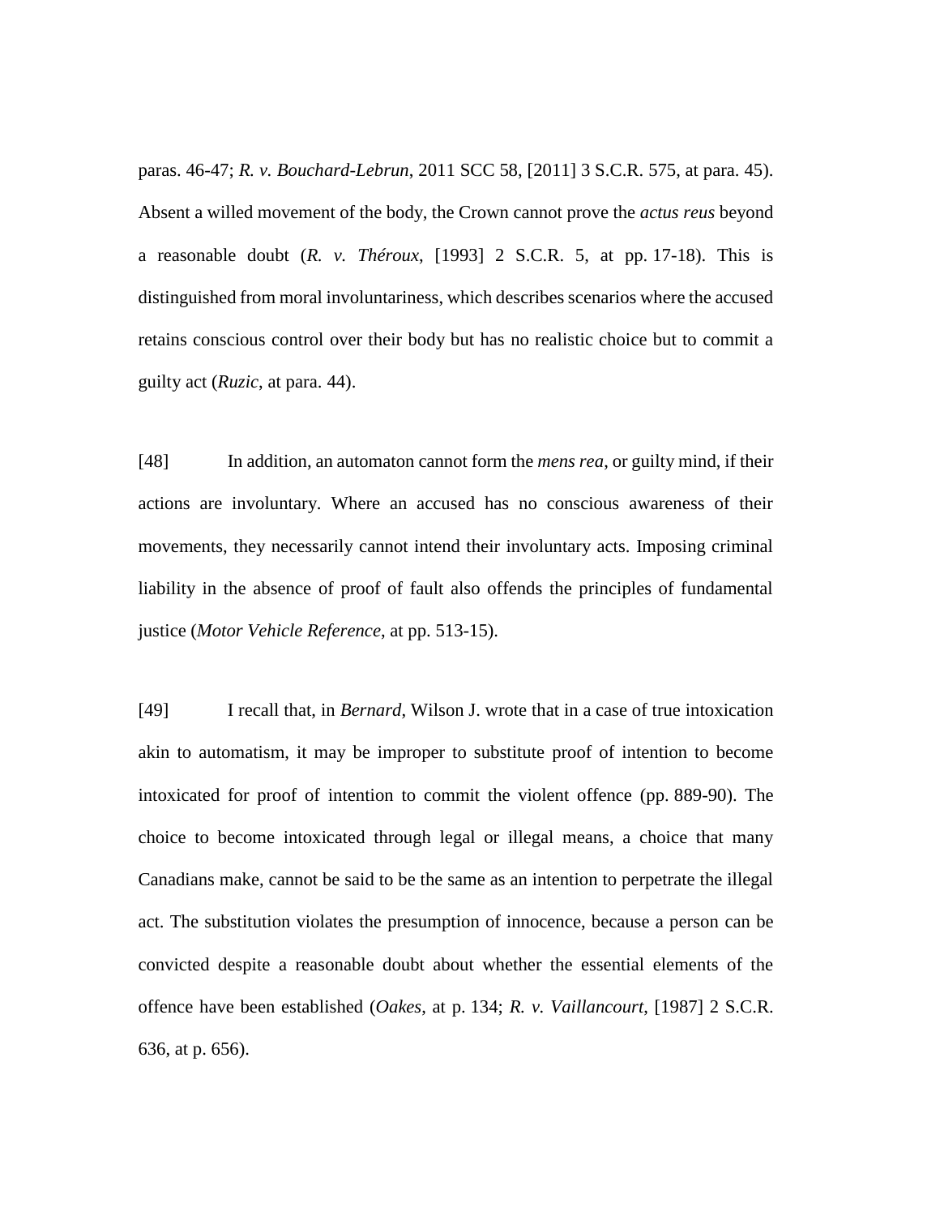paras. 46-47; *R. v. Bouchard-Lebrun*, 2011 SCC 58, [2011] 3 S.C.R. 575, at para. 45). Absent a willed movement of the body, the Crown cannot prove the *actus reus* beyond a reasonable doubt (*R. v. Théroux*, [1993] 2 S.C.R. 5, at pp. 17-18). This is distinguished from moral involuntariness, which describes scenarios where the accused retains conscious control over their body but has no realistic choice but to commit a guilty act (*Ruzic*, at para. 44).

[48] In addition, an automaton cannot form the *mens rea*, or guilty mind, if their actions are involuntary. Where an accused has no conscious awareness of their movements, they necessarily cannot intend their involuntary acts. Imposing criminal liability in the absence of proof of fault also offends the principles of fundamental justice (*Motor Vehicle Reference*, at pp. 513-15).

[49] I recall that, in *Bernard*, Wilson J. wrote that in a case of true intoxication akin to automatism, it may be improper to substitute proof of intention to become intoxicated for proof of intention to commit the violent offence (pp. 889-90). The choice to become intoxicated through legal or illegal means, a choice that many Canadians make, cannot be said to be the same as an intention to perpetrate the illegal act. The substitution violates the presumption of innocence, because a person can be convicted despite a reasonable doubt about whether the essential elements of the offence have been established (*Oakes*, at p. 134; *R. v. Vaillancourt*, [1987] 2 S.C.R. 636, at p. 656).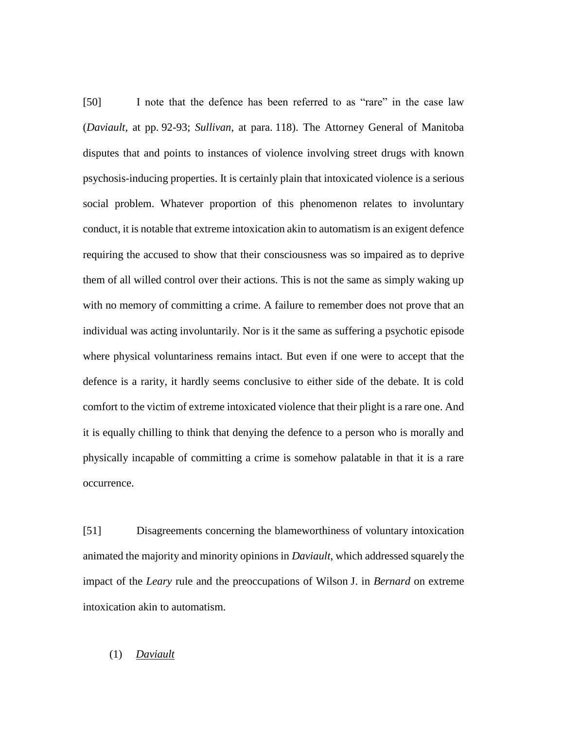[50] I note that the defence has been referred to as "rare" in the case law (*Daviault*, at pp. 92-93; *Sullivan*, at para. 118). The Attorney General of Manitoba disputes that and points to instances of violence involving street drugs with known psychosis-inducing properties. It is certainly plain that intoxicated violence is a serious social problem. Whatever proportion of this phenomenon relates to involuntary conduct, it is notable that extreme intoxication akin to automatism is an exigent defence requiring the accused to show that their consciousness was so impaired as to deprive them of all willed control over their actions. This is not the same as simply waking up with no memory of committing a crime. A failure to remember does not prove that an individual was acting involuntarily. Nor is it the same as suffering a psychotic episode where physical voluntariness remains intact. But even if one were to accept that the defence is a rarity, it hardly seems conclusive to either side of the debate. It is cold comfort to the victim of extreme intoxicated violence that their plight is a rare one. And it is equally chilling to think that denying the defence to a person who is morally and physically incapable of committing a crime is somehow palatable in that it is a rare occurrence.

[51] Disagreements concerning the blameworthiness of voluntary intoxication animated the majority and minority opinions in *Daviault*, which addressed squarely the impact of the *Leary* rule and the preoccupations of Wilson J. in *Bernard* on extreme intoxication akin to automatism.

(1) *Daviault*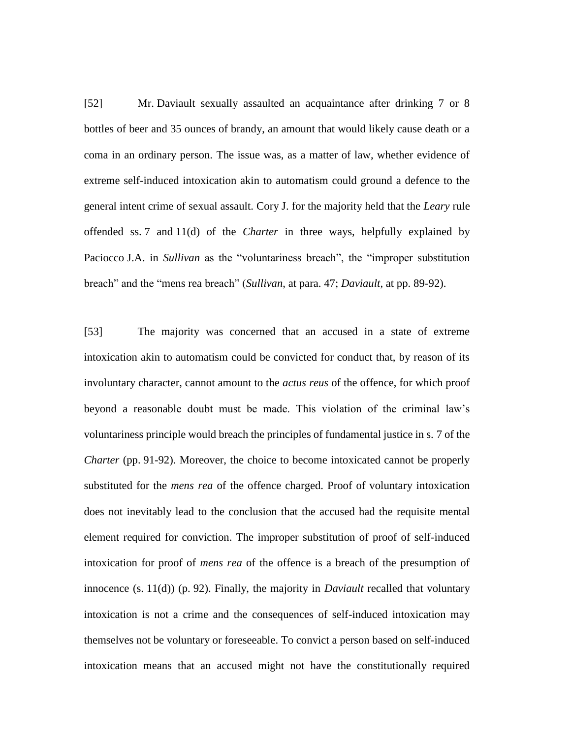[52] Mr. Daviault sexually assaulted an acquaintance after drinking 7 or 8 bottles of beer and 35 ounces of brandy, an amount that would likely cause death or a coma in an ordinary person. The issue was, as a matter of law, whether evidence of extreme self-induced intoxication akin to automatism could ground a defence to the general intent crime of sexual assault. Cory J. for the majority held that the *Leary* rule offended ss. 7 and 11(d) of the *Charter* in three ways, helpfully explained by Paciocco J.A. in *Sullivan* as the "voluntariness breach", the "improper substitution breach" and the "mens rea breach" (*Sullivan*, at para. 47; *Daviault*, at pp. 89-92).

[53] The majority was concerned that an accused in a state of extreme intoxication akin to automatism could be convicted for conduct that, by reason of its involuntary character, cannot amount to the *actus reus* of the offence, for which proof beyond a reasonable doubt must be made. This violation of the criminal law's voluntariness principle would breach the principles of fundamental justice in s. 7 of the *Charter* (pp. 91-92). Moreover, the choice to become intoxicated cannot be properly substituted for the *mens rea* of the offence charged. Proof of voluntary intoxication does not inevitably lead to the conclusion that the accused had the requisite mental element required for conviction. The improper substitution of proof of self-induced intoxication for proof of *mens rea* of the offence is a breach of the presumption of innocence (s. 11(d)) (p. 92). Finally, the majority in *Daviault* recalled that voluntary intoxication is not a crime and the consequences of self-induced intoxication may themselves not be voluntary or foreseeable. To convict a person based on self-induced intoxication means that an accused might not have the constitutionally required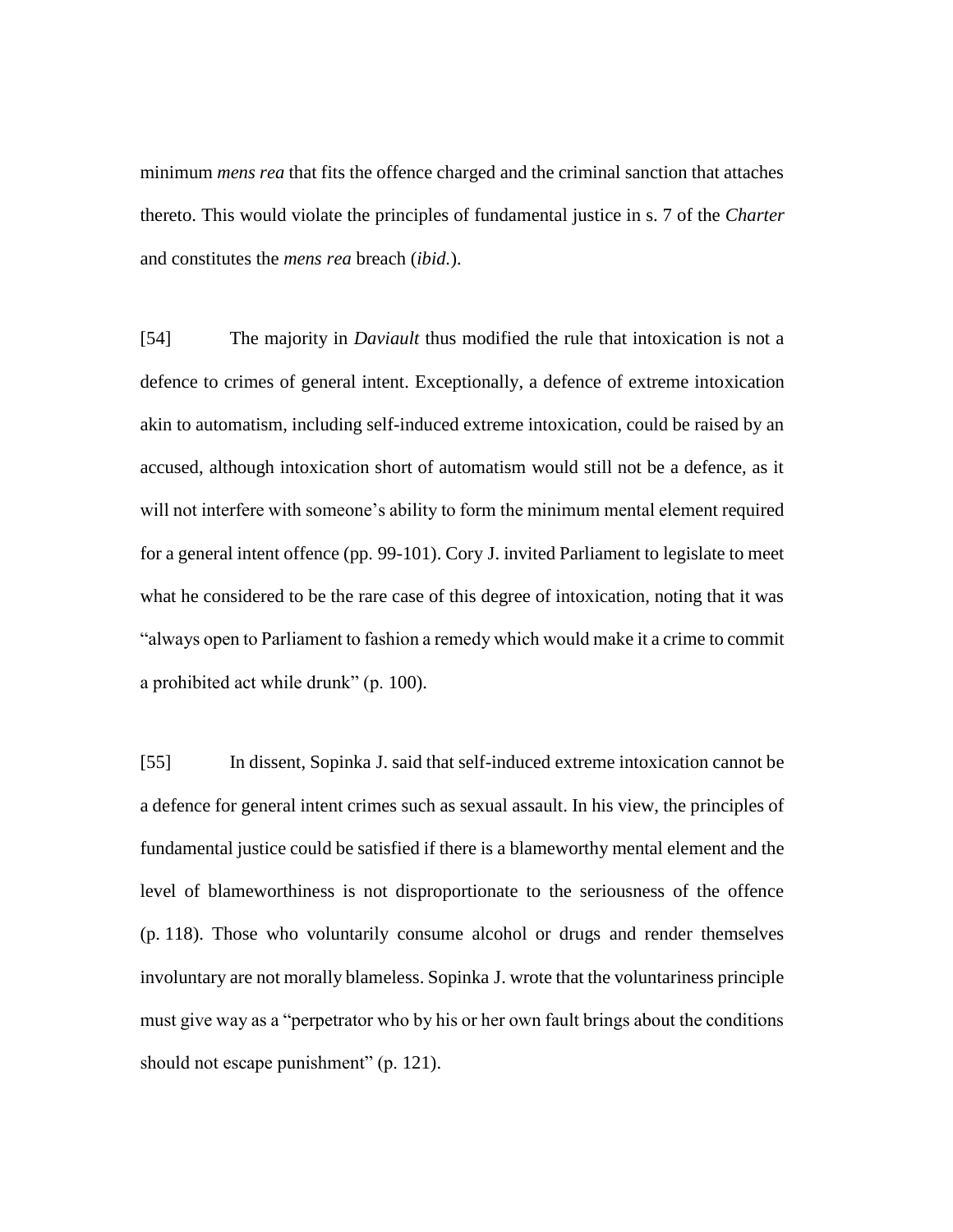minimum *mens rea* that fits the offence charged and the criminal sanction that attaches thereto. This would violate the principles of fundamental justice in s. 7 of the *Charter* and constitutes the *mens rea* breach (*ibid.*).

[54] The majority in *Daviault* thus modified the rule that intoxication is not a defence to crimes of general intent. Exceptionally, a defence of extreme intoxication akin to automatism, including self-induced extreme intoxication, could be raised by an accused, although intoxication short of automatism would still not be a defence, as it will not interfere with someone's ability to form the minimum mental element required for a general intent offence (pp. 99-101). Cory J. invited Parliament to legislate to meet what he considered to be the rare case of this degree of intoxication, noting that it was "always open to Parliament to fashion a remedy which would make it a crime to commit a prohibited act while drunk" (p. 100).

[55] In dissent, Sopinka J. said that self-induced extreme intoxication cannot be a defence for general intent crimes such as sexual assault. In his view, the principles of fundamental justice could be satisfied if there is a blameworthy mental element and the level of blameworthiness is not disproportionate to the seriousness of the offence (p. 118). Those who voluntarily consume alcohol or drugs and render themselves involuntary are not morally blameless. Sopinka J. wrote that the voluntariness principle must give way as a "perpetrator who by his or her own fault brings about the conditions should not escape punishment" (p. 121).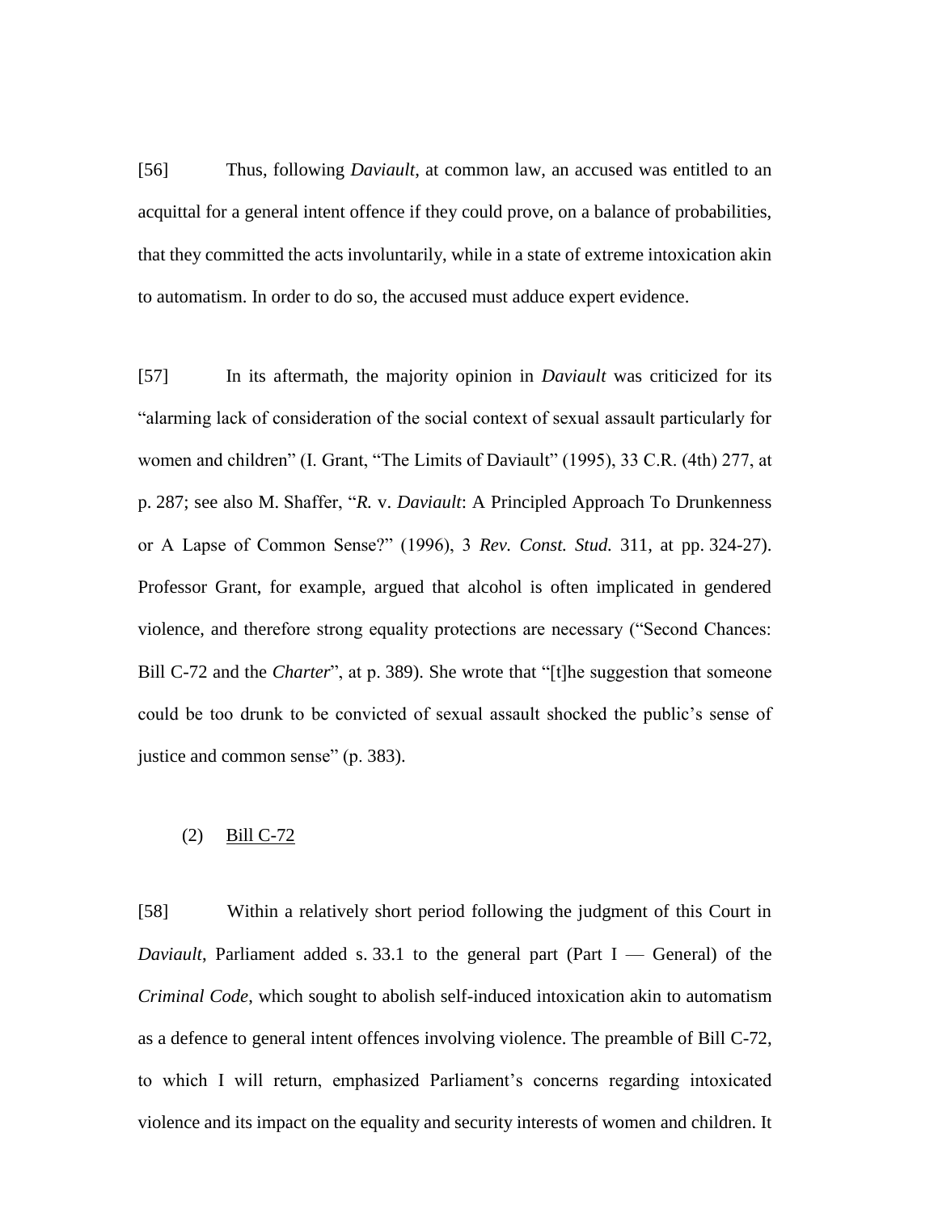[56] Thus, following *Daviault*, at common law, an accused was entitled to an acquittal for a general intent offence if they could prove, on a balance of probabilities, that they committed the acts involuntarily, while in a state of extreme intoxication akin to automatism. In order to do so, the accused must adduce expert evidence.

[57] In its aftermath, the majority opinion in *Daviault* was criticized for its "alarming lack of consideration of the social context of sexual assault particularly for women and children" (I. Grant, "The Limits of Daviault" (1995), 33 C.R. (4th) 277, at p. 287; see also M. Shaffer, "*R.* v. *Daviault*: A Principled Approach To Drunkenness or A Lapse of Common Sense?" (1996), 3 *Rev. Const. Stud.* 311, at pp. 324-27). Professor Grant, for example, argued that alcohol is often implicated in gendered violence, and therefore strong equality protections are necessary ("Second Chances: Bill C-72 and the *Charter*", at p. 389). She wrote that "[t]he suggestion that someone could be too drunk to be convicted of sexual assault shocked the public's sense of justice and common sense" (p. 383).

(2) Bill C-72

[58] Within a relatively short period following the judgment of this Court in *Daviault*, Parliament added s. 33.1 to the general part (Part I — General) of the *Criminal Code*, which sought to abolish self-induced intoxication akin to automatism as a defence to general intent offences involving violence. The preamble of Bill C-72, to which I will return, emphasized Parliament's concerns regarding intoxicated violence and its impact on the equality and security interests of women and children. It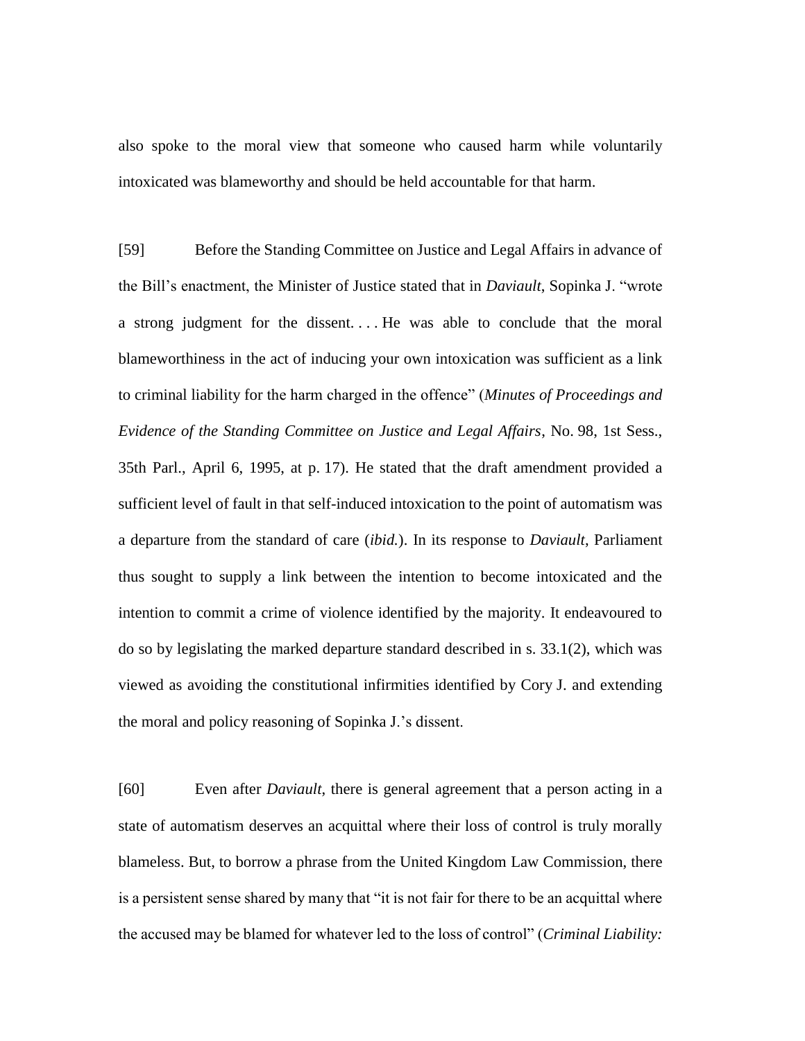also spoke to the moral view that someone who caused harm while voluntarily intoxicated was blameworthy and should be held accountable for that harm.

[59] Before the Standing Committee on Justice and Legal Affairs in advance of the Bill's enactment, the Minister of Justice stated that in *Daviault*, Sopinka J. "wrote a strong judgment for the dissent. . . . He was able to conclude that the moral blameworthiness in the act of inducing your own intoxication was sufficient as a link to criminal liability for the harm charged in the offence" (*Minutes of Proceedings and Evidence of the Standing Committee on Justice and Legal Affairs*, No. 98, 1st Sess., 35th Parl., April 6, 1995, at p. 17). He stated that the draft amendment provided a sufficient level of fault in that self-induced intoxication to the point of automatism was a departure from the standard of care (*ibid.*). In its response to *Daviault*, Parliament thus sought to supply a link between the intention to become intoxicated and the intention to commit a crime of violence identified by the majority. It endeavoured to do so by legislating the marked departure standard described in s. 33.1(2), which was viewed as avoiding the constitutional infirmities identified by Cory J. and extending the moral and policy reasoning of Sopinka J.'s dissent.

[60] Even after *Daviault*, there is general agreement that a person acting in a state of automatism deserves an acquittal where their loss of control is truly morally blameless. But, to borrow a phrase from the United Kingdom Law Commission, there is a persistent sense shared by many that "it is not fair for there to be an acquittal where the accused may be blamed for whatever led to the loss of control" (*Criminal Liability:*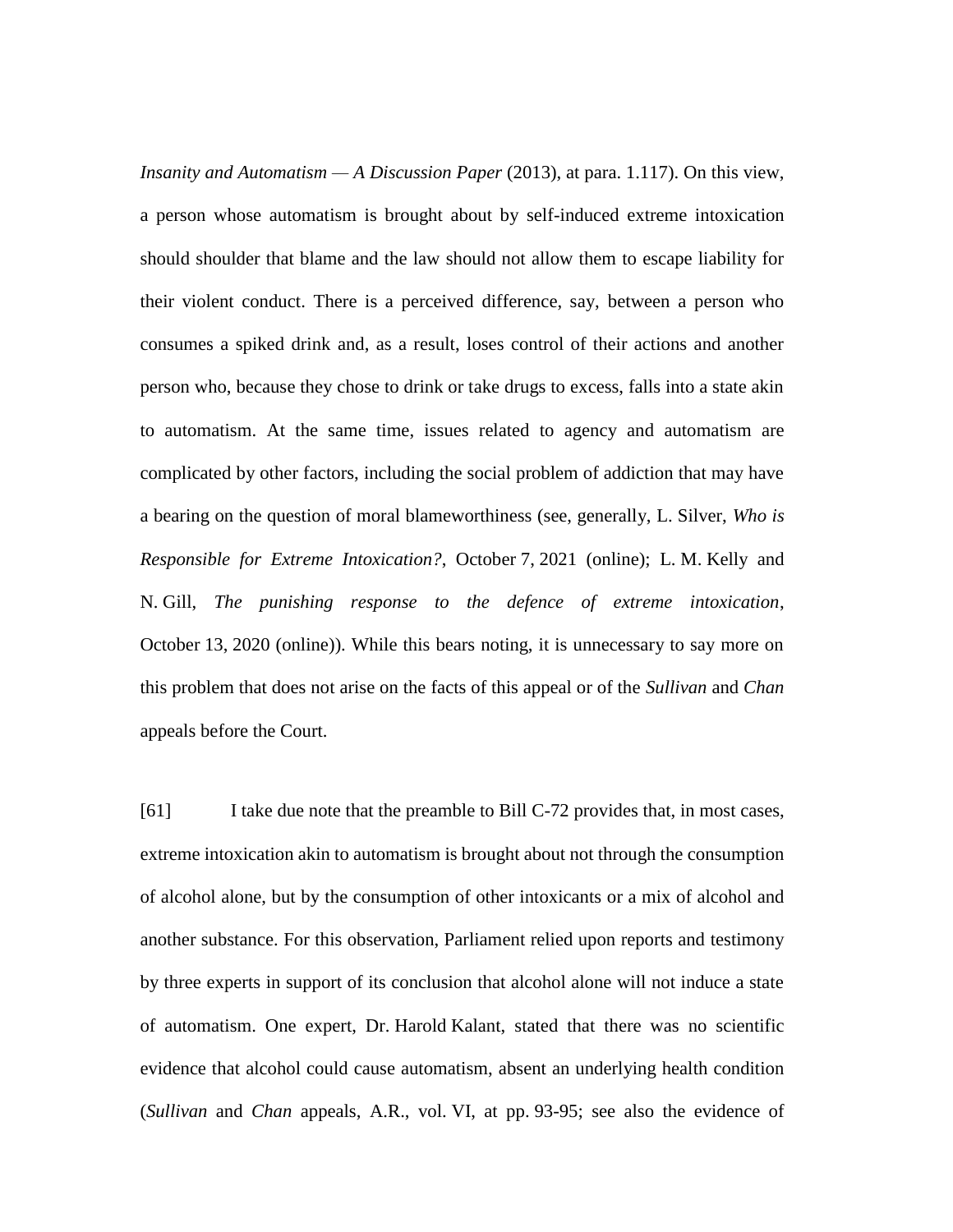*Insanity and Automatism — A Discussion Paper* (2013), at para. 1.117). On this view, a person whose automatism is brought about by self-induced extreme intoxication should shoulder that blame and the law should not allow them to escape liability for their violent conduct. There is a perceived difference, say, between a person who consumes a spiked drink and, as a result, loses control of their actions and another person who, because they chose to drink or take drugs to excess, falls into a state akin to automatism. At the same time, issues related to agency and automatism are complicated by other factors, including the social problem of addiction that may have a bearing on the question of moral blameworthiness (see, generally, L. Silver, *Who is Responsible for Extreme Intoxication?*, October 7, 2021 (online); L. M. Kelly and N. Gill, *The punishing response to the defence of extreme intoxication*, October 13, 2020 (online)). While this bears noting, it is unnecessary to say more on this problem that does not arise on the facts of this appeal or of the *Sullivan* and *Chan* appeals before the Court.

[61] I take due note that the preamble to Bill C-72 provides that, in most cases, extreme intoxication akin to automatism is brought about not through the consumption of alcohol alone, but by the consumption of other intoxicants or a mix of alcohol and another substance. For this observation, Parliament relied upon reports and testimony by three experts in support of its conclusion that alcohol alone will not induce a state of automatism. One expert, Dr. Harold Kalant, stated that there was no scientific evidence that alcohol could cause automatism, absent an underlying health condition (*Sullivan* and *Chan* appeals, A.R., vol. VI, at pp. 93-95; see also the evidence of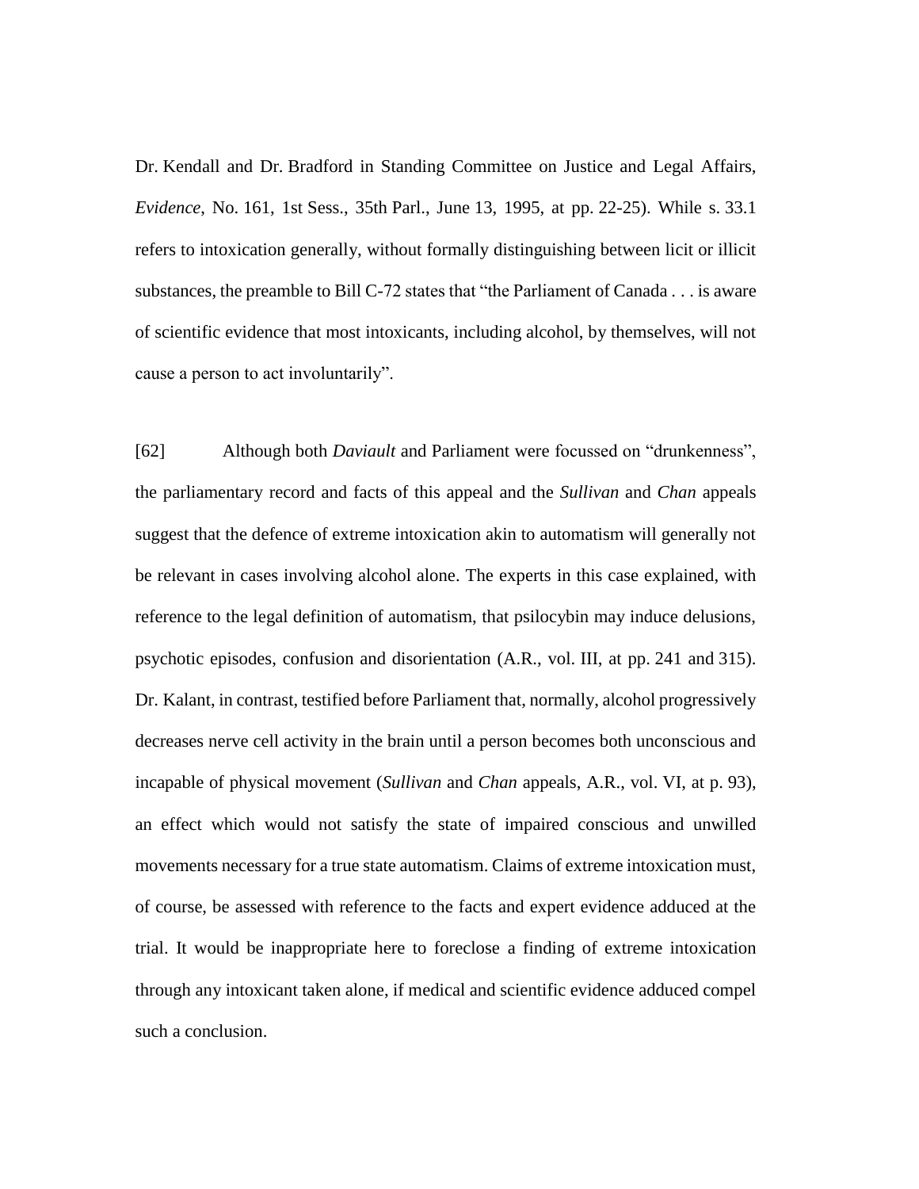Dr. Kendall and Dr. Bradford in Standing Committee on Justice and Legal Affairs, *Evidence*, No. 161, 1st Sess., 35th Parl., June 13, 1995, at pp. 22-25). While s. 33.1 refers to intoxication generally, without formally distinguishing between licit or illicit substances, the preamble to Bill C-72 states that "the Parliament of Canada . . . is aware of scientific evidence that most intoxicants, including alcohol, by themselves, will not cause a person to act involuntarily".

[62] Although both *Daviault* and Parliament were focussed on "drunkenness", the parliamentary record and facts of this appeal and the *Sullivan* and *Chan* appeals suggest that the defence of extreme intoxication akin to automatism will generally not be relevant in cases involving alcohol alone. The experts in this case explained, with reference to the legal definition of automatism, that psilocybin may induce delusions, psychotic episodes, confusion and disorientation (A.R., vol. III, at pp. 241 and 315). Dr. Kalant, in contrast, testified before Parliament that, normally, alcohol progressively decreases nerve cell activity in the brain until a person becomes both unconscious and incapable of physical movement (*Sullivan* and *Chan* appeals, A.R., vol. VI, at p. 93), an effect which would not satisfy the state of impaired conscious and unwilled movements necessary for a true state automatism. Claims of extreme intoxication must, of course, be assessed with reference to the facts and expert evidence adduced at the trial. It would be inappropriate here to foreclose a finding of extreme intoxication through any intoxicant taken alone, if medical and scientific evidence adduced compel such a conclusion.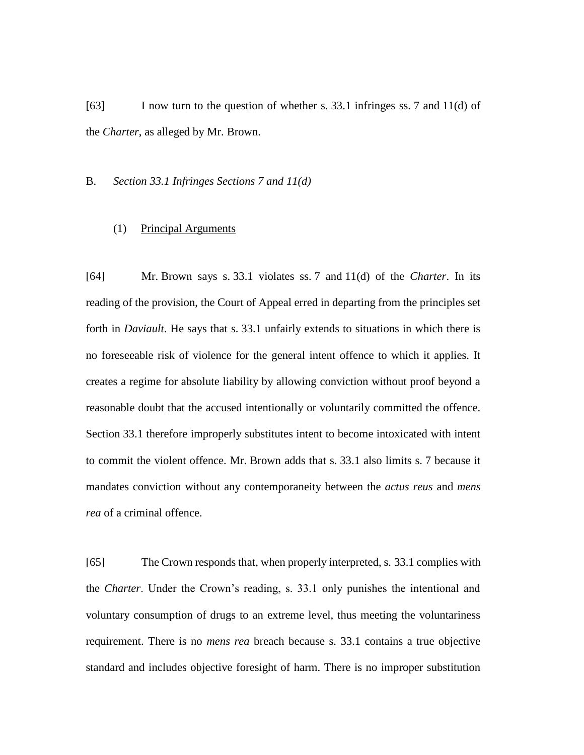[63] I now turn to the question of whether s. 33.1 infringes ss. 7 and 11(d) of the *Charter*, as alleged by Mr. Brown.

### B. *Section 33.1 Infringes Sections 7 and 11(d)*

#### (1) Principal Arguments

[64] Mr. Brown says s. 33.1 violates ss. 7 and 11(d) of the *Charter*. In its reading of the provision, the Court of Appeal erred in departing from the principles set forth in *Daviault*. He says that s. 33.1 unfairly extends to situations in which there is no foreseeable risk of violence for the general intent offence to which it applies. It creates a regime for absolute liability by allowing conviction without proof beyond a reasonable doubt that the accused intentionally or voluntarily committed the offence. Section 33.1 therefore improperly substitutes intent to become intoxicated with intent to commit the violent offence. Mr. Brown adds that s. 33.1 also limits s. 7 because it mandates conviction without any contemporaneity between the *actus reus* and *mens rea* of a criminal offence.

[65] The Crown responds that, when properly interpreted, s. 33.1 complies with the *Charter*. Under the Crown's reading, s. 33.1 only punishes the intentional and voluntary consumption of drugs to an extreme level, thus meeting the voluntariness requirement. There is no *mens rea* breach because s. 33.1 contains a true objective standard and includes objective foresight of harm. There is no improper substitution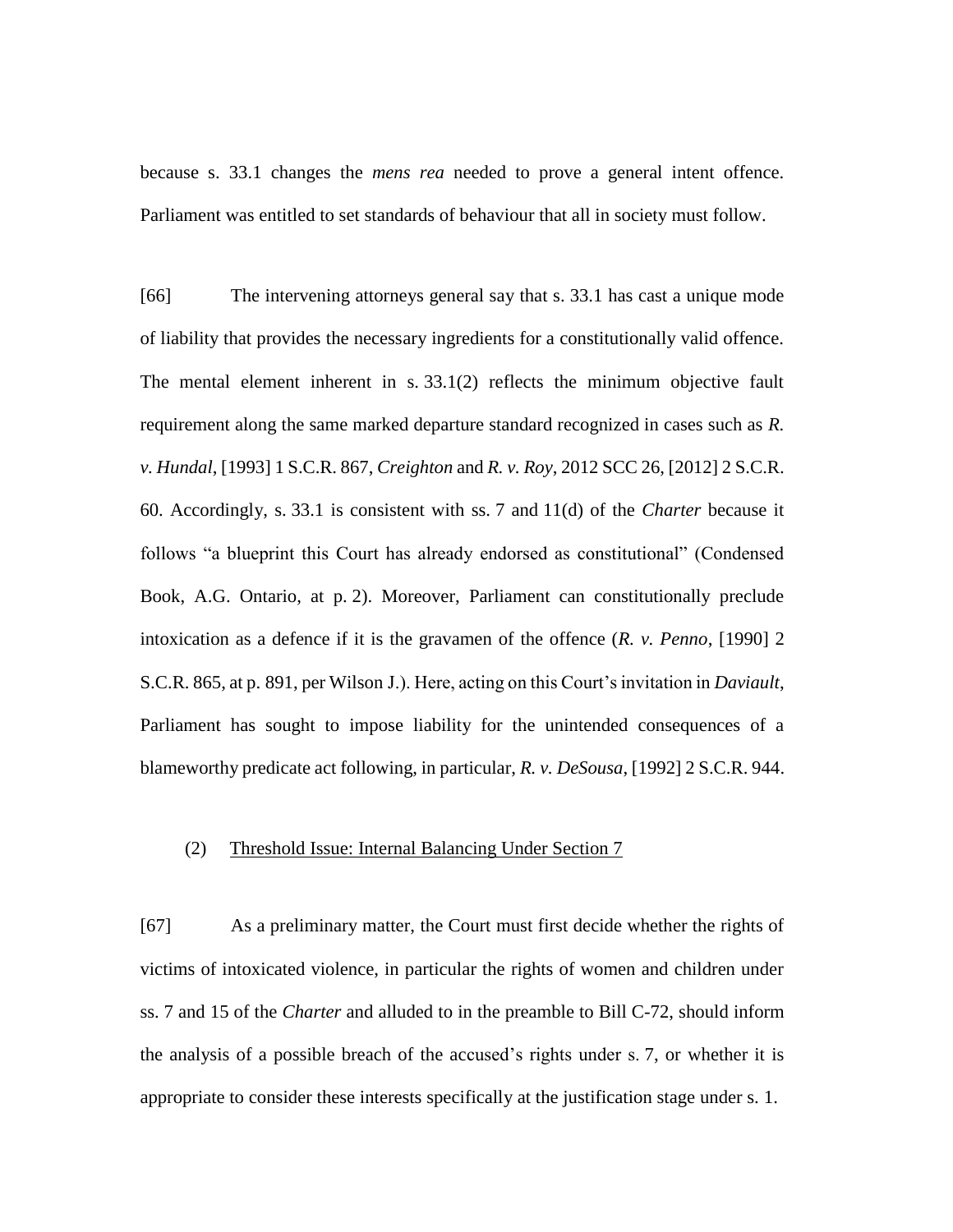because s. 33.1 changes the *mens rea* needed to prove a general intent offence. Parliament was entitled to set standards of behaviour that all in society must follow.

[66] The intervening attorneys general say that s. 33.1 has cast a unique mode of liability that provides the necessary ingredients for a constitutionally valid offence. The mental element inherent in s. 33.1(2) reflects the minimum objective fault requirement along the same marked departure standard recognized in cases such as *R. v. Hundal*, [1993] 1 S.C.R. 867, *Creighton* and *R. v. Roy*, 2012 SCC 26, [2012] 2 S.C.R. 60. Accordingly, s. 33.1 is consistent with ss. 7 and 11(d) of the *Charter* because it follows "a blueprint this Court has already endorsed as constitutional" (Condensed Book, A.G. Ontario, at p. 2). Moreover, Parliament can constitutionally preclude intoxication as a defence if it is the gravamen of the offence (*R. v. Penno*, [1990] 2 S.C.R. 865, at p. 891, per Wilson J.). Here, acting on this Court's invitation in *Daviault*, Parliament has sought to impose liability for the unintended consequences of a blameworthy predicate act following, in particular, *R. v. DeSousa*, [1992] 2 S.C.R. 944.

### (2) Threshold Issue: Internal Balancing Under Section 7

[67] As a preliminary matter, the Court must first decide whether the rights of victims of intoxicated violence, in particular the rights of women and children under ss. 7 and 15 of the *Charter* and alluded to in the preamble to Bill C-72, should inform the analysis of a possible breach of the accused's rights under s. 7, or whether it is appropriate to consider these interests specifically at the justification stage under s. 1.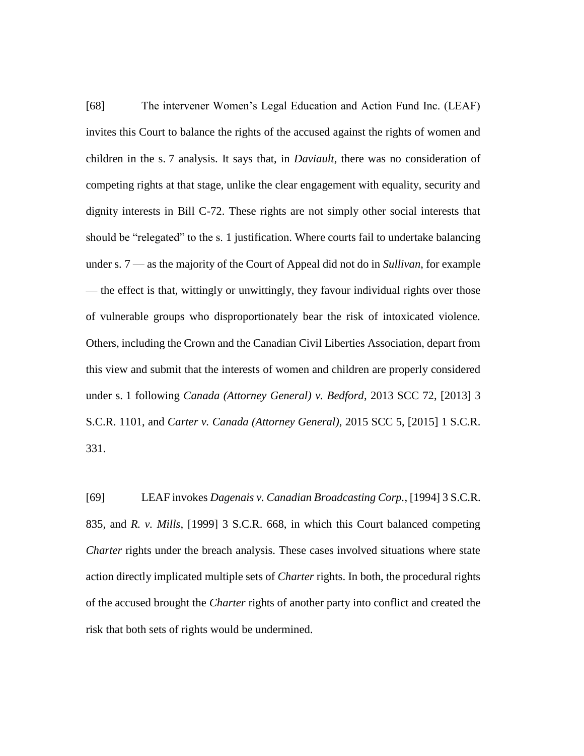[68] The intervener Women's Legal Education and Action Fund Inc. (LEAF) invites this Court to balance the rights of the accused against the rights of women and children in the s. 7 analysis. It says that, in *Daviault*, there was no consideration of competing rights at that stage, unlike the clear engagement with equality, security and dignity interests in Bill C-72. These rights are not simply other social interests that should be "relegated" to the s. 1 justification. Where courts fail to undertake balancing under s. 7 — as the majority of the Court of Appeal did not do in *Sullivan*, for example — the effect is that, wittingly or unwittingly, they favour individual rights over those of vulnerable groups who disproportionately bear the risk of intoxicated violence. Others, including the Crown and the Canadian Civil Liberties Association, depart from this view and submit that the interests of women and children are properly considered under s. 1 following *Canada (Attorney General) v. Bedford*, 2013 SCC 72, [2013] 3 S.C.R. 1101, and *Carter v. Canada (Attorney General)*, 2015 SCC 5, [2015] 1 S.C.R. 331.

[69] LEAF invokes *Dagenais v. Canadian Broadcasting Corp.*, [1994] 3 S.C.R. 835, and *R. v. Mills*, [1999] 3 S.C.R. 668, in which this Court balanced competing *Charter* rights under the breach analysis. These cases involved situations where state action directly implicated multiple sets of *Charter* rights. In both, the procedural rights of the accused brought the *Charter* rights of another party into conflict and created the risk that both sets of rights would be undermined.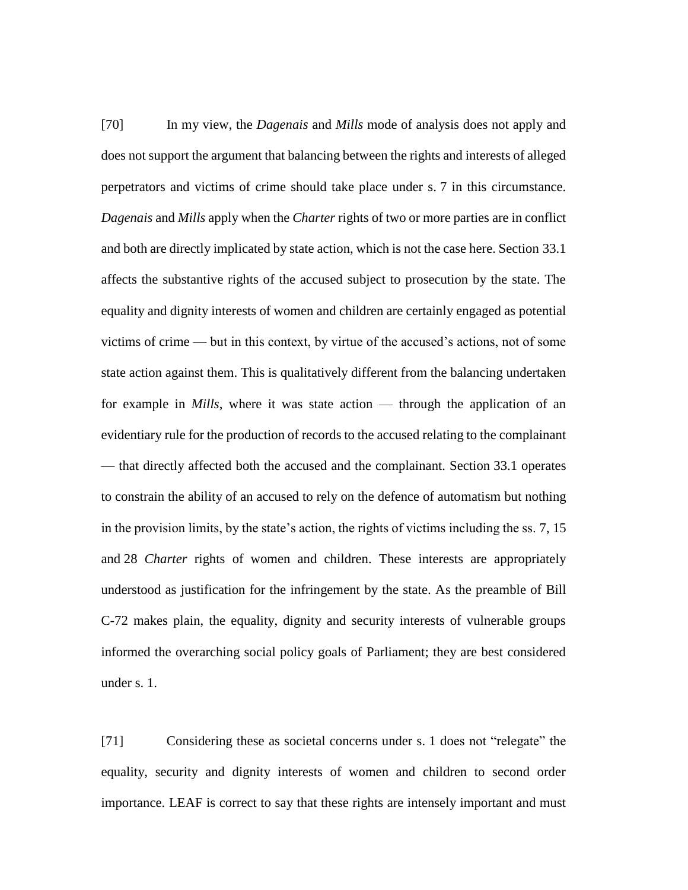[70] In my view, the *Dagenais* and *Mills* mode of analysis does not apply and does not support the argument that balancing between the rights and interests of alleged perpetrators and victims of crime should take place under s. 7 in this circumstance. *Dagenais* and *Mills* apply when the *Charter* rights of two or more parties are in conflict and both are directly implicated by state action, which is not the case here. Section 33.1 affects the substantive rights of the accused subject to prosecution by the state. The equality and dignity interests of women and children are certainly engaged as potential victims of crime — but in this context, by virtue of the accused's actions, not of some state action against them. This is qualitatively different from the balancing undertaken for example in *Mills*, where it was state action — through the application of an evidentiary rule for the production of records to the accused relating to the complainant — that directly affected both the accused and the complainant. Section 33.1 operates to constrain the ability of an accused to rely on the defence of automatism but nothing in the provision limits, by the state's action, the rights of victims including the ss. 7, 15 and 28 *Charter* rights of women and children. These interests are appropriately understood as justification for the infringement by the state. As the preamble of Bill C-72 makes plain, the equality, dignity and security interests of vulnerable groups informed the overarching social policy goals of Parliament; they are best considered under s. 1.

[71] Considering these as societal concerns under s. 1 does not "relegate" the equality, security and dignity interests of women and children to second order importance. LEAF is correct to say that these rights are intensely important and must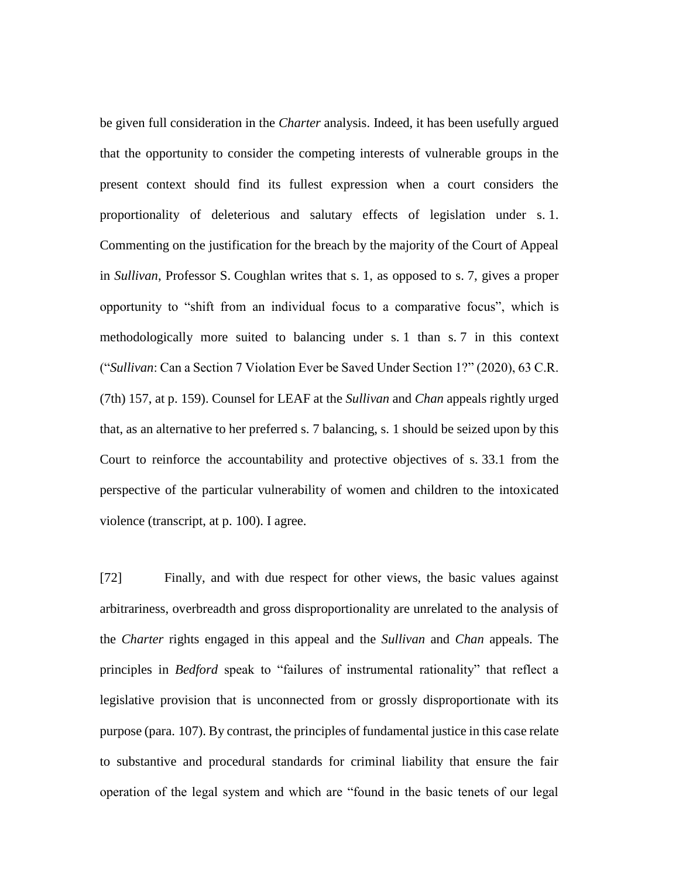be given full consideration in the *Charter* analysis. Indeed, it has been usefully argued that the opportunity to consider the competing interests of vulnerable groups in the present context should find its fullest expression when a court considers the proportionality of deleterious and salutary effects of legislation under s. 1. Commenting on the justification for the breach by the majority of the Court of Appeal in *Sullivan*, Professor S. Coughlan writes that s. 1, as opposed to s. 7, gives a proper opportunity to "shift from an individual focus to a comparative focus", which is methodologically more suited to balancing under s. 1 than s. 7 in this context ("*Sullivan*: Can a Section 7 Violation Ever be Saved Under Section 1?" (2020), 63 C.R. (7th) 157, at p. 159). Counsel for LEAF at the *Sullivan* and *Chan* appeals rightly urged that, as an alternative to her preferred s. 7 balancing, s. 1 should be seized upon by this Court to reinforce the accountability and protective objectives of s. 33.1 from the perspective of the particular vulnerability of women and children to the intoxicated violence (transcript, at p. 100). I agree.

[72] Finally, and with due respect for other views, the basic values against arbitrariness, overbreadth and gross disproportionality are unrelated to the analysis of the *Charter* rights engaged in this appeal and the *Sullivan* and *Chan* appeals. The principles in *Bedford* speak to "failures of instrumental rationality" that reflect a legislative provision that is unconnected from or grossly disproportionate with its purpose (para. 107). By contrast, the principles of fundamental justice in this case relate to substantive and procedural standards for criminal liability that ensure the fair operation of the legal system and which are "found in the basic tenets of our legal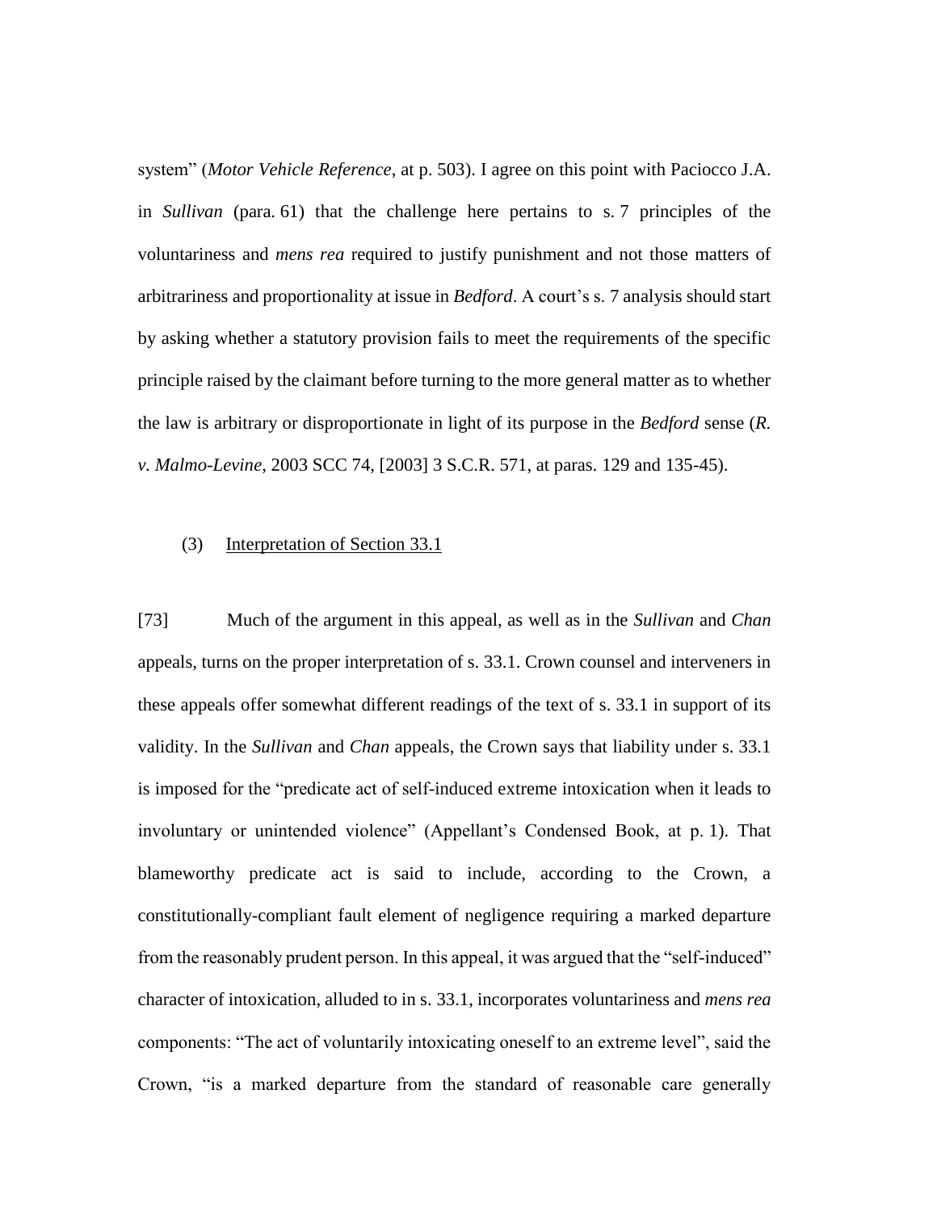system" (*Motor Vehicle Reference*, at p. 503). I agree on this point with Paciocco J.A. in *Sullivan* (para. 61) that the challenge here pertains to s. 7 principles of the voluntariness and *mens rea* required to justify punishment and not those matters of arbitrariness and proportionality at issue in *Bedford*. A court's s. 7 analysis should start by asking whether a statutory provision fails to meet the requirements of the specific principle raised by the claimant before turning to the more general matter as to whether the law is arbitrary or disproportionate in light of its purpose in the *Bedford* sense (*R. v. Malmo-Levine*, 2003 SCC 74, [2003] 3 S.C.R. 571, at paras. 129 and 135-45).

### (3) Interpretation of Section 33.1

[73] Much of the argument in this appeal, as well as in the *Sullivan* and *Chan* appeals, turns on the proper interpretation of s. 33.1. Crown counsel and interveners in these appeals offer somewhat different readings of the text of s. 33.1 in support of its validity. In the *Sullivan* and *Chan* appeals, the Crown says that liability under s. 33.1 is imposed for the "predicate act of self-induced extreme intoxication when it leads to involuntary or unintended violence" (Appellant's Condensed Book, at p. 1). That blameworthy predicate act is said to include, according to the Crown, a constitutionally-compliant fault element of negligence requiring a marked departure from the reasonably prudent person. In this appeal, it was argued that the "self-induced" character of intoxication, alluded to in s. 33.1, incorporates voluntariness and *mens rea* components: "The act of voluntarily intoxicating oneself to an extreme level", said the Crown, "is a marked departure from the standard of reasonable care generally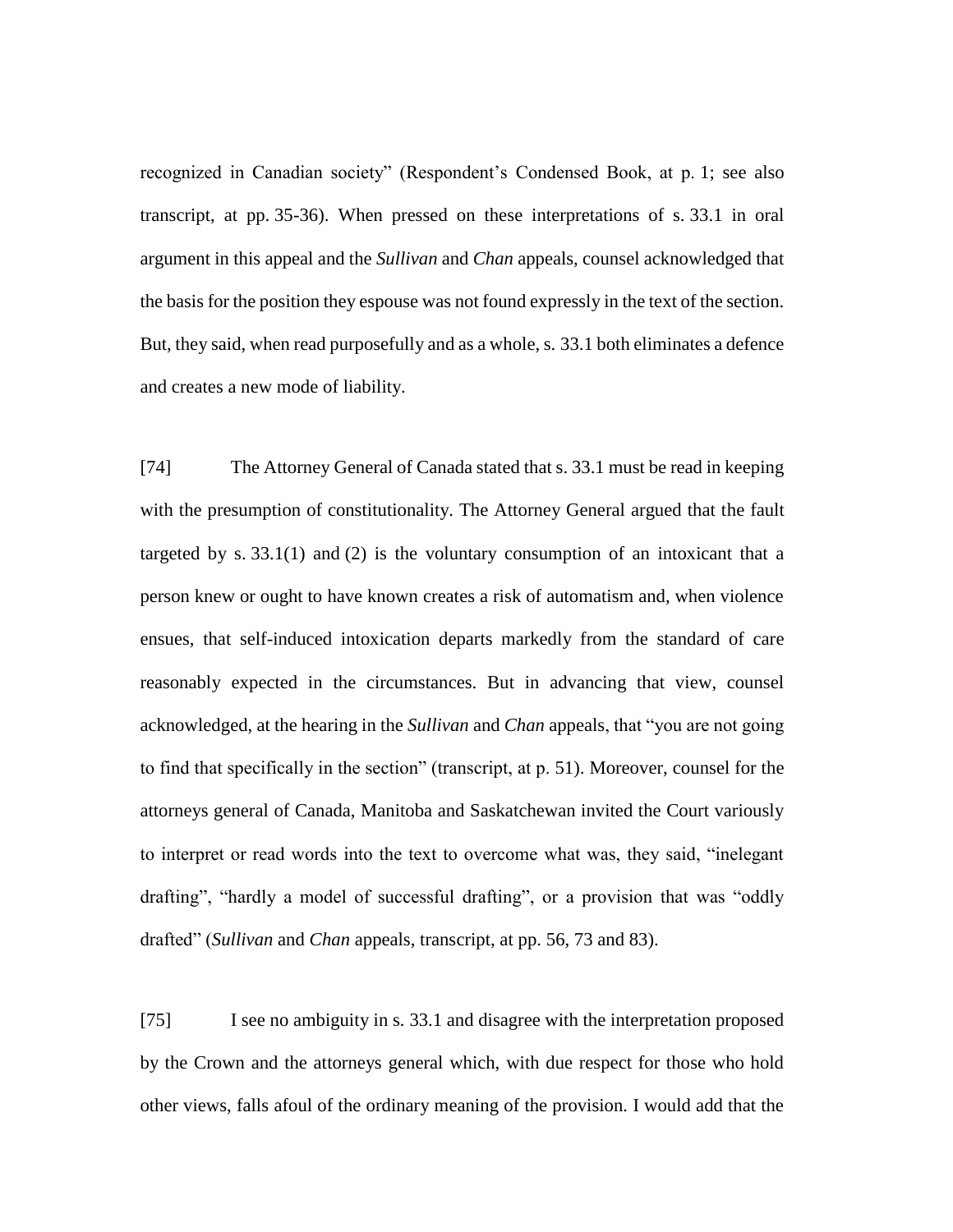recognized in Canadian society" (Respondent's Condensed Book, at p. 1; see also transcript, at pp. 35-36). When pressed on these interpretations of s. 33.1 in oral argument in this appeal and the *Sullivan* and *Chan* appeals, counsel acknowledged that the basis for the position they espouse was not found expressly in the text of the section. But, they said, when read purposefully and as a whole, s. 33.1 both eliminates a defence and creates a new mode of liability.

[74] The Attorney General of Canada stated that s. 33.1 must be read in keeping with the presumption of constitutionality. The Attorney General argued that the fault targeted by s. 33.1(1) and (2) is the voluntary consumption of an intoxicant that a person knew or ought to have known creates a risk of automatism and, when violence ensues, that self-induced intoxication departs markedly from the standard of care reasonably expected in the circumstances. But in advancing that view, counsel acknowledged, at the hearing in the *Sullivan* and *Chan* appeals, that "you are not going to find that specifically in the section" (transcript, at p. 51). Moreover, counsel for the attorneys general of Canada, Manitoba and Saskatchewan invited the Court variously to interpret or read words into the text to overcome what was, they said, "inelegant drafting", "hardly a model of successful drafting", or a provision that was "oddly drafted" (*Sullivan* and *Chan* appeals, transcript, at pp. 56, 73 and 83).

[75] I see no ambiguity in s. 33.1 and disagree with the interpretation proposed by the Crown and the attorneys general which, with due respect for those who hold other views, falls afoul of the ordinary meaning of the provision. I would add that the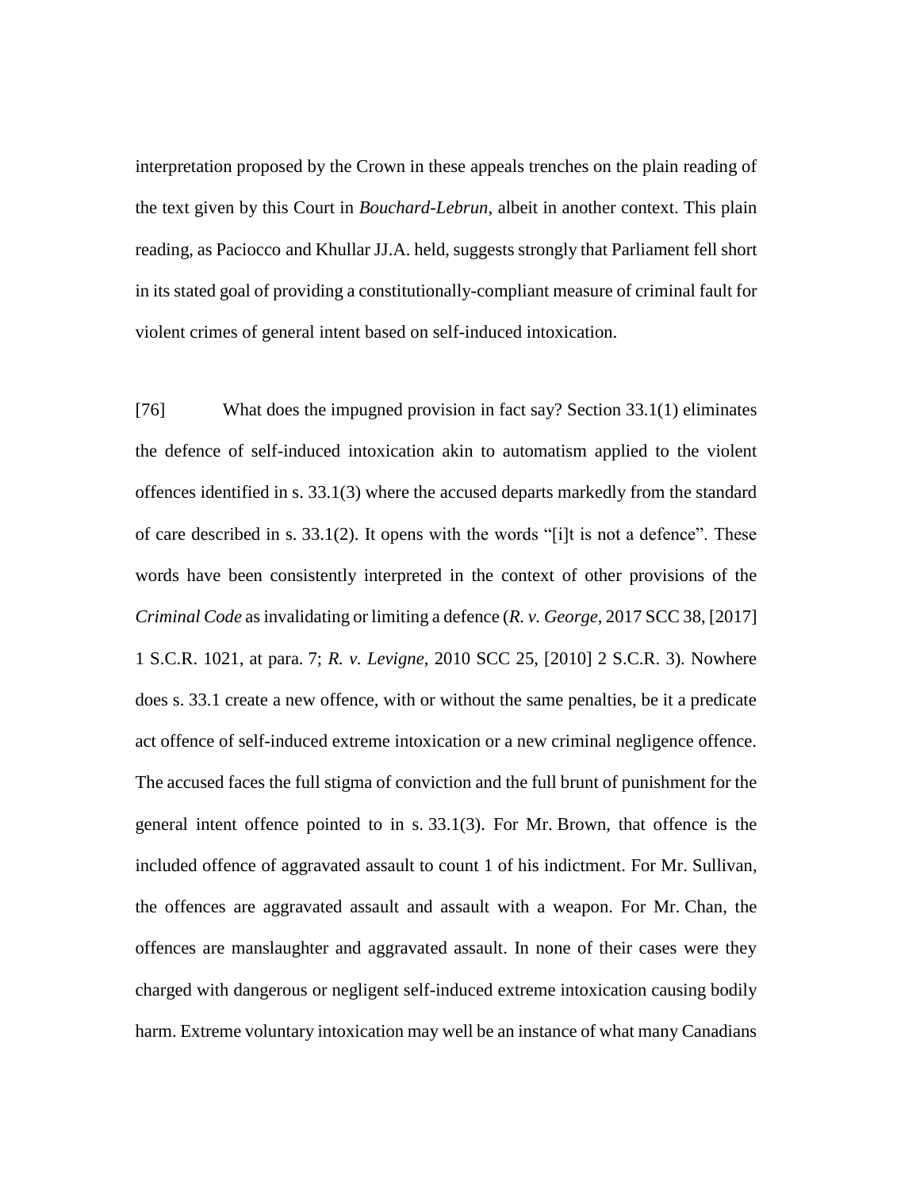interpretation proposed by the Crown in these appeals trenches on the plain reading of the text given by this Court in *Bouchard-Lebrun*, albeit in another context. This plain reading, as Paciocco and Khullar JJ.A. held, suggests strongly that Parliament fell short in its stated goal of providing a constitutionally-compliant measure of criminal fault for violent crimes of general intent based on self-induced intoxication.

[76] What does the impugned provision in fact say? Section 33.1(1) eliminates the defence of self-induced intoxication akin to automatism applied to the violent offences identified in s. 33.1(3) where the accused departs markedly from the standard of care described in s. 33.1(2). It opens with the words "[i]t is not a defence". These words have been consistently interpreted in the context of other provisions of the *Criminal Code* as invalidating or limiting a defence (*R. v. George*, 2017 SCC 38, [2017] 1 S.C.R. 1021, at para. 7; *R. v. Levigne*, 2010 SCC 25, [2010] 2 S.C.R. 3). Nowhere does s. 33.1 create a new offence, with or without the same penalties, be it a predicate act offence of self-induced extreme intoxication or a new criminal negligence offence. The accused faces the full stigma of conviction and the full brunt of punishment for the general intent offence pointed to in s. 33.1(3). For Mr. Brown, that offence is the included offence of aggravated assault to count 1 of his indictment. For Mr. Sullivan, the offences are aggravated assault and assault with a weapon. For Mr. Chan, the offences are manslaughter and aggravated assault. In none of their cases were they charged with dangerous or negligent self-induced extreme intoxication causing bodily harm. Extreme voluntary intoxication may well be an instance of what many Canadians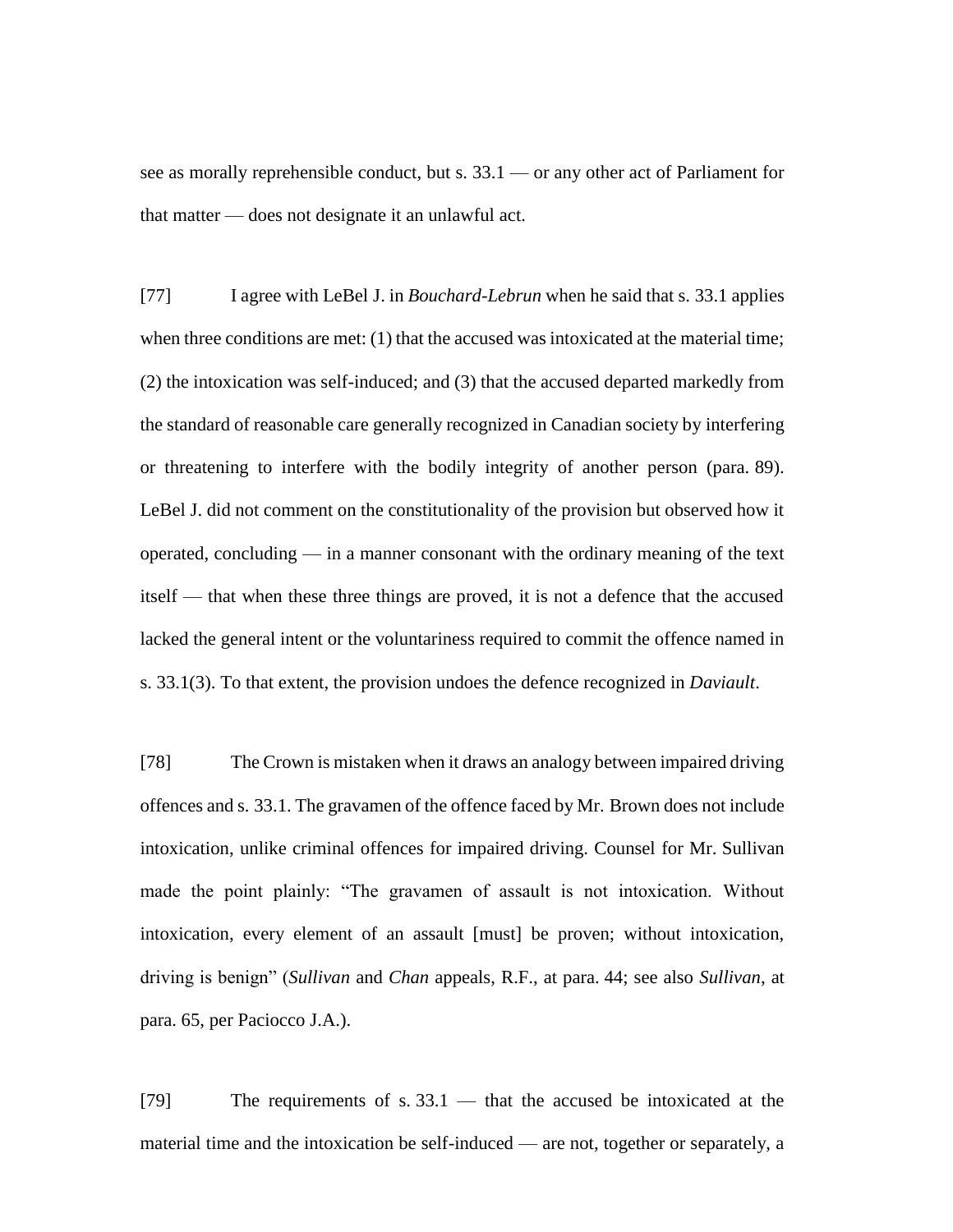see as morally reprehensible conduct, but s. 33.1 — or any other act of Parliament for that matter — does not designate it an unlawful act.

[77] I agree with LeBel J. in *Bouchard-Lebrun* when he said that s. 33.1 applies when three conditions are met: (1) that the accused was intoxicated at the material time; (2) the intoxication was self-induced; and (3) that the accused departed markedly from the standard of reasonable care generally recognized in Canadian society by interfering or threatening to interfere with the bodily integrity of another person (para. 89). LeBel J. did not comment on the constitutionality of the provision but observed how it operated, concluding — in a manner consonant with the ordinary meaning of the text itself — that when these three things are proved, it is not a defence that the accused lacked the general intent or the voluntariness required to commit the offence named in s. 33.1(3). To that extent, the provision undoes the defence recognized in *Daviault*.

[78] The Crown is mistaken when it draws an analogy between impaired driving offences and s. 33.1. The gravamen of the offence faced by Mr. Brown does not include intoxication, unlike criminal offences for impaired driving. Counsel for Mr. Sullivan made the point plainly: "The gravamen of assault is not intoxication. Without intoxication, every element of an assault [must] be proven; without intoxication, driving is benign" (*Sullivan* and *Chan* appeals, R.F., at para. 44; see also *Sullivan*, at para. 65, per Paciocco J.A.).

[79] The requirements of s. 33.1 — that the accused be intoxicated at the material time and the intoxication be self-induced — are not, together or separately, a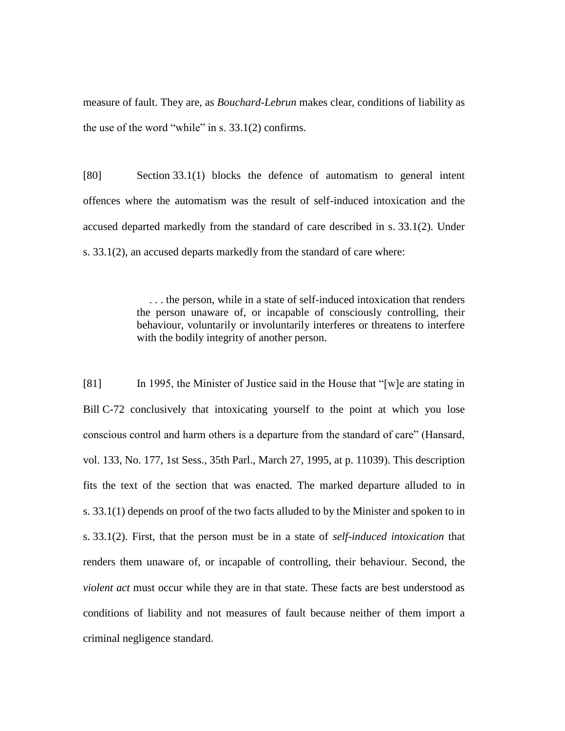measure of fault. They are, as *Bouchard-Lebrun* makes clear, conditions of liability as the use of the word "while" in s. 33.1(2) confirms.

[80] Section 33.1(1) blocks the defence of automatism to general intent offences where the automatism was the result of self-induced intoxication and the accused departed markedly from the standard of care described in s. 33.1(2). Under s. 33.1(2), an accused departs markedly from the standard of care where:

> . . . the person, while in a state of self-induced intoxication that renders the person unaware of, or incapable of consciously controlling, their behaviour, voluntarily or involuntarily interferes or threatens to interfere with the bodily integrity of another person.

[81] In 1995, the Minister of Justice said in the House that "[w]e are stating in Bill C-72 conclusively that intoxicating yourself to the point at which you lose conscious control and harm others is a departure from the standard of care" (Hansard, vol. 133, No. 177, 1st Sess., 35th Parl., March 27, 1995, at p. 11039). This description fits the text of the section that was enacted. The marked departure alluded to in s. 33.1(1) depends on proof of the two facts alluded to by the Minister and spoken to in s. 33.1(2). First, that the person must be in a state of *self-induced intoxication* that renders them unaware of, or incapable of controlling, their behaviour. Second, the *violent act* must occur while they are in that state. These facts are best understood as conditions of liability and not measures of fault because neither of them import a criminal negligence standard.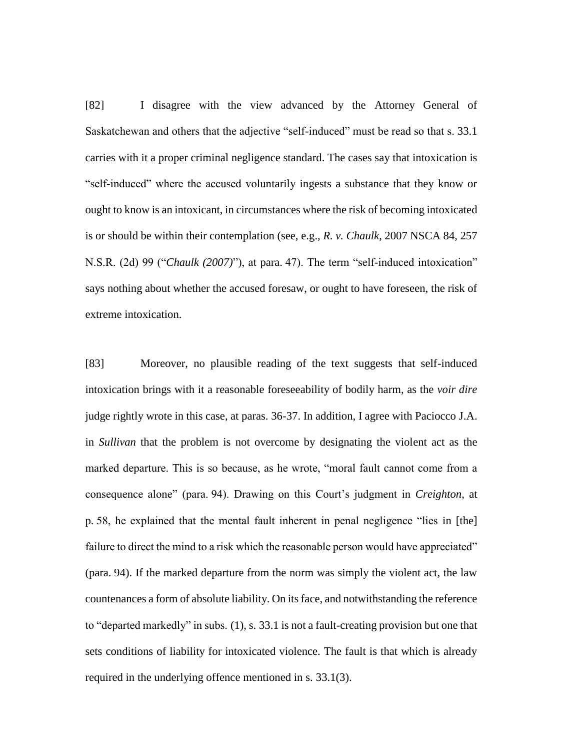[82] I disagree with the view advanced by the Attorney General of Saskatchewan and others that the adjective "self-induced" must be read so that s. 33.1 carries with it a proper criminal negligence standard. The cases say that intoxication is "self-induced" where the accused voluntarily ingests a substance that they know or ought to know is an intoxicant, in circumstances where the risk of becoming intoxicated is or should be within their contemplation (see, e.g., *R. v. Chaulk*, 2007 NSCA 84, 257 N.S.R. (2d) 99 ("*Chaulk (2007)*"), at para. 47). The term "self-induced intoxication" says nothing about whether the accused foresaw, or ought to have foreseen, the risk of extreme intoxication.

[83] Moreover, no plausible reading of the text suggests that self-induced intoxication brings with it a reasonable foreseeability of bodily harm, as the *voir dire* judge rightly wrote in this case, at paras. 36-37. In addition, I agree with Paciocco J.A. in *Sullivan* that the problem is not overcome by designating the violent act as the marked departure. This is so because, as he wrote, "moral fault cannot come from a consequence alone" (para. 94). Drawing on this Court's judgment in *Creighton*, at p. 58, he explained that the mental fault inherent in penal negligence "lies in [the] failure to direct the mind to a risk which the reasonable person would have appreciated" (para. 94). If the marked departure from the norm was simply the violent act, the law countenances a form of absolute liability. On its face, and notwithstanding the reference to "departed markedly" in subs. (1), s. 33.1 is not a fault-creating provision but one that sets conditions of liability for intoxicated violence. The fault is that which is already required in the underlying offence mentioned in s. 33.1(3).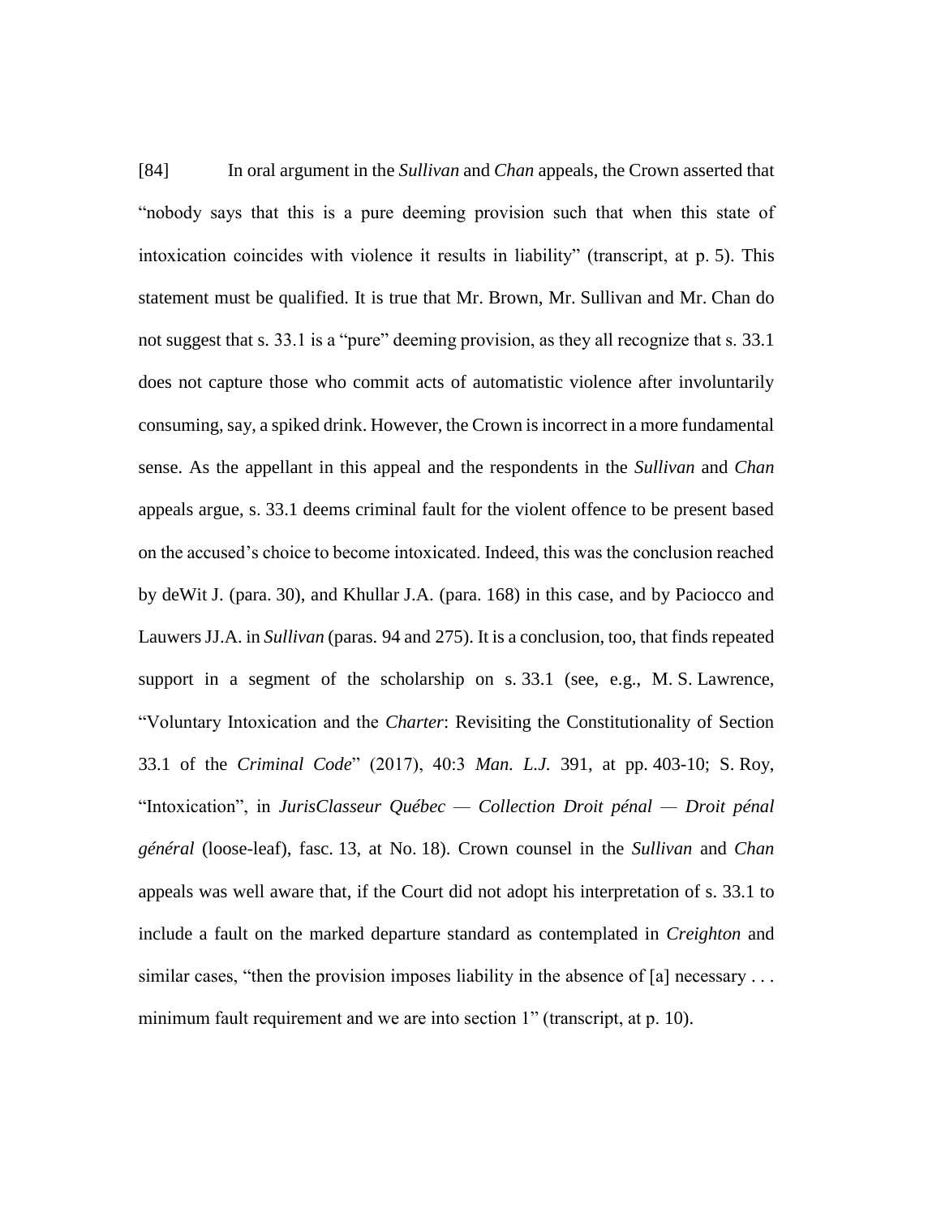[84] In oral argument in the *Sullivan* and *Chan* appeals, the Crown asserted that "nobody says that this is a pure deeming provision such that when this state of intoxication coincides with violence it results in liability" (transcript, at p. 5). This statement must be qualified. It is true that Mr. Brown, Mr. Sullivan and Mr. Chan do not suggest that s. 33.1 is a "pure" deeming provision, as they all recognize that s. 33.1 does not capture those who commit acts of automatistic violence after involuntarily consuming, say, a spiked drink. However, the Crown is incorrect in a more fundamental sense. As the appellant in this appeal and the respondents in the *Sullivan* and *Chan* appeals argue, s. 33.1 deems criminal fault for the violent offence to be present based on the accused's choice to become intoxicated. Indeed, this was the conclusion reached by deWit J. (para. 30), and Khullar J.A. (para. 168) in this case, and by Paciocco and Lauwers JJ.A. in *Sullivan* (paras. 94 and 275). It is a conclusion, too, that finds repeated support in a segment of the scholarship on s. 33.1 (see, e.g., M. S. Lawrence, "Voluntary Intoxication and the *Charter*: Revisiting the Constitutionality of Section 33.1 of the *Criminal Code*" (2017), 40:3 *Man. L.J.* 391, at pp. 403-10; S. Roy, "Intoxication", in *JurisClasseur Québec — Collection Droit pénal — Droit pénal général* (loose-leaf), fasc. 13, at No. 18). Crown counsel in the *Sullivan* and *Chan* appeals was well aware that, if the Court did not adopt his interpretation of s. 33.1 to include a fault on the marked departure standard as contemplated in *Creighton* and similar cases, "then the provision imposes liability in the absence of [a] necessary . . . minimum fault requirement and we are into section 1" (transcript, at p. 10).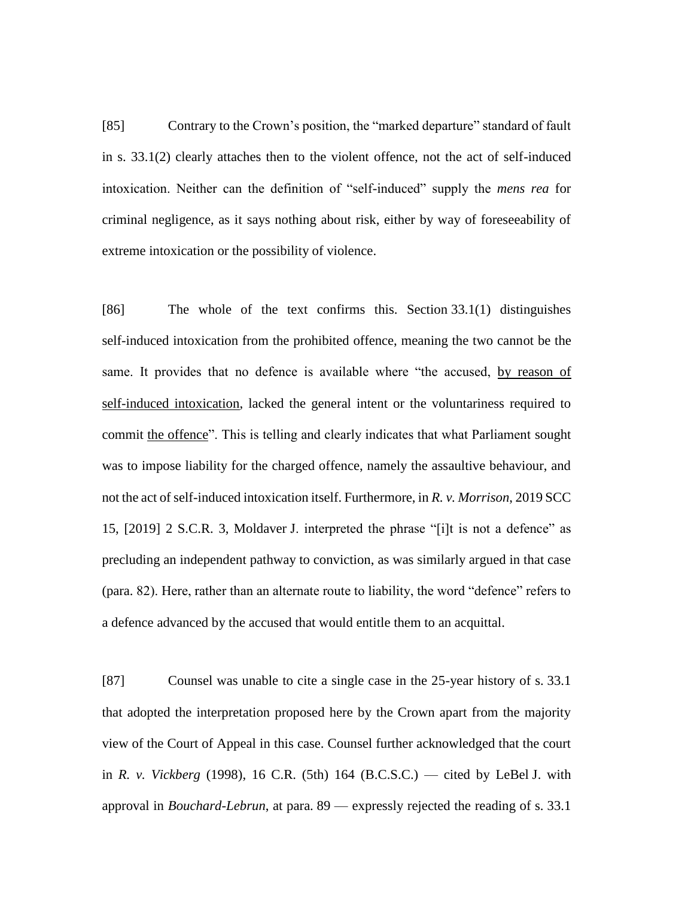[85] Contrary to the Crown's position, the "marked departure" standard of fault in s. 33.1(2) clearly attaches then to the violent offence, not the act of self-induced intoxication. Neither can the definition of "self-induced" supply the *mens rea* for criminal negligence, as it says nothing about risk, either by way of foreseeability of extreme intoxication or the possibility of violence.

[86] The whole of the text confirms this. Section 33.1(1) distinguishes self-induced intoxication from the prohibited offence, meaning the two cannot be the same. It provides that no defence is available where "the accused, <u>by reason of self-induced intoxication</u>, lacked the general intent or the voluntariness required to commit <u>the offence</u>". This is telling and clearly indicates that what Parliament sought was to impose liability for the charged offence, namely the assaultive behaviour, and not the act of self-induced intoxication itself. Furthermore, in *R. v. Morrison*, 2019 SCC 15, [2019] 2 S.C.R. 3, Moldaver J. interpreted the phrase "[i]t is not a defence" as precluding an independent pathway to conviction, as was similarly argued in that case (para. 82). Here, rather than an alternate route to liability, the word "defence" refers to a defence advanced by the accused that would entitle them to an acquittal.

[87] Counsel was unable to cite a single case in the 25-year history of s. 33.1 that adopted the interpretation proposed here by the Crown apart from the majority view of the Court of Appeal in this case. Counsel further acknowledged that the court in *R. v. Vickberg* (1998), 16 C.R. (5th) 164 (B.C.S.C.) — cited by LeBel J. with approval in *Bouchard-Lebrun*, at para. 89 — expressly rejected the reading of s. 33.1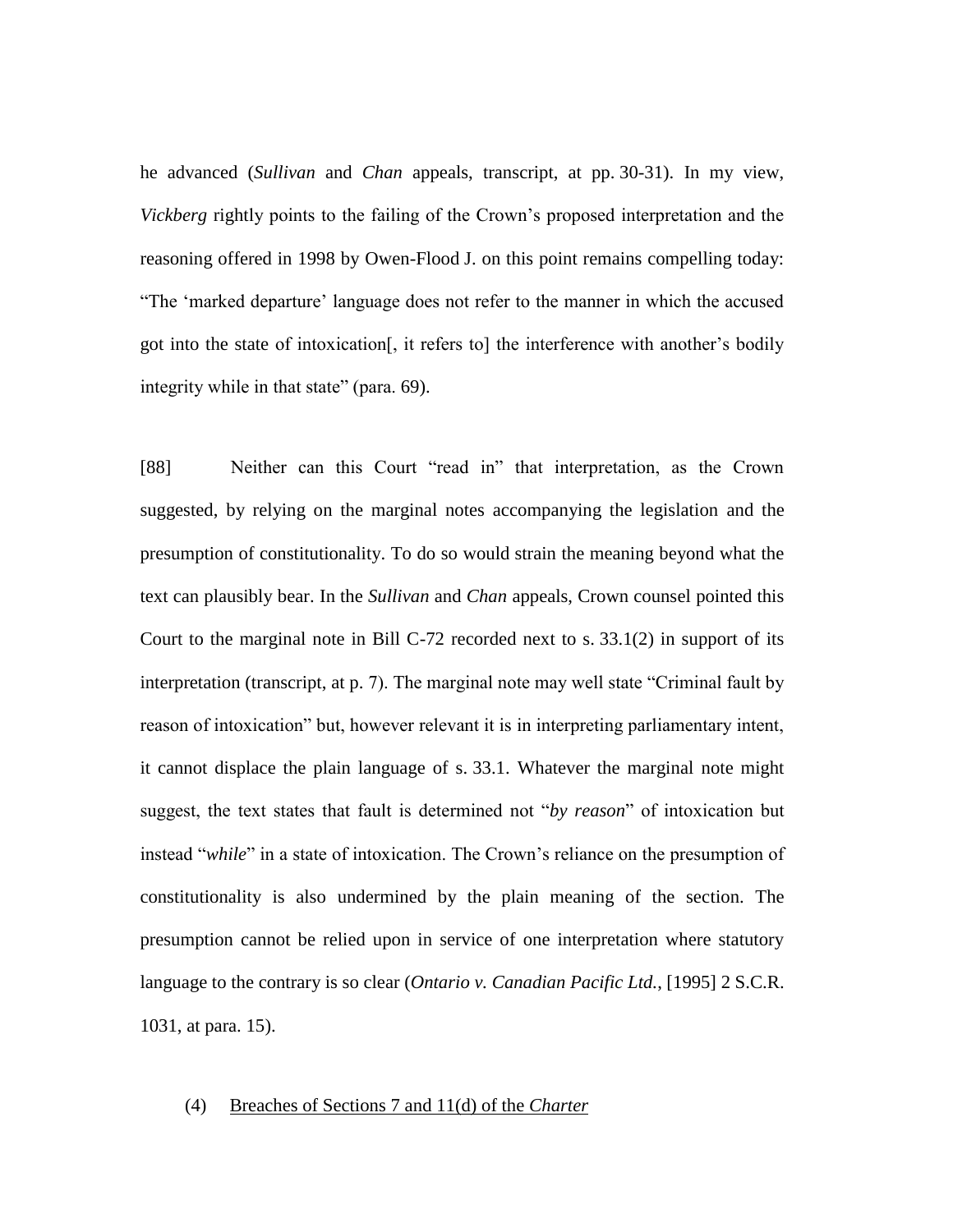he advanced (*Sullivan* and *Chan* appeals, transcript, at pp. 30-31). In my view, *Vickberg* rightly points to the failing of the Crown's proposed interpretation and the reasoning offered in 1998 by Owen-Flood J. on this point remains compelling today: "The 'marked departure' language does not refer to the manner in which the accused got into the state of intoxication[, it refers to] the interference with another's bodily integrity while in that state" (para. 69).

[88] Neither can this Court "read in" that interpretation, as the Crown suggested, by relying on the marginal notes accompanying the legislation and the presumption of constitutionality. To do so would strain the meaning beyond what the text can plausibly bear. In the *Sullivan* and *Chan* appeals, Crown counsel pointed this Court to the marginal note in Bill C-72 recorded next to s. 33.1(2) in support of its interpretation (transcript, at p. 7). The marginal note may well state "Criminal fault by reason of intoxication" but, however relevant it is in interpreting parliamentary intent, it cannot displace the plain language of s. 33.1. Whatever the marginal note might suggest, the text states that fault is determined not "*by reason*" of intoxication but instead "*while*" in a state of intoxication. The Crown's reliance on the presumption of constitutionality is also undermined by the plain meaning of the section. The presumption cannot be relied upon in service of one interpretation where statutory language to the contrary is so clear (*Ontario v. Canadian Pacific Ltd.*, [1995] 2 S.C.R. 1031, at para. 15).

(4) Breaches of Sections 7 and 11(d) of the *Charter*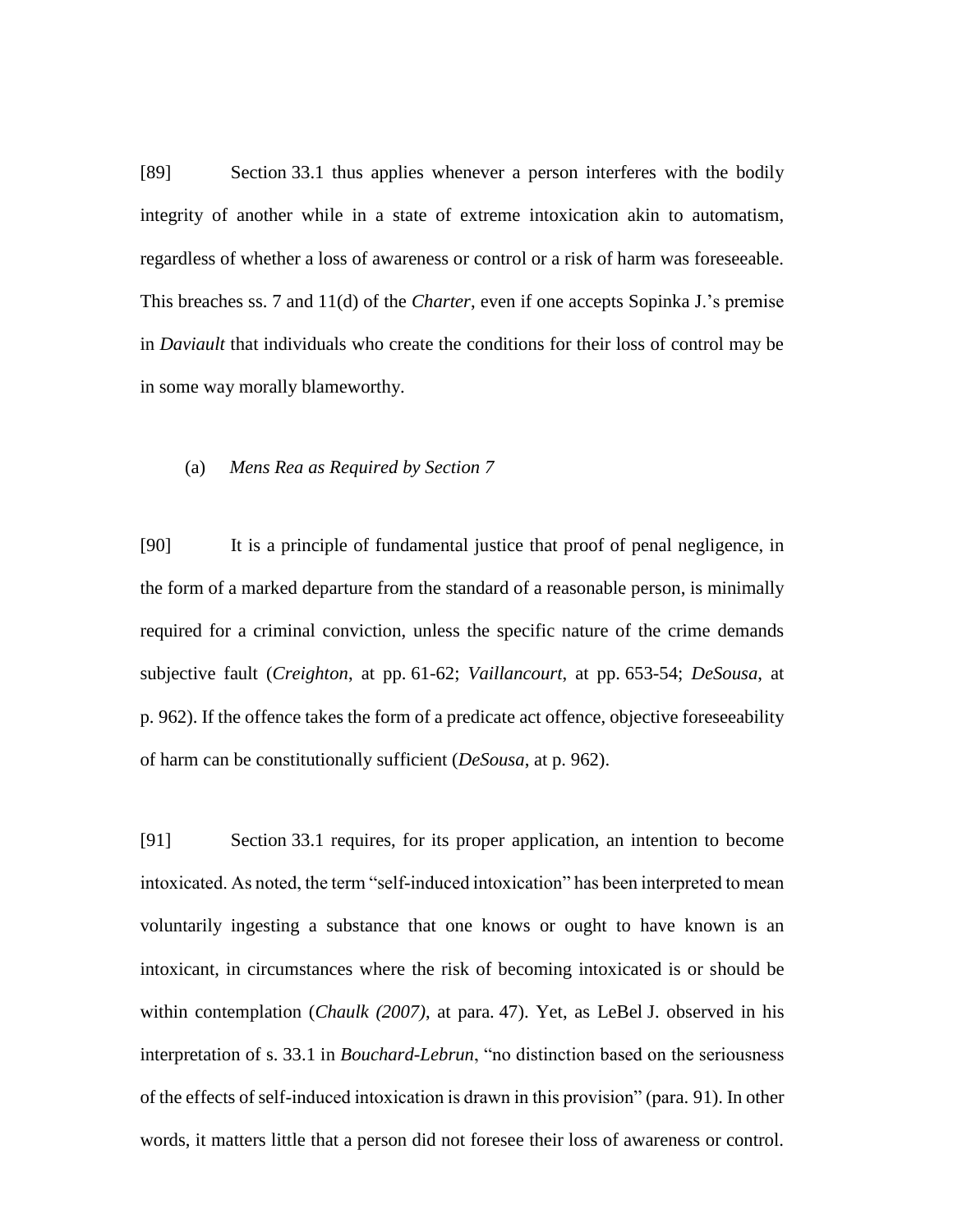[89] Section 33.1 thus applies whenever a person interferes with the bodily integrity of another while in a state of extreme intoxication akin to automatism, regardless of whether a loss of awareness or control or a risk of harm was foreseeable. This breaches ss. 7 and 11(d) of the *Charter*, even if one accepts Sopinka J.'s premise in *Daviault* that individuals who create the conditions for their loss of control may be in some way morally blameworthy.

(a) *Mens Rea as Required by Section 7*

[90] It is a principle of fundamental justice that proof of penal negligence, in the form of a marked departure from the standard of a reasonable person, is minimally required for a criminal conviction, unless the specific nature of the crime demands subjective fault (*Creighton*, at pp. 61-62; *Vaillancourt*, at pp. 653-54; *DeSousa*, at p. 962). If the offence takes the form of a predicate act offence, objective foreseeability of harm can be constitutionally sufficient (*DeSousa*, at p. 962).

[91] Section 33.1 requires, for its proper application, an intention to become intoxicated. As noted, the term "self-induced intoxication" has been interpreted to mean voluntarily ingesting a substance that one knows or ought to have known is an intoxicant, in circumstances where the risk of becoming intoxicated is or should be within contemplation (*Chaulk (2007)*, at para. 47). Yet, as LeBel J. observed in his interpretation of s. 33.1 in *Bouchard-Lebrun*, "no distinction based on the seriousness of the effects of self-induced intoxication is drawn in this provision" (para. 91). In other words, it matters little that a person did not foresee their loss of awareness or control.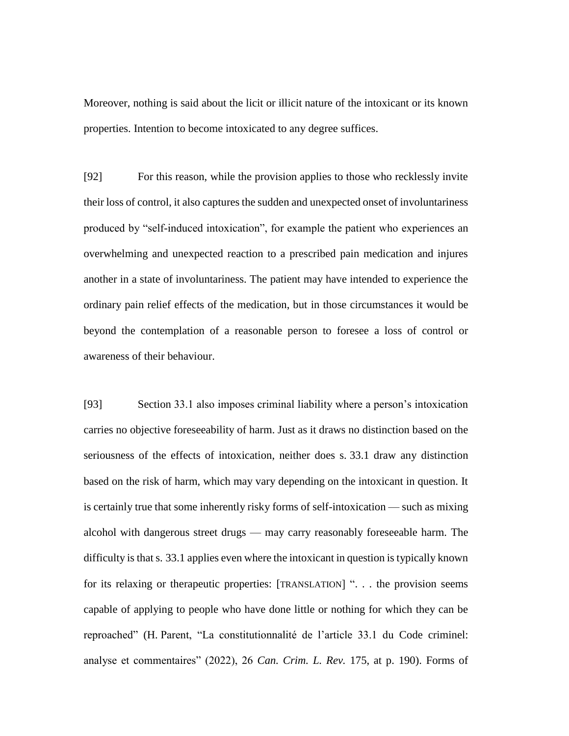Moreover, nothing is said about the licit or illicit nature of the intoxicant or its known properties. Intention to become intoxicated to any degree suffices.

[92] For this reason, while the provision applies to those who recklessly invite their loss of control, it also captures the sudden and unexpected onset of involuntariness produced by "self-induced intoxication", for example the patient who experiences an overwhelming and unexpected reaction to a prescribed pain medication and injures another in a state of involuntariness. The patient may have intended to experience the ordinary pain relief effects of the medication, but in those circumstances it would be beyond the contemplation of a reasonable person to foresee a loss of control or awareness of their behaviour.

[93] Section 33.1 also imposes criminal liability where a person's intoxication carries no objective foreseeability of harm. Just as it draws no distinction based on the seriousness of the effects of intoxication, neither does s. 33.1 draw any distinction based on the risk of harm, which may vary depending on the intoxicant in question. It is certainly true that some inherently risky forms of self-intoxication — such as mixing alcohol with dangerous street drugs — may carry reasonably foreseeable harm. The difficulty is that s. 33.1 applies even where the intoxicant in question is typically known for its relaxing or therapeutic properties: [TRANSLATION] ". . . the provision seems capable of applying to people who have done little or nothing for which they can be reproached" (H. Parent, "La constitutionnalité de l'article 33.1 du Code criminel: analyse et commentaires" (2022), 26 *Can. Crim. L. Rev.* 175, at p. 190). Forms of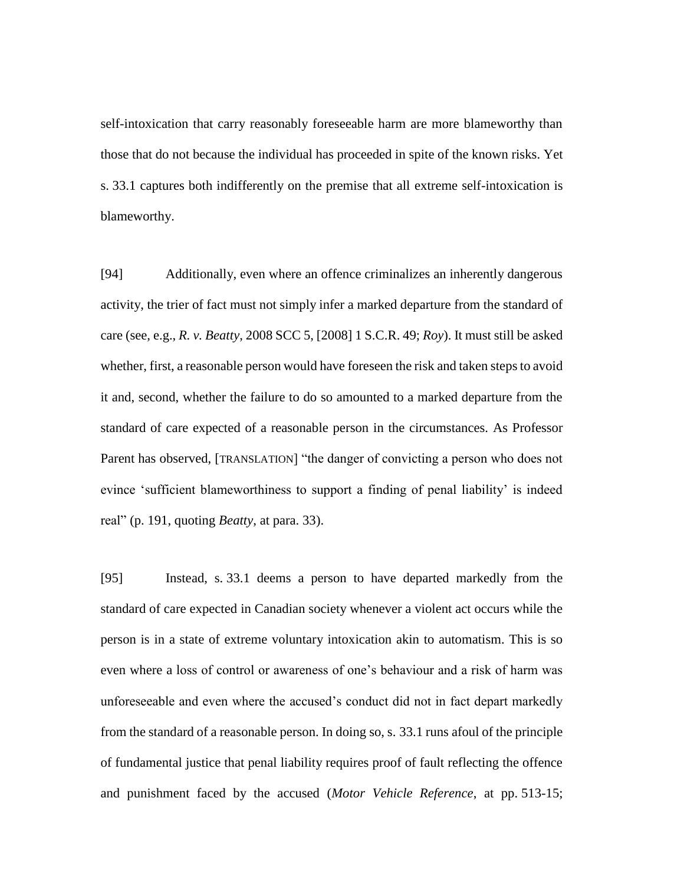self-intoxication that carry reasonably foreseeable harm are more blameworthy than those that do not because the individual has proceeded in spite of the known risks. Yet s. 33.1 captures both indifferently on the premise that all extreme self-intoxication is blameworthy.

[94] Additionally, even where an offence criminalizes an inherently dangerous activity, the trier of fact must not simply infer a marked departure from the standard of care (see, e.g., *R. v. Beatty*, 2008 SCC 5, [2008] 1 S.C.R. 49; *Roy*). It must still be asked whether, first, a reasonable person would have foreseen the risk and taken steps to avoid it and, second, whether the failure to do so amounted to a marked departure from the standard of care expected of a reasonable person in the circumstances. As Professor Parent has observed, [TRANSLATION] "the danger of convicting a person who does not evince 'sufficient blameworthiness to support a finding of penal liability' is indeed real" (p. 191, quoting *Beatty*, at para. 33).

[95] Instead, s. 33.1 deems a person to have departed markedly from the standard of care expected in Canadian society whenever a violent act occurs while the person is in a state of extreme voluntary intoxication akin to automatism. This is so even where a loss of control or awareness of one's behaviour and a risk of harm was unforeseeable and even where the accused's conduct did not in fact depart markedly from the standard of a reasonable person. In doing so, s. 33.1 runs afoul of the principle of fundamental justice that penal liability requires proof of fault reflecting the offence and punishment faced by the accused (*Motor Vehicle Reference*, at pp. 513-15;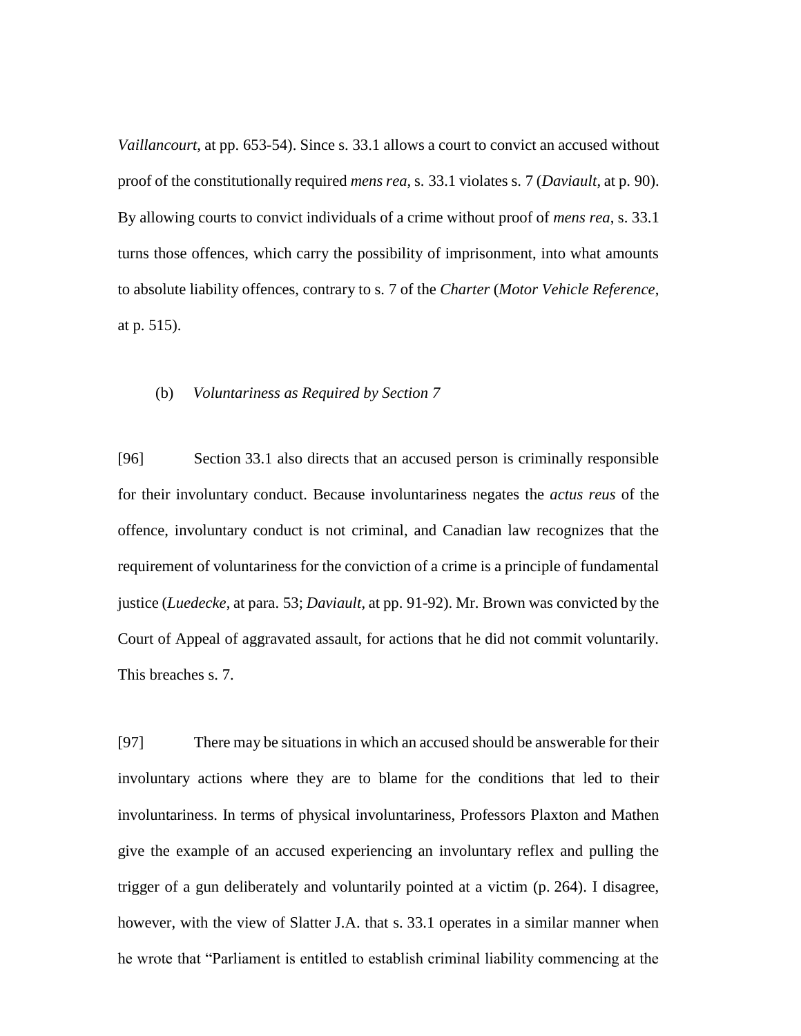*Vaillancourt*, at pp. 653-54). Since s. 33.1 allows a court to convict an accused without proof of the constitutionally required *mens rea*, s. 33.1 violates s. 7 (*Daviault*, at p. 90). By allowing courts to convict individuals of a crime without proof of *mens rea*, s. 33.1 turns those offences, which carry the possibility of imprisonment, into what amounts to absolute liability offences, contrary to s. 7 of the *Charter* (*Motor Vehicle Reference*, at p. 515).

(b) *Voluntariness as Required by Section 7*

[96] Section 33.1 also directs that an accused person is criminally responsible for their involuntary conduct. Because involuntariness negates the *actus reus* of the offence, involuntary conduct is not criminal, and Canadian law recognizes that the requirement of voluntariness for the conviction of a crime is a principle of fundamental justice (*Luedecke*, at para. 53; *Daviault*, at pp. 91-92). Mr. Brown was convicted by the Court of Appeal of aggravated assault, for actions that he did not commit voluntarily. This breaches s. 7.

[97] There may be situations in which an accused should be answerable for their involuntary actions where they are to blame for the conditions that led to their involuntariness. In terms of physical involuntariness, Professors Plaxton and Mathen give the example of an accused experiencing an involuntary reflex and pulling the trigger of a gun deliberately and voluntarily pointed at a victim (p. 264). I disagree, however, with the view of Slatter J.A. that s. 33.1 operates in a similar manner when he wrote that "Parliament is entitled to establish criminal liability commencing at the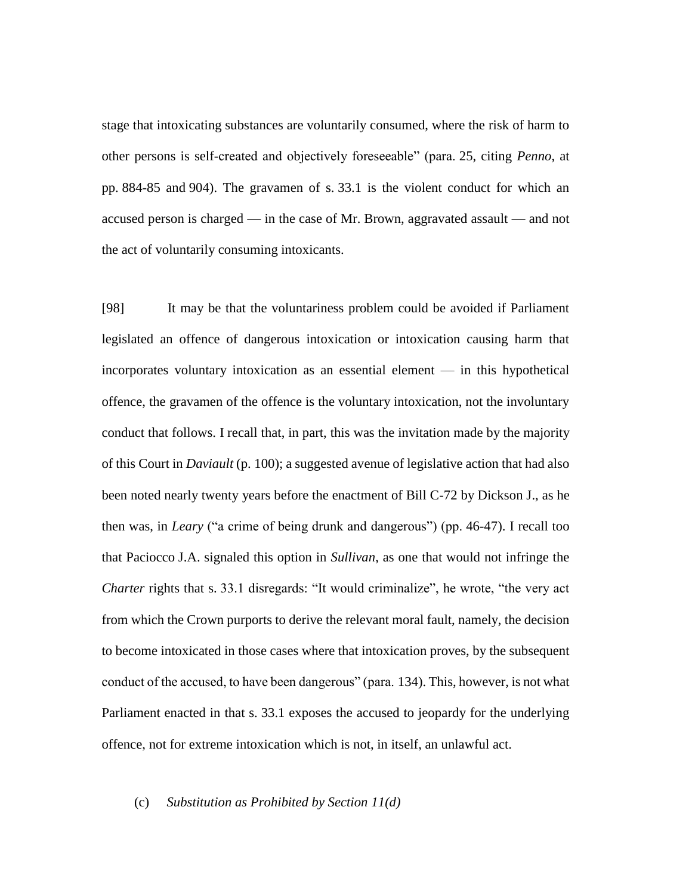stage that intoxicating substances are voluntarily consumed, where the risk of harm to other persons is self-created and objectively foreseeable" (para. 25, citing *Penno*, at pp. 884-85 and 904). The gravamen of s. 33.1 is the violent conduct for which an accused person is charged — in the case of Mr. Brown, aggravated assault — and not the act of voluntarily consuming intoxicants.

[98] It may be that the voluntariness problem could be avoided if Parliament legislated an offence of dangerous intoxication or intoxication causing harm that incorporates voluntary intoxication as an essential element — in this hypothetical offence, the gravamen of the offence is the voluntary intoxication, not the involuntary conduct that follows. I recall that, in part, this was the invitation made by the majority of this Court in *Daviault* (p. 100); a suggested avenue of legislative action that had also been noted nearly twenty years before the enactment of Bill C-72 by Dickson J., as he then was, in *Leary* ("a crime of being drunk and dangerous") (pp. 46-47). I recall too that Paciocco J.A. signaled this option in *Sullivan*, as one that would not infringe the *Charter* rights that s. 33.1 disregards: "It would criminalize", he wrote, "the very act from which the Crown purports to derive the relevant moral fault, namely, the decision to become intoxicated in those cases where that intoxication proves, by the subsequent conduct of the accused, to have been dangerous" (para. 134). This, however, is not what Parliament enacted in that s. 33.1 exposes the accused to jeopardy for the underlying offence, not for extreme intoxication which is not, in itself, an unlawful act.

(c) *Substitution as Prohibited by Section 11(d)*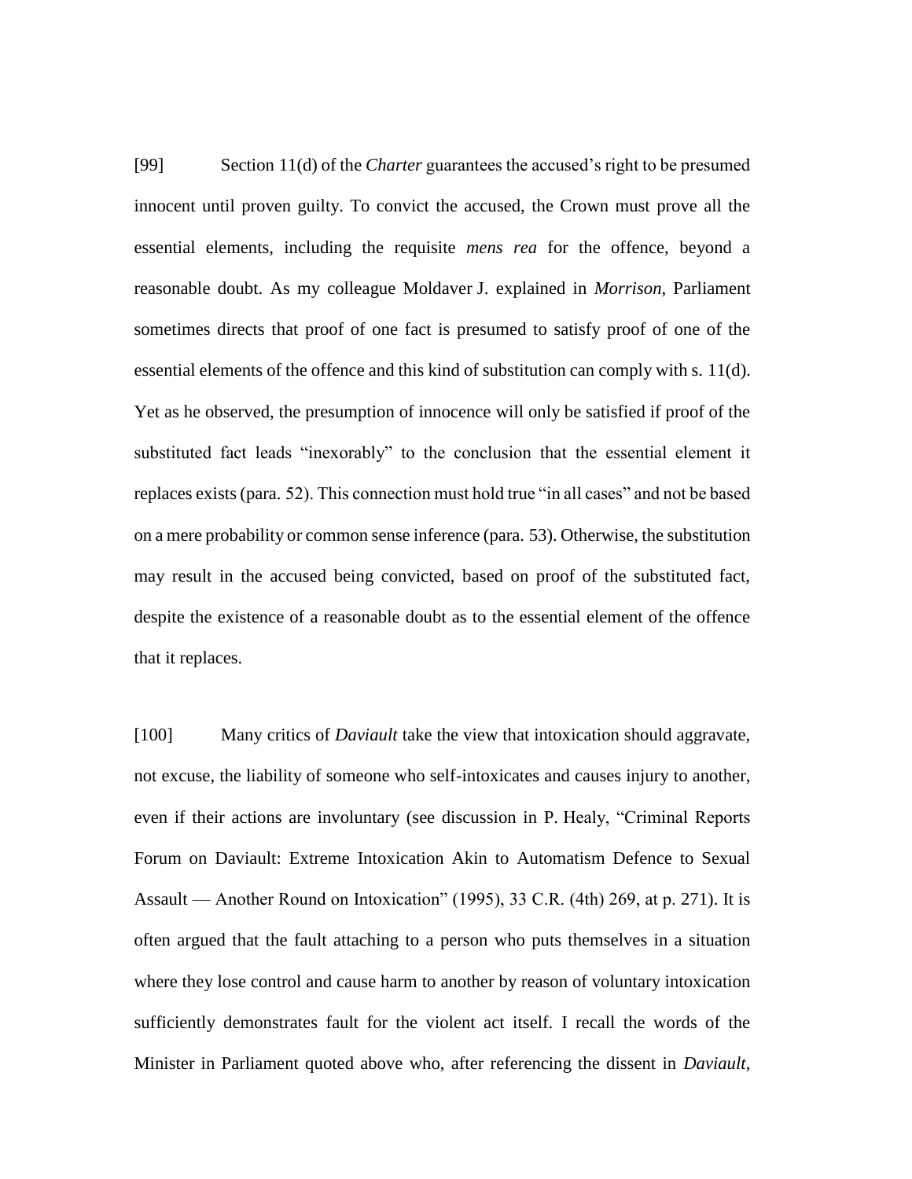[99] Section 11(d) of the *Charter* guarantees the accused's right to be presumed innocent until proven guilty. To convict the accused, the Crown must prove all the essential elements, including the requisite *mens rea* for the offence, beyond a reasonable doubt. As my colleague Moldaver J. explained in *Morrison*, Parliament sometimes directs that proof of one fact is presumed to satisfy proof of one of the essential elements of the offence and this kind of substitution can comply with s. 11(d). Yet as he observed, the presumption of innocence will only be satisfied if proof of the substituted fact leads "inexorably" to the conclusion that the essential element it replaces exists (para. 52). This connection must hold true "in all cases" and not be based on a mere probability or common sense inference (para. 53). Otherwise, the substitution may result in the accused being convicted, based on proof of the substituted fact, despite the existence of a reasonable doubt as to the essential element of the offence that it replaces.

[100] Many critics of *Daviault* take the view that intoxication should aggravate, not excuse, the liability of someone who self-intoxicates and causes injury to another, even if their actions are involuntary (see discussion in P. Healy, "Criminal Reports Forum on Daviault: Extreme Intoxication Akin to Automatism Defence to Sexual Assault — Another Round on Intoxication" (1995), 33 C.R. (4th) 269, at p. 271). It is often argued that the fault attaching to a person who puts themselves in a situation where they lose control and cause harm to another by reason of voluntary intoxication sufficiently demonstrates fault for the violent act itself. I recall the words of the Minister in Parliament quoted above who, after referencing the dissent in *Daviault*,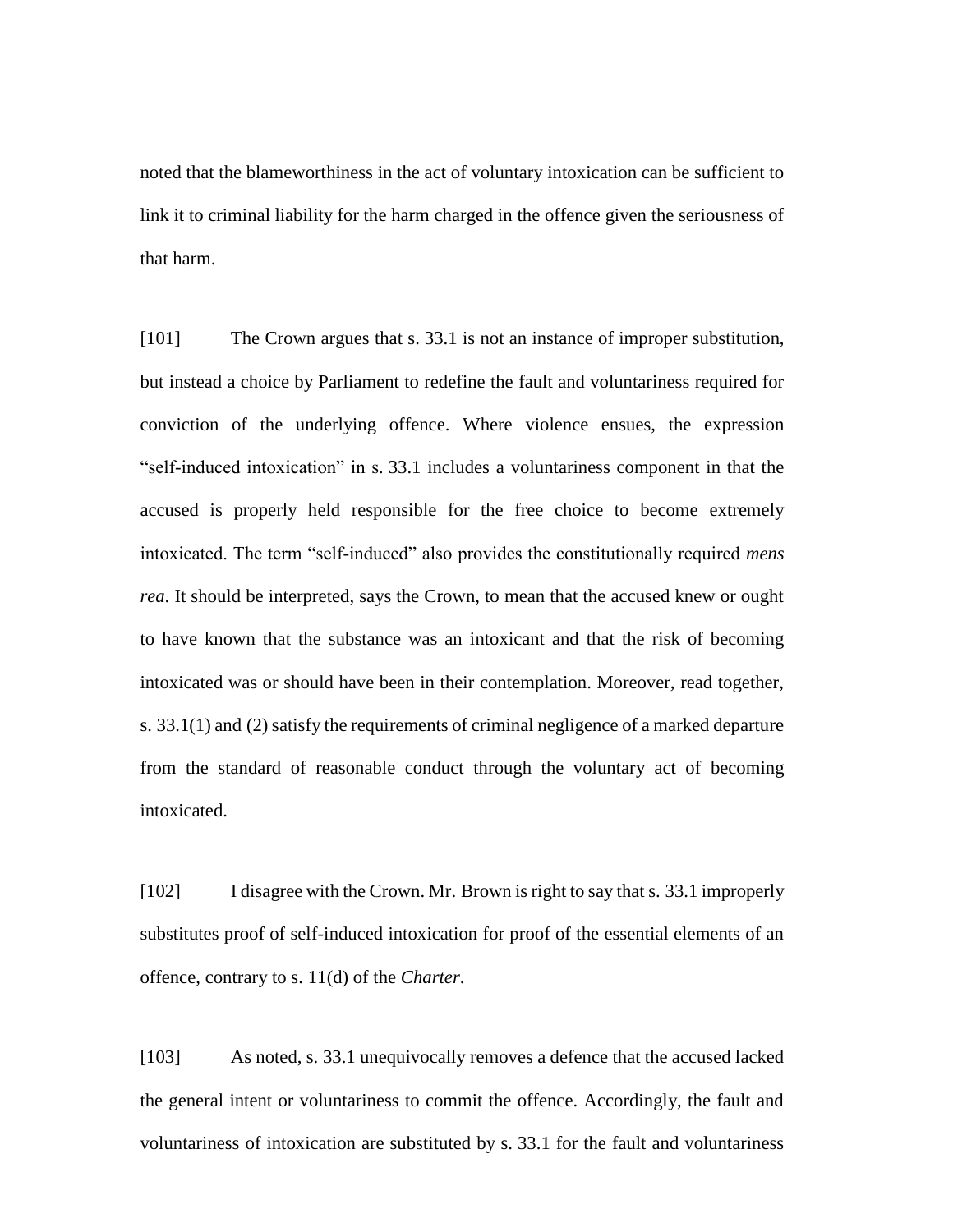noted that the blameworthiness in the act of voluntary intoxication can be sufficient to link it to criminal liability for the harm charged in the offence given the seriousness of that harm.

[101] The Crown argues that s. 33.1 is not an instance of improper substitution, but instead a choice by Parliament to redefine the fault and voluntariness required for conviction of the underlying offence. Where violence ensues, the expression "self-induced intoxication" in s. 33.1 includes a voluntariness component in that the accused is properly held responsible for the free choice to become extremely intoxicated. The term "self-induced" also provides the constitutionally required *mens rea*. It should be interpreted, says the Crown, to mean that the accused knew or ought to have known that the substance was an intoxicant and that the risk of becoming intoxicated was or should have been in their contemplation. Moreover, read together, s. 33.1(1) and (2) satisfy the requirements of criminal negligence of a marked departure from the standard of reasonable conduct through the voluntary act of becoming intoxicated.

[102] I disagree with the Crown. Mr. Brown is right to say that s. 33.1 improperly substitutes proof of self-induced intoxication for proof of the essential elements of an offence, contrary to s. 11(d) of the *Charter*.

[103] As noted, s. 33.1 unequivocally removes a defence that the accused lacked the general intent or voluntariness to commit the offence. Accordingly, the fault and voluntariness of intoxication are substituted by s. 33.1 for the fault and voluntariness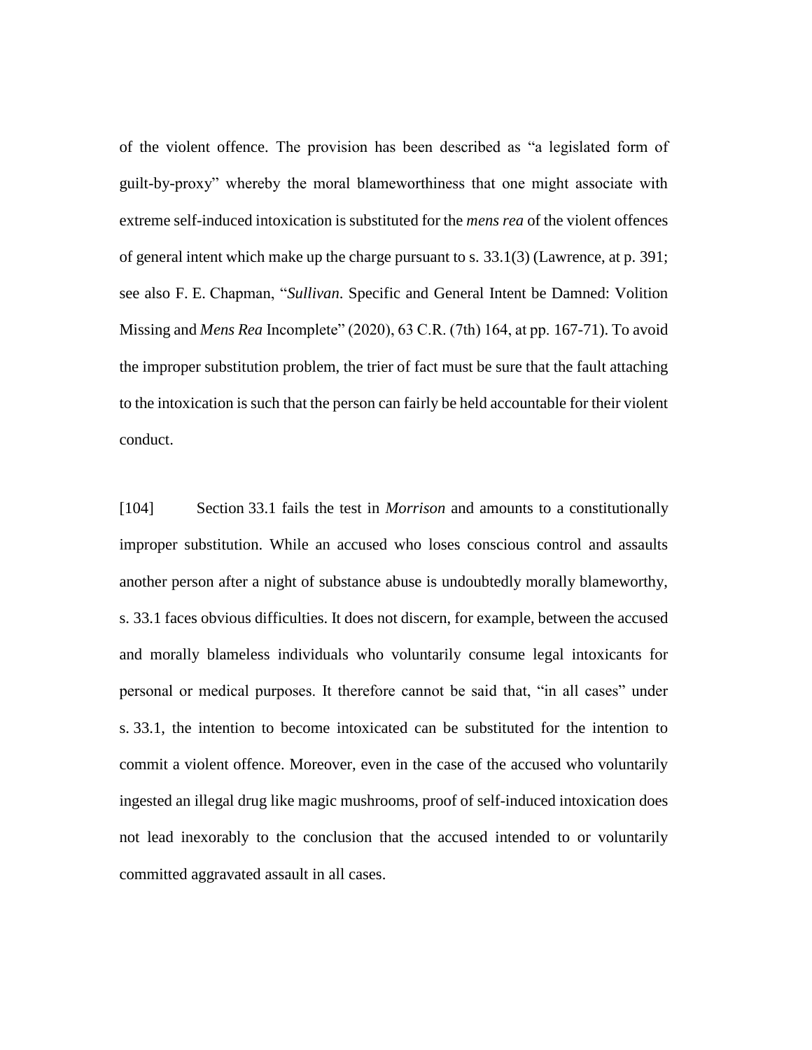of the violent offence. The provision has been described as "a legislated form of guilt-by-proxy" whereby the moral blameworthiness that one might associate with extreme self-induced intoxication is substituted for the *mens rea* of the violent offences of general intent which make up the charge pursuant to s. 33.1(3) (Lawrence, at p. 391; see also F. E. Chapman, "*Sullivan*. Specific and General Intent be Damned: Volition Missing and *Mens Rea* Incomplete" (2020), 63 C.R. (7th) 164, at pp. 167-71). To avoid the improper substitution problem, the trier of fact must be sure that the fault attaching to the intoxication is such that the person can fairly be held accountable for their violent conduct.

[104] Section 33.1 fails the test in *Morrison* and amounts to a constitutionally improper substitution. While an accused who loses conscious control and assaults another person after a night of substance abuse is undoubtedly morally blameworthy, s. 33.1 faces obvious difficulties. It does not discern, for example, between the accused and morally blameless individuals who voluntarily consume legal intoxicants for personal or medical purposes. It therefore cannot be said that, "in all cases" under s. 33.1, the intention to become intoxicated can be substituted for the intention to commit a violent offence. Moreover, even in the case of the accused who voluntarily ingested an illegal drug like magic mushrooms, proof of self-induced intoxication does not lead inexorably to the conclusion that the accused intended to or voluntarily committed aggravated assault in all cases.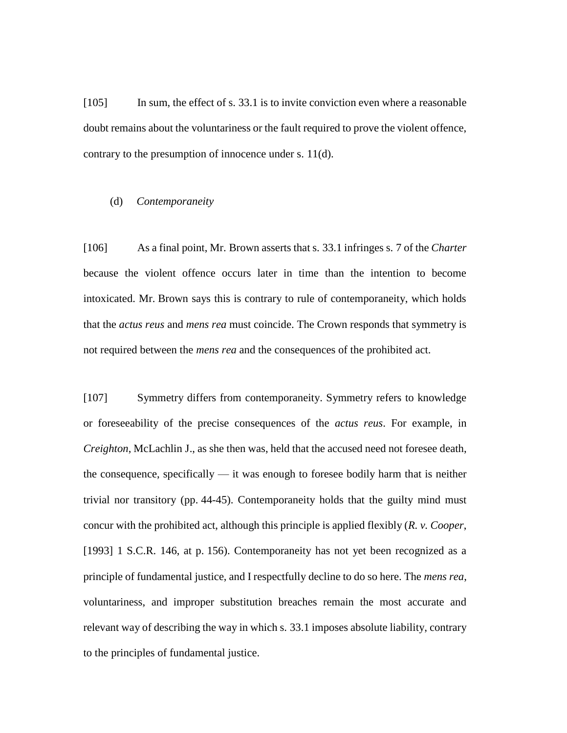[105] In sum, the effect of s. 33.1 is to invite conviction even where a reasonable doubt remains about the voluntariness or the fault required to prove the violent offence, contrary to the presumption of innocence under s. 11(d).

(d) *Contemporaneity*

[106] As a final point, Mr. Brown asserts that s. 33.1 infringes s. 7 of the *Charter* because the violent offence occurs later in time than the intention to become intoxicated. Mr. Brown says this is contrary to rule of contemporaneity, which holds that the *actus reus* and *mens rea* must coincide. The Crown responds that symmetry is not required between the *mens rea* and the consequences of the prohibited act.

[107] Symmetry differs from contemporaneity. Symmetry refers to knowledge or foreseeability of the precise consequences of the *actus reus*. For example, in *Creighton*, McLachlin J., as she then was, held that the accused need not foresee death, the consequence, specifically — it was enough to foresee bodily harm that is neither trivial nor transitory (pp. 44-45). Contemporaneity holds that the guilty mind must concur with the prohibited act, although this principle is applied flexibly (*R. v. Cooper*, [1993] 1 S.C.R. 146, at p. 156). Contemporaneity has not yet been recognized as a principle of fundamental justice, and I respectfully decline to do so here. The *mens rea*, voluntariness, and improper substitution breaches remain the most accurate and relevant way of describing the way in which s. 33.1 imposes absolute liability, contrary to the principles of fundamental justice.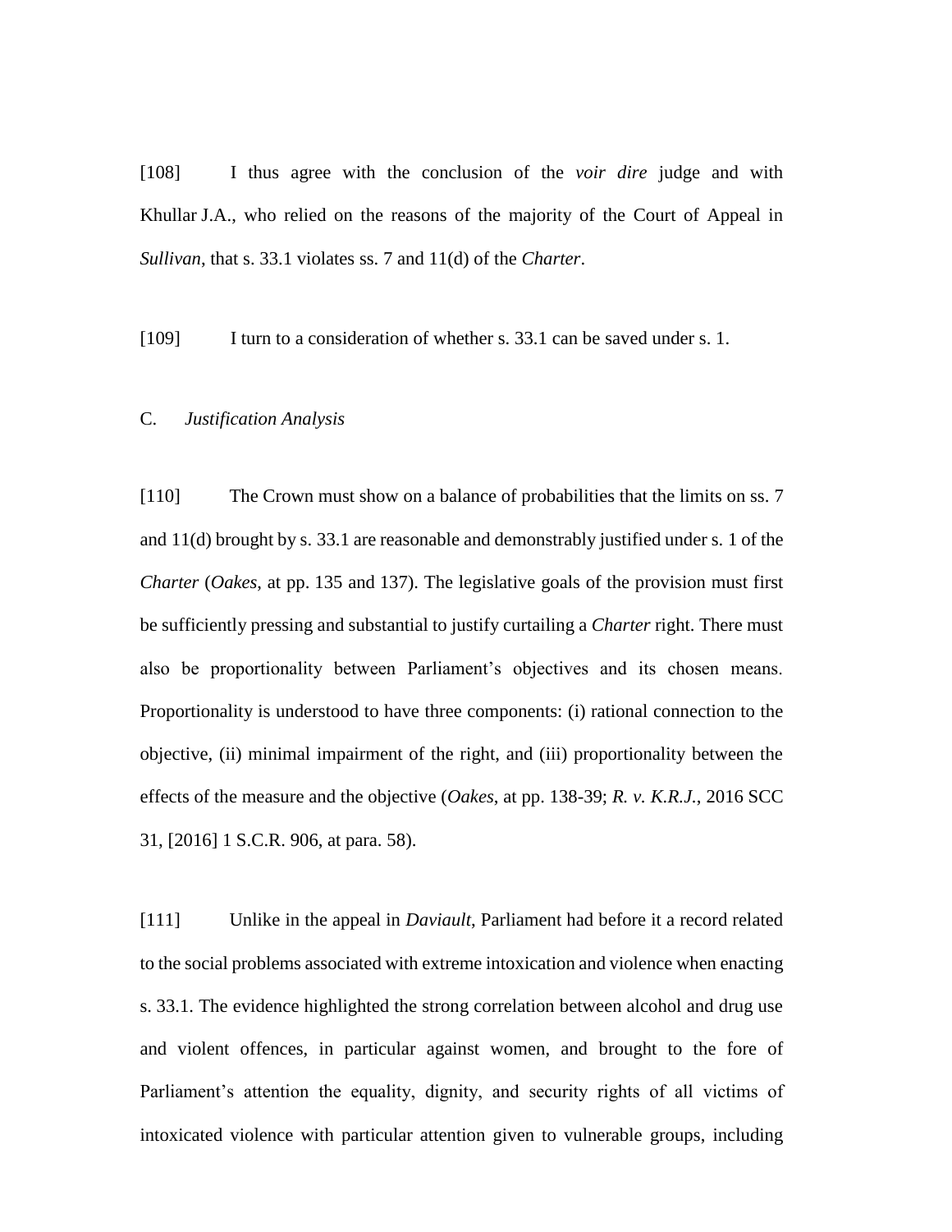[108] I thus agree with the conclusion of the *voir dire* judge and with Khullar J.A., who relied on the reasons of the majority of the Court of Appeal in *Sullivan*, that s. 33.1 violates ss. 7 and 11(d) of the *Charter*.

[109] I turn to a consideration of whether s. 33.1 can be saved under s. 1.

### C. *Justification Analysis*

[110] The Crown must show on a balance of probabilities that the limits on ss. 7 and 11(d) brought by s. 33.1 are reasonable and demonstrably justified under s. 1 of the *Charter* (*Oakes*, at pp. 135 and 137). The legislative goals of the provision must first be sufficiently pressing and substantial to justify curtailing a *Charter* right. There must also be proportionality between Parliament's objectives and its chosen means. Proportionality is understood to have three components: (i) rational connection to the objective, (ii) minimal impairment of the right, and (iii) proportionality between the effects of the measure and the objective (*Oakes*, at pp. 138-39; *R. v. K.R.J.*, 2016 SCC 31, [2016] 1 S.C.R. 906, at para. 58).

[111] Unlike in the appeal in *Daviault*, Parliament had before it a record related to the social problems associated with extreme intoxication and violence when enacting s. 33.1. The evidence highlighted the strong correlation between alcohol and drug use and violent offences, in particular against women, and brought to the fore of Parliament's attention the equality, dignity, and security rights of all victims of intoxicated violence with particular attention given to vulnerable groups, including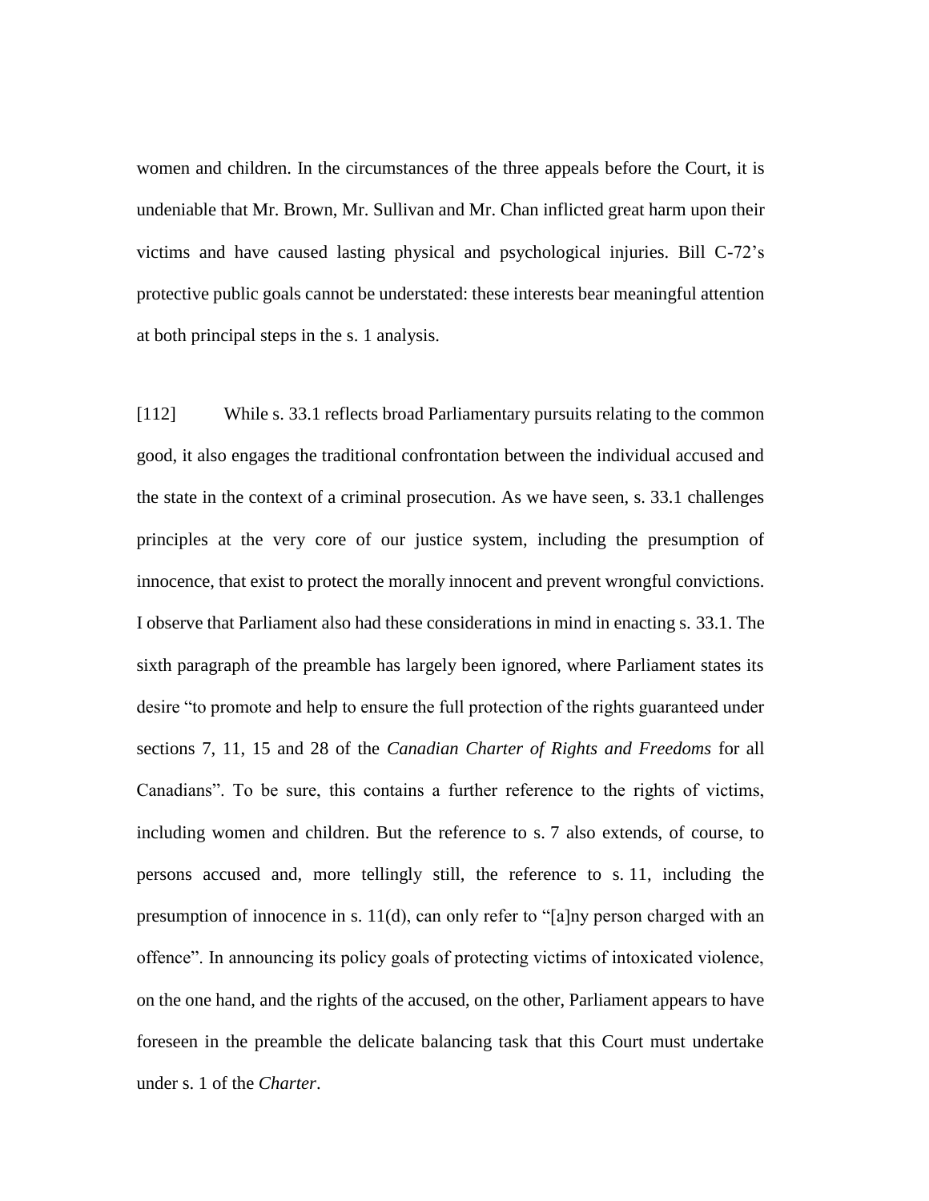women and children. In the circumstances of the three appeals before the Court, it is undeniable that Mr. Brown, Mr. Sullivan and Mr. Chan inflicted great harm upon their victims and have caused lasting physical and psychological injuries. Bill C-72's protective public goals cannot be understated: these interests bear meaningful attention at both principal steps in the s. 1 analysis.

[112] While s. 33.1 reflects broad Parliamentary pursuits relating to the common good, it also engages the traditional confrontation between the individual accused and the state in the context of a criminal prosecution. As we have seen, s. 33.1 challenges principles at the very core of our justice system, including the presumption of innocence, that exist to protect the morally innocent and prevent wrongful convictions. I observe that Parliament also had these considerations in mind in enacting s. 33.1. The sixth paragraph of the preamble has largely been ignored, where Parliament states its desire "to promote and help to ensure the full protection of the rights guaranteed under sections 7, 11, 15 and 28 of the *Canadian Charter of Rights and Freedoms* for all Canadians". To be sure, this contains a further reference to the rights of victims, including women and children. But the reference to s. 7 also extends, of course, to persons accused and, more tellingly still, the reference to s. 11, including the presumption of innocence in s. 11(d), can only refer to "[a]ny person charged with an offence". In announcing its policy goals of protecting victims of intoxicated violence, on the one hand, and the rights of the accused, on the other, Parliament appears to have foreseen in the preamble the delicate balancing task that this Court must undertake under s. 1 of the *Charter*.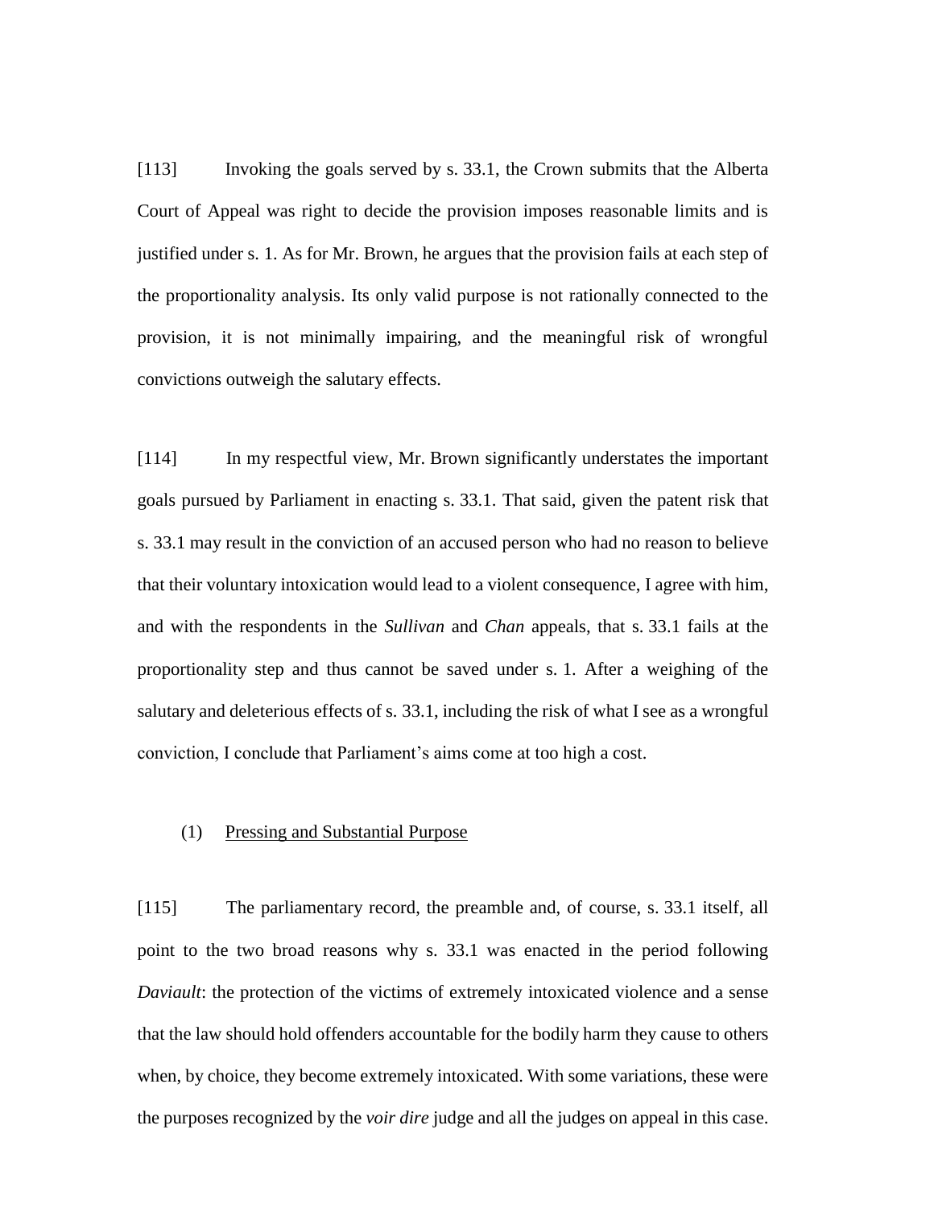[113] Invoking the goals served by s. 33.1, the Crown submits that the Alberta Court of Appeal was right to decide the provision imposes reasonable limits and is justified under s. 1. As for Mr. Brown, he argues that the provision fails at each step of the proportionality analysis. Its only valid purpose is not rationally connected to the provision, it is not minimally impairing, and the meaningful risk of wrongful convictions outweigh the salutary effects.

[114] In my respectful view, Mr. Brown significantly understates the important goals pursued by Parliament in enacting s. 33.1. That said, given the patent risk that s. 33.1 may result in the conviction of an accused person who had no reason to believe that their voluntary intoxication would lead to a violent consequence, I agree with him, and with the respondents in the *Sullivan* and *Chan* appeals, that s. 33.1 fails at the proportionality step and thus cannot be saved under s. 1. After a weighing of the salutary and deleterious effects of s. 33.1, including the risk of what I see as a wrongful conviction, I conclude that Parliament's aims come at too high a cost.

(1) Pressing and Substantial Purpose

[115] The parliamentary record, the preamble and, of course, s. 33.1 itself, all point to the two broad reasons why s. 33.1 was enacted in the period following *Daviault*: the protection of the victims of extremely intoxicated violence and a sense that the law should hold offenders accountable for the bodily harm they cause to others when, by choice, they become extremely intoxicated. With some variations, these were the purposes recognized by the *voir dire* judge and all the judges on appeal in this case.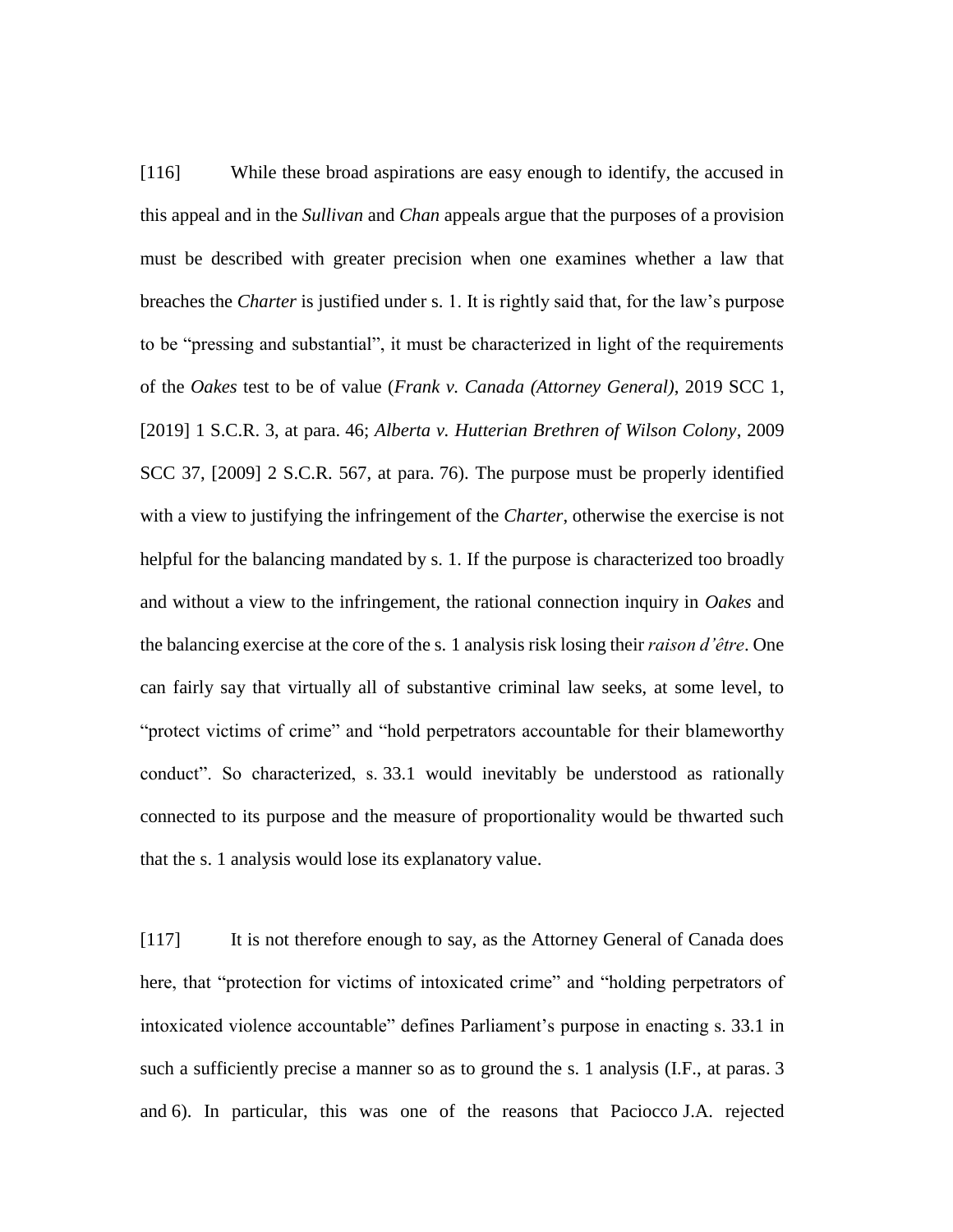[116] While these broad aspirations are easy enough to identify, the accused in this appeal and in the *Sullivan* and *Chan* appeals argue that the purposes of a provision must be described with greater precision when one examines whether a law that breaches the *Charter* is justified under s. 1. It is rightly said that, for the law's purpose to be "pressing and substantial", it must be characterized in light of the requirements of the *Oakes* test to be of value (*Frank v. Canada (Attorney General)*, 2019 SCC 1, [2019] 1 S.C.R. 3, at para. 46; *Alberta v. Hutterian Brethren of Wilson Colony*, 2009 SCC 37, [2009] 2 S.C.R. 567, at para. 76). The purpose must be properly identified with a view to justifying the infringement of the *Charter*, otherwise the exercise is not helpful for the balancing mandated by s. 1. If the purpose is characterized too broadly and without a view to the infringement, the rational connection inquiry in *Oakes* and the balancing exercise at the core of the s. 1 analysis risk losing their *raison d'être*. One can fairly say that virtually all of substantive criminal law seeks, at some level, to "protect victims of crime" and "hold perpetrators accountable for their blameworthy conduct". So characterized, s. 33.1 would inevitably be understood as rationally connected to its purpose and the measure of proportionality would be thwarted such that the s. 1 analysis would lose its explanatory value.

[117] It is not therefore enough to say, as the Attorney General of Canada does here, that "protection for victims of intoxicated crime" and "holding perpetrators of intoxicated violence accountable" defines Parliament's purpose in enacting s. 33.1 in such a sufficiently precise a manner so as to ground the s. 1 analysis (I.F., at paras. 3 and 6). In particular, this was one of the reasons that Paciocco J.A. rejected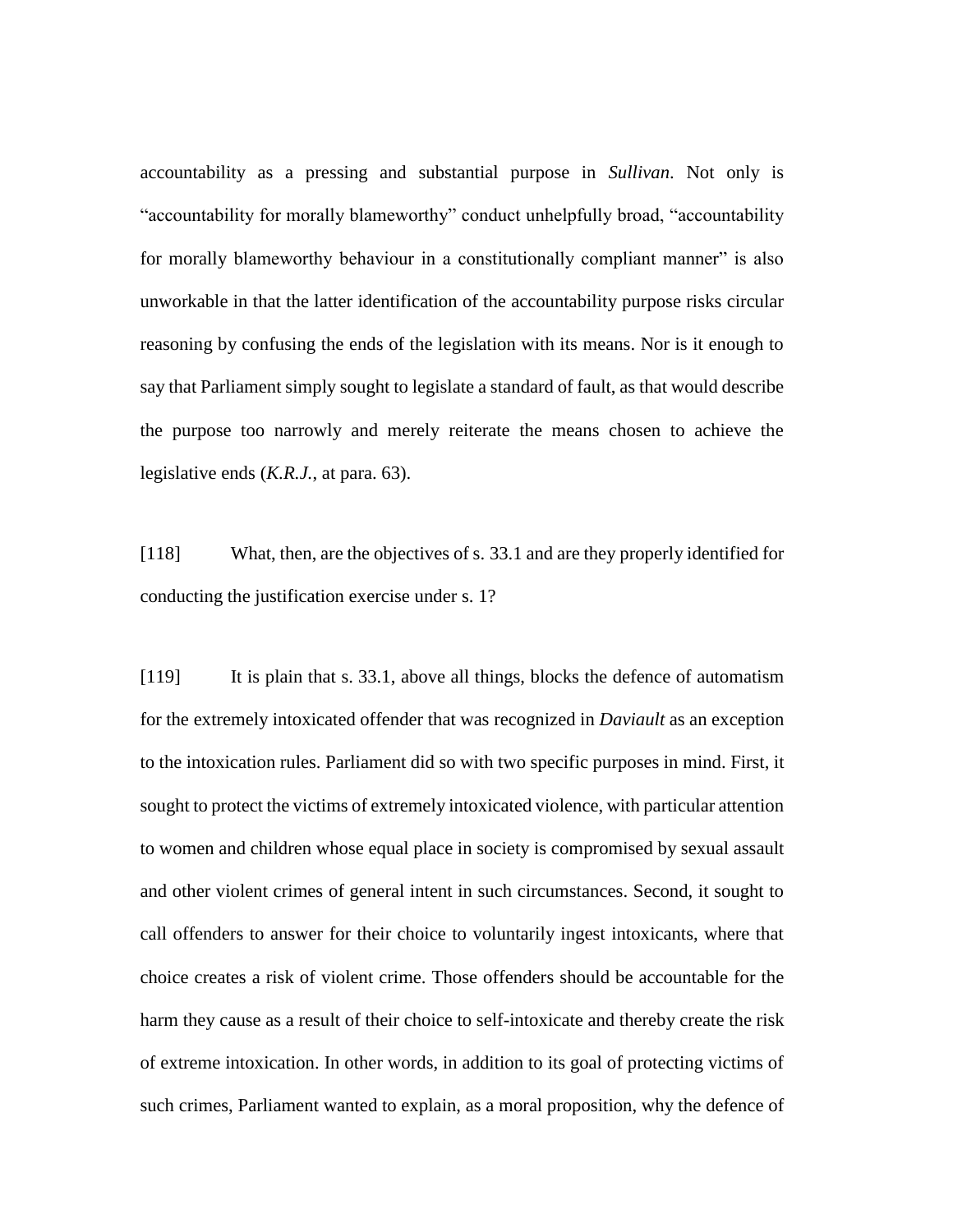accountability as a pressing and substantial purpose in *Sullivan*. Not only is "accountability for morally blameworthy" conduct unhelpfully broad, "accountability for morally blameworthy behaviour in a constitutionally compliant manner" is also unworkable in that the latter identification of the accountability purpose risks circular reasoning by confusing the ends of the legislation with its means. Nor is it enough to say that Parliament simply sought to legislate a standard of fault, as that would describe the purpose too narrowly and merely reiterate the means chosen to achieve the legislative ends (*K.R.J.*, at para. 63).

[118] What, then, are the objectives of s. 33.1 and are they properly identified for conducting the justification exercise under s. 1?

[119] It is plain that s. 33.1, above all things, blocks the defence of automatism for the extremely intoxicated offender that was recognized in *Daviault* as an exception to the intoxication rules. Parliament did so with two specific purposes in mind. First, it sought to protect the victims of extremely intoxicated violence, with particular attention to women and children whose equal place in society is compromised by sexual assault and other violent crimes of general intent in such circumstances. Second, it sought to call offenders to answer for their choice to voluntarily ingest intoxicants, where that choice creates a risk of violent crime. Those offenders should be accountable for the harm they cause as a result of their choice to self-intoxicate and thereby create the risk of extreme intoxication. In other words, in addition to its goal of protecting victims of such crimes, Parliament wanted to explain, as a moral proposition, why the defence of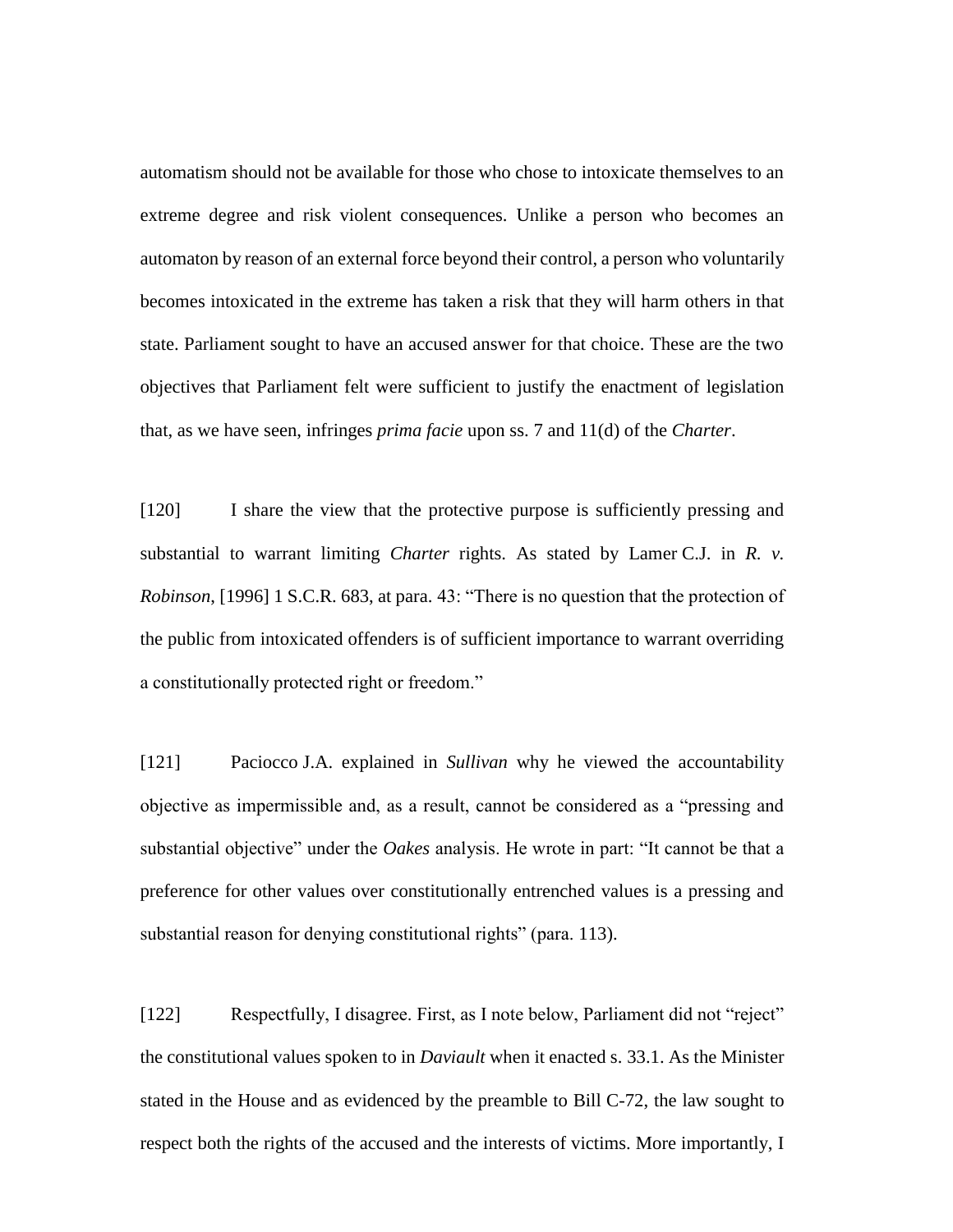automatism should not be available for those who chose to intoxicate themselves to an extreme degree and risk violent consequences. Unlike a person who becomes an automaton by reason of an external force beyond their control, a person who voluntarily becomes intoxicated in the extreme has taken a risk that they will harm others in that state. Parliament sought to have an accused answer for that choice. These are the two objectives that Parliament felt were sufficient to justify the enactment of legislation that, as we have seen, infringes *prima facie* upon ss. 7 and 11(d) of the *Charter*.

[120] I share the view that the protective purpose is sufficiently pressing and substantial to warrant limiting *Charter* rights. As stated by Lamer C.J. in *R. v. Robinson*, [1996] 1 S.C.R. 683, at para. 43: "There is no question that the protection of the public from intoxicated offenders is of sufficient importance to warrant overriding a constitutionally protected right or freedom."

[121] Paciocco J.A. explained in *Sullivan* why he viewed the accountability objective as impermissible and, as a result, cannot be considered as a "pressing and substantial objective" under the *Oakes* analysis. He wrote in part: "It cannot be that a preference for other values over constitutionally entrenched values is a pressing and substantial reason for denying constitutional rights" (para. 113).

[122] Respectfully, I disagree. First, as I note below, Parliament did not "reject" the constitutional values spoken to in *Daviault* when it enacted s. 33.1. As the Minister stated in the House and as evidenced by the preamble to Bill C-72, the law sought to respect both the rights of the accused and the interests of victims. More importantly, I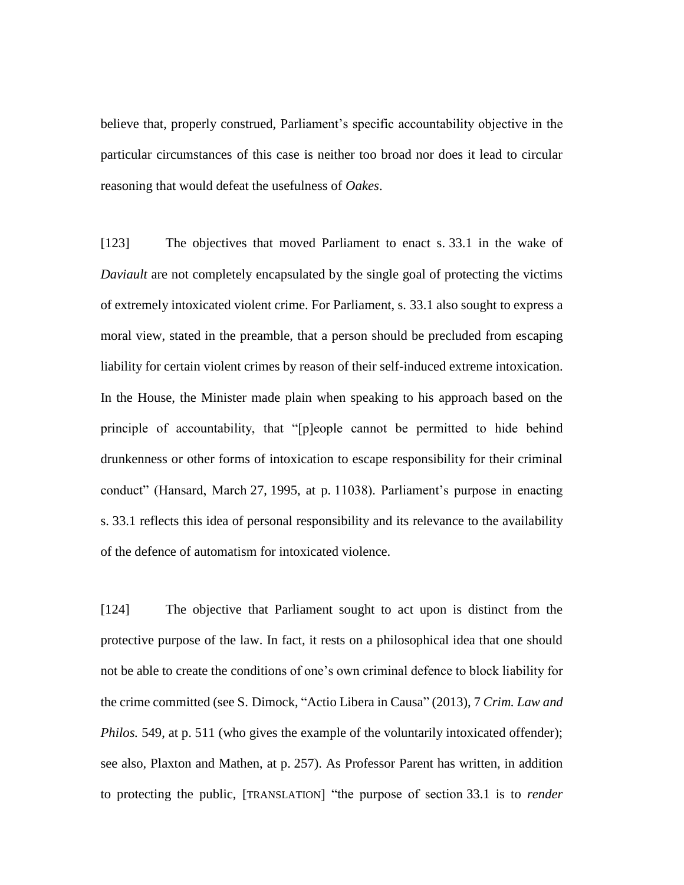believe that, properly construed, Parliament's specific accountability objective in the particular circumstances of this case is neither too broad nor does it lead to circular reasoning that would defeat the usefulness of *Oakes*.

[123] The objectives that moved Parliament to enact s. 33.1 in the wake of *Daviault* are not completely encapsulated by the single goal of protecting the victims of extremely intoxicated violent crime. For Parliament, s. 33.1 also sought to express a moral view, stated in the preamble, that a person should be precluded from escaping liability for certain violent crimes by reason of their self-induced extreme intoxication. In the House, the Minister made plain when speaking to his approach based on the principle of accountability, that "[p]eople cannot be permitted to hide behind drunkenness or other forms of intoxication to escape responsibility for their criminal conduct" (Hansard, March 27, 1995, at p. 11038). Parliament's purpose in enacting s. 33.1 reflects this idea of personal responsibility and its relevance to the availability of the defence of automatism for intoxicated violence.

[124] The objective that Parliament sought to act upon is distinct from the protective purpose of the law. In fact, it rests on a philosophical idea that one should not be able to create the conditions of one's own criminal defence to block liability for the crime committed (see S. Dimock, "Actio Libera in Causa" (2013), 7 *Crim. Law and Philos.* 549, at p. 511 (who gives the example of the voluntarily intoxicated offender); see also, Plaxton and Mathen, at p. 257). As Professor Parent has written, in addition to protecting the public, [TRANSLATION] "the purpose of section 33.1 is to *render*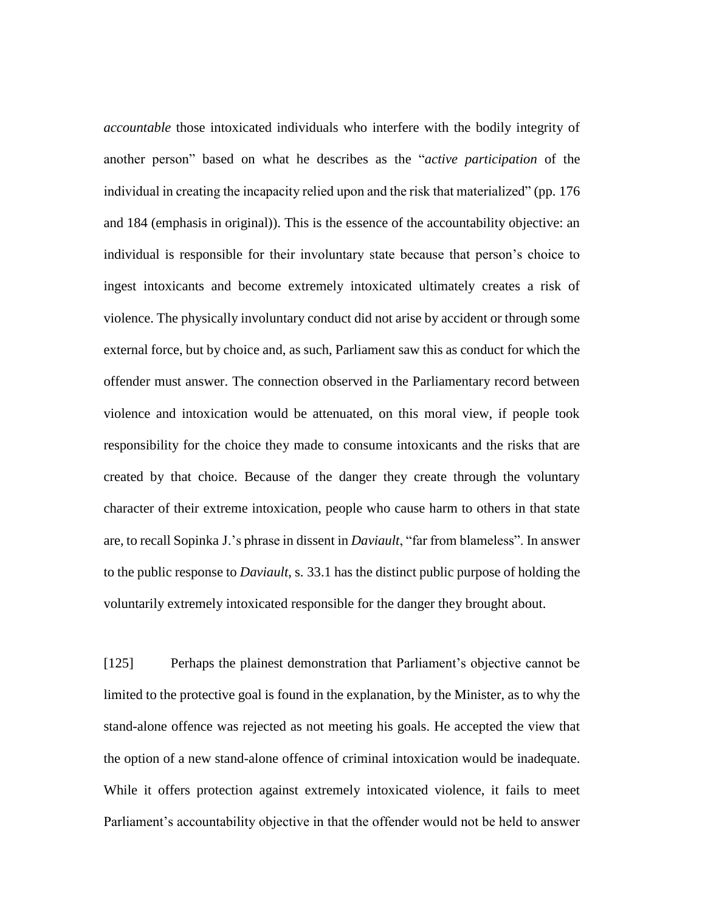*accountable* those intoxicated individuals who interfere with the bodily integrity of another person" based on what he describes as the "*active participation* of the individual in creating the incapacity relied upon and the risk that materialized" (pp. 176 and 184 (emphasis in original)). This is the essence of the accountability objective: an individual is responsible for their involuntary state because that person's choice to ingest intoxicants and become extremely intoxicated ultimately creates a risk of violence. The physically involuntary conduct did not arise by accident or through some external force, but by choice and, as such, Parliament saw this as conduct for which the offender must answer. The connection observed in the Parliamentary record between violence and intoxication would be attenuated, on this moral view, if people took responsibility for the choice they made to consume intoxicants and the risks that are created by that choice. Because of the danger they create through the voluntary character of their extreme intoxication, people who cause harm to others in that state are, to recall Sopinka J.'s phrase in dissent in *Daviault*, "far from blameless". In answer to the public response to *Daviault*, s. 33.1 has the distinct public purpose of holding the voluntarily extremely intoxicated responsible for the danger they brought about.

[125] Perhaps the plainest demonstration that Parliament's objective cannot be limited to the protective goal is found in the explanation, by the Minister, as to why the stand-alone offence was rejected as not meeting his goals. He accepted the view that the option of a new stand-alone offence of criminal intoxication would be inadequate. While it offers protection against extremely intoxicated violence, it fails to meet Parliament's accountability objective in that the offender would not be held to answer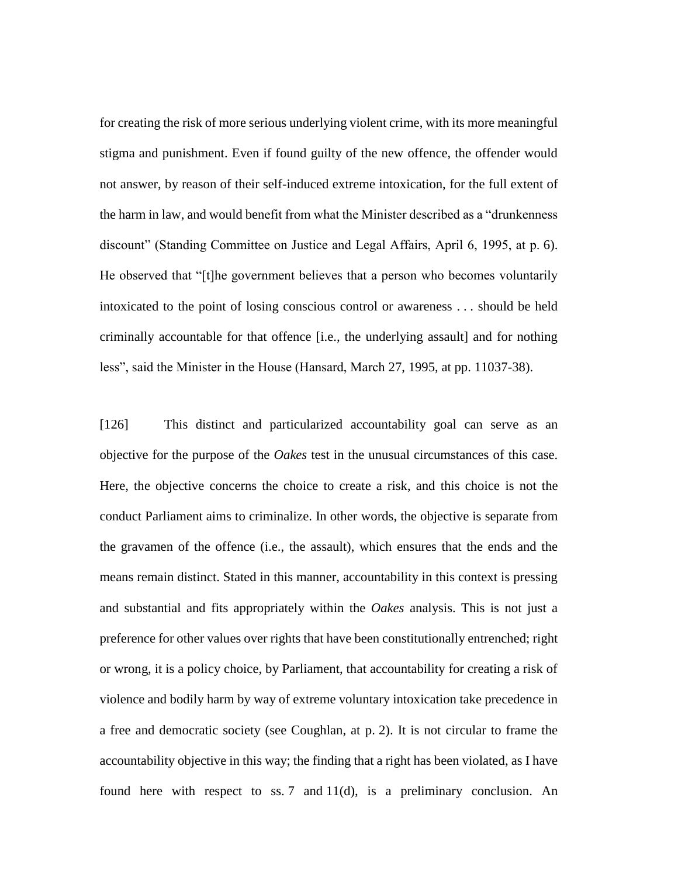for creating the risk of more serious underlying violent crime, with its more meaningful stigma and punishment. Even if found guilty of the new offence, the offender would not answer, by reason of their self-induced extreme intoxication, for the full extent of the harm in law, and would benefit from what the Minister described as a "drunkenness discount" (Standing Committee on Justice and Legal Affairs, April 6, 1995, at p. 6). He observed that "[t]he government believes that a person who becomes voluntarily intoxicated to the point of losing conscious control or awareness . . . should be held criminally accountable for that offence [i.e., the underlying assault] and for nothing less", said the Minister in the House (Hansard, March 27, 1995, at pp. 11037-38).

[126] This distinct and particularized accountability goal can serve as an objective for the purpose of the *Oakes* test in the unusual circumstances of this case. Here, the objective concerns the choice to create a risk, and this choice is not the conduct Parliament aims to criminalize. In other words, the objective is separate from the gravamen of the offence (i.e., the assault), which ensures that the ends and the means remain distinct. Stated in this manner, accountability in this context is pressing and substantial and fits appropriately within the *Oakes* analysis. This is not just a preference for other values over rights that have been constitutionally entrenched; right or wrong, it is a policy choice, by Parliament, that accountability for creating a risk of violence and bodily harm by way of extreme voluntary intoxication take precedence in a free and democratic society (see Coughlan, at p. 2). It is not circular to frame the accountability objective in this way; the finding that a right has been violated, as I have found here with respect to ss. 7 and 11(d), is a preliminary conclusion. An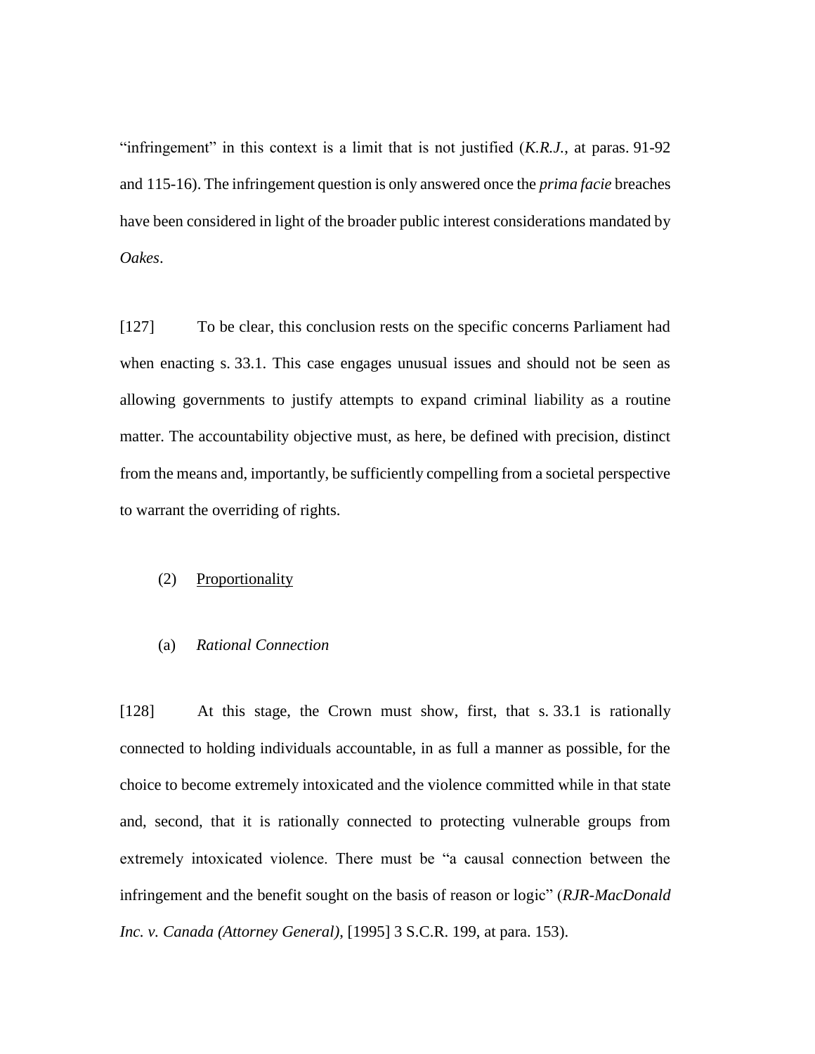"infringement" in this context is a limit that is not justified (*K.R.J.*, at paras. 91-92 and 115-16). The infringement question is only answered once the *prima facie* breaches have been considered in light of the broader public interest considerations mandated by *Oakes*.

[127] To be clear, this conclusion rests on the specific concerns Parliament had when enacting s. 33.1. This case engages unusual issues and should not be seen as allowing governments to justify attempts to expand criminal liability as a routine matter. The accountability objective must, as here, be defined with precision, distinct from the means and, importantly, be sufficiently compelling from a societal perspective to warrant the overriding of rights.

(2) Proportionality

(a) *Rational Connection*

[128] At this stage, the Crown must show, first, that s. 33.1 is rationally connected to holding individuals accountable, in as full a manner as possible, for the choice to become extremely intoxicated and the violence committed while in that state and, second, that it is rationally connected to protecting vulnerable groups from extremely intoxicated violence. There must be "a causal connection between the infringement and the benefit sought on the basis of reason or logic" (*RJR-MacDonald Inc. v. Canada (Attorney General)*, [1995] 3 S.C.R. 199, at para. 153).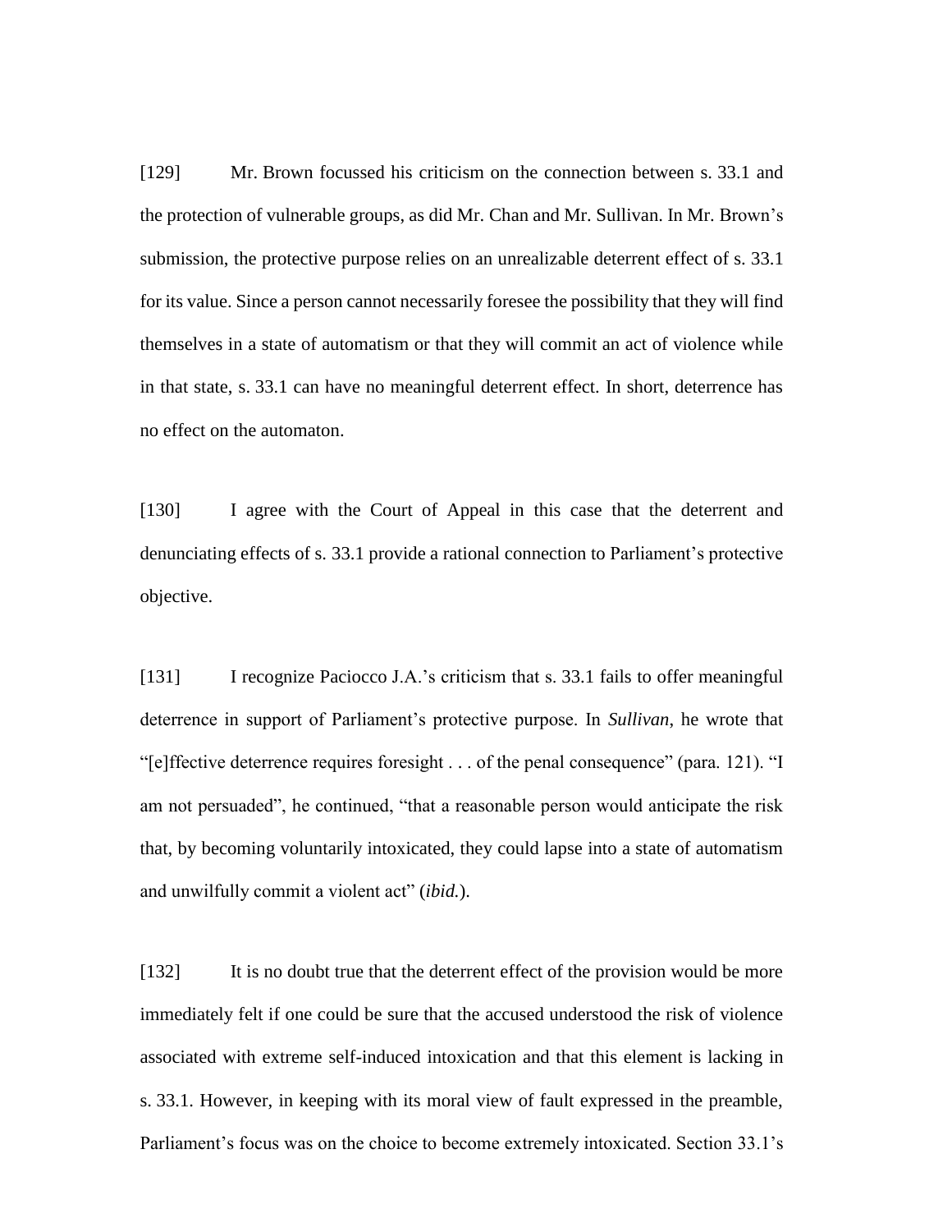[129] Mr. Brown focussed his criticism on the connection between s. 33.1 and the protection of vulnerable groups, as did Mr. Chan and Mr. Sullivan. In Mr. Brown's submission, the protective purpose relies on an unrealizable deterrent effect of s. 33.1 for its value. Since a person cannot necessarily foresee the possibility that they will find themselves in a state of automatism or that they will commit an act of violence while in that state, s. 33.1 can have no meaningful deterrent effect. In short, deterrence has no effect on the automaton.

[130] I agree with the Court of Appeal in this case that the deterrent and denunciating effects of s. 33.1 provide a rational connection to Parliament's protective objective.

[131] I recognize Paciocco J.A.'s criticism that s. 33.1 fails to offer meaningful deterrence in support of Parliament's protective purpose. In *Sullivan*, he wrote that "[e]ffective deterrence requires foresight . . . of the penal consequence" (para. 121). "I am not persuaded", he continued, "that a reasonable person would anticipate the risk that, by becoming voluntarily intoxicated, they could lapse into a state of automatism and unwilfully commit a violent act" (*ibid.*).

[132] It is no doubt true that the deterrent effect of the provision would be more immediately felt if one could be sure that the accused understood the risk of violence associated with extreme self-induced intoxication and that this element is lacking in s. 33.1. However, in keeping with its moral view of fault expressed in the preamble, Parliament's focus was on the choice to become extremely intoxicated. Section 33.1's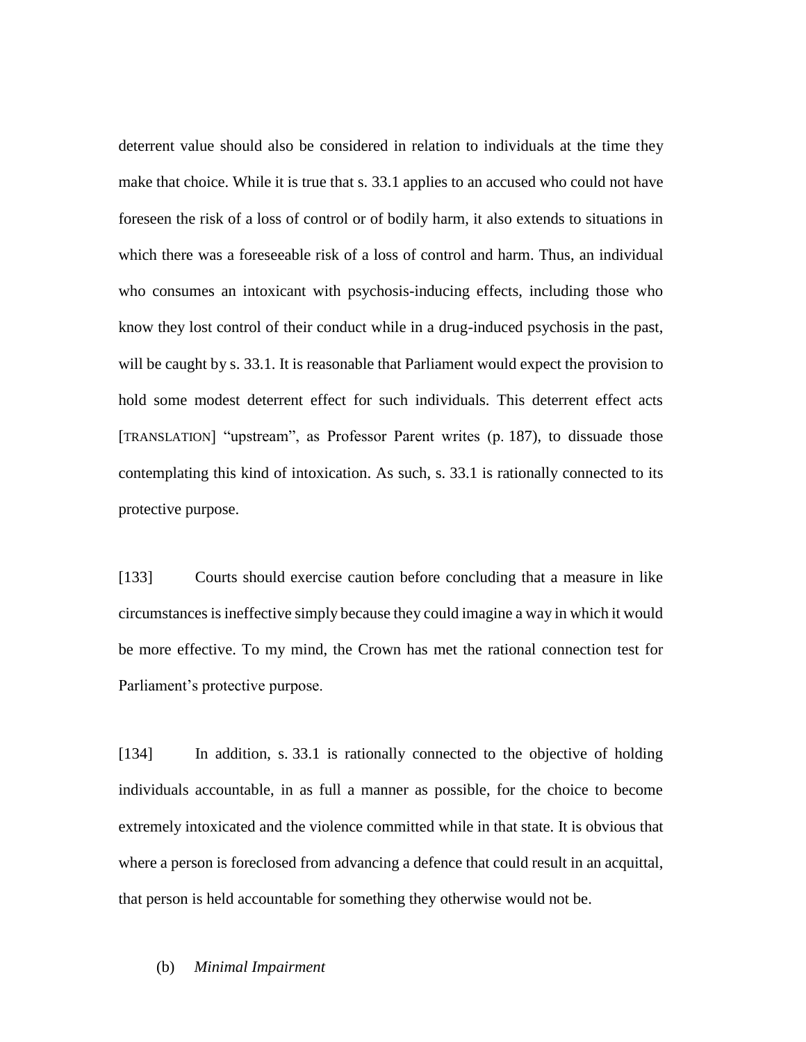deterrent value should also be considered in relation to individuals at the time they make that choice. While it is true that s. 33.1 applies to an accused who could not have foreseen the risk of a loss of control or of bodily harm, it also extends to situations in which there was a foreseeable risk of a loss of control and harm. Thus, an individual who consumes an intoxicant with psychosis-inducing effects, including those who know they lost control of their conduct while in a drug-induced psychosis in the past, will be caught by s. 33.1. It is reasonable that Parliament would expect the provision to hold some modest deterrent effect for such individuals. This deterrent effect acts [TRANSLATION] "upstream", as Professor Parent writes (p. 187), to dissuade those contemplating this kind of intoxication. As such, s. 33.1 is rationally connected to its protective purpose.

[133] Courts should exercise caution before concluding that a measure in like circumstances is ineffective simply because they could imagine a way in which it would be more effective. To my mind, the Crown has met the rational connection test for Parliament's protective purpose.

[134] In addition, s. 33.1 is rationally connected to the objective of holding individuals accountable, in as full a manner as possible, for the choice to become extremely intoxicated and the violence committed while in that state. It is obvious that where a person is foreclosed from advancing a defence that could result in an acquittal, that person is held accountable for something they otherwise would not be.

(b) *Minimal Impairment*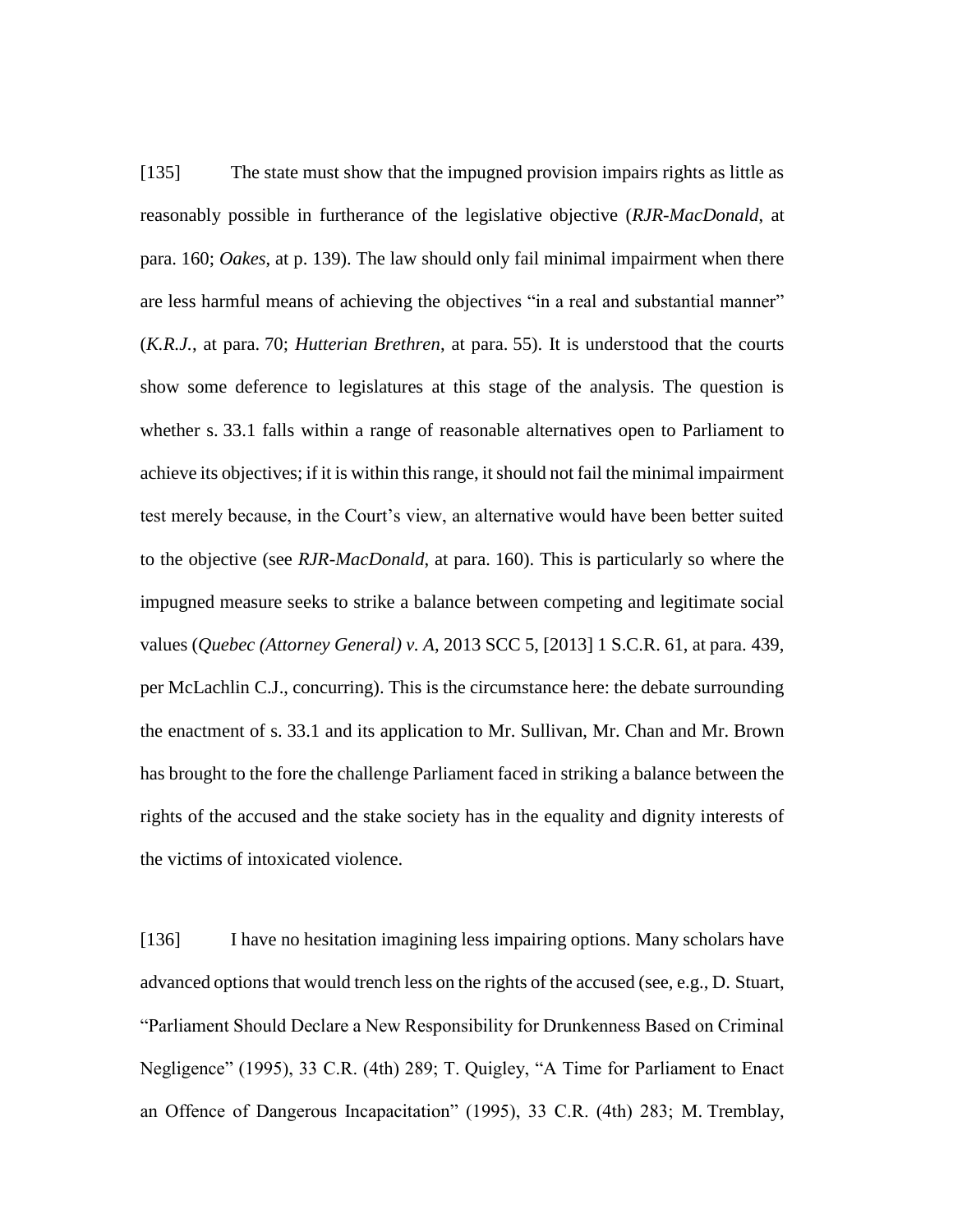[135] The state must show that the impugned provision impairs rights as little as reasonably possible in furtherance of the legislative objective (*RJR-MacDonald*, at para. 160; *Oakes*, at p. 139). The law should only fail minimal impairment when there are less harmful means of achieving the objectives "in a real and substantial manner" (*K.R.J.*, at para. 70; *Hutterian Brethren*, at para. 55). It is understood that the courts show some deference to legislatures at this stage of the analysis. The question is whether s. 33.1 falls within a range of reasonable alternatives open to Parliament to achieve its objectives; if it is within this range, it should not fail the minimal impairment test merely because, in the Court's view, an alternative would have been better suited to the objective (see *RJR-MacDonald*, at para. 160). This is particularly so where the impugned measure seeks to strike a balance between competing and legitimate social values (*Quebec (Attorney General) v. A*, 2013 SCC 5, [2013] 1 S.C.R. 61, at para. 439, per McLachlin C.J., concurring). This is the circumstance here: the debate surrounding the enactment of s. 33.1 and its application to Mr. Sullivan, Mr. Chan and Mr. Brown has brought to the fore the challenge Parliament faced in striking a balance between the rights of the accused and the stake society has in the equality and dignity interests of the victims of intoxicated violence.

[136] I have no hesitation imagining less impairing options. Many scholars have advanced options that would trench less on the rights of the accused (see, e.g., D. Stuart, "Parliament Should Declare a New Responsibility for Drunkenness Based on Criminal Negligence" (1995), 33 C.R. (4th) 289; T. Quigley, "A Time for Parliament to Enact an Offence of Dangerous Incapacitation" (1995), 33 C.R. (4th) 283; M. Tremblay,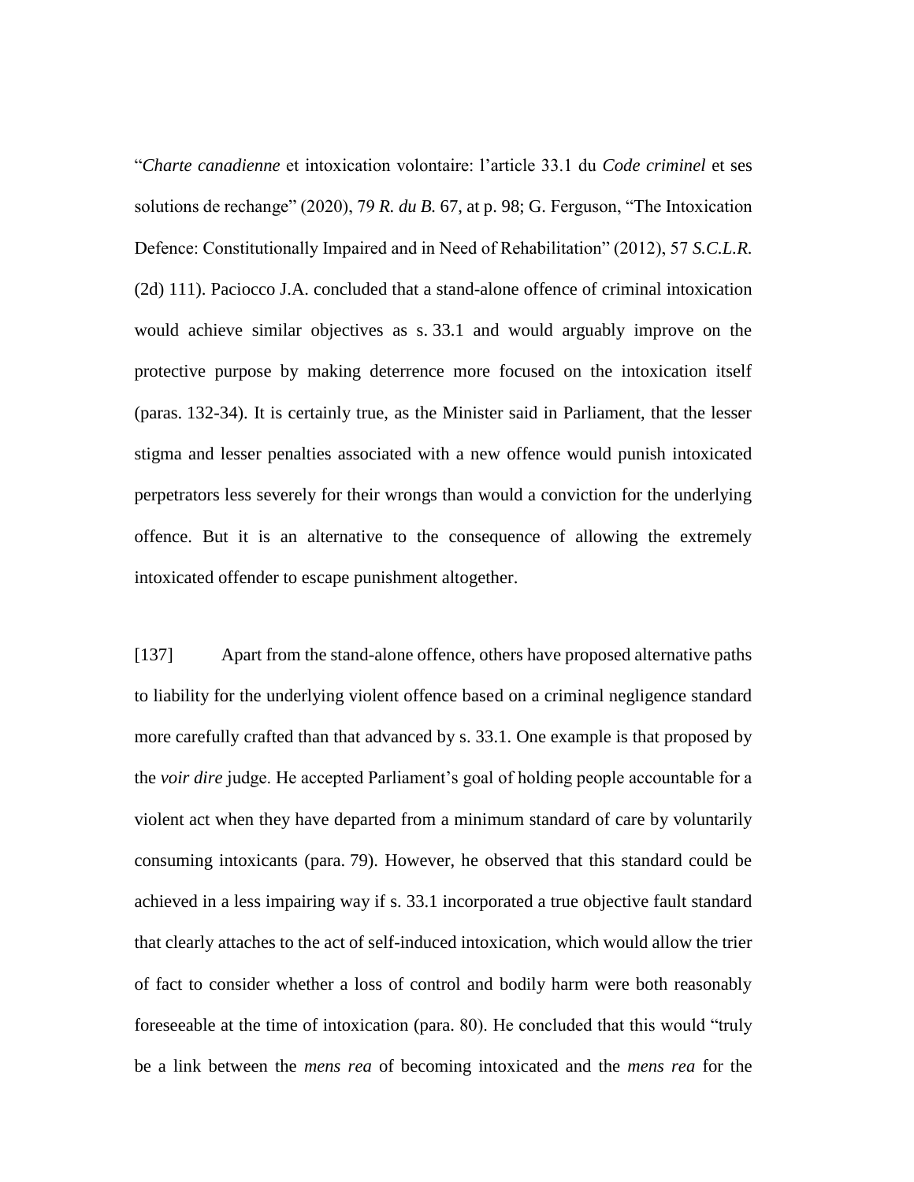"*Charte canadienne* et intoxication volontaire: l'article 33.1 du *Code criminel* et ses solutions de rechange" (2020), 79 *R. du B.* 67, at p. 98; G. Ferguson, "The Intoxication Defence: Constitutionally Impaired and in Need of Rehabilitation" (2012), 57 *S.C.L.R.* (2d) 111). Paciocco J.A. concluded that a stand-alone offence of criminal intoxication would achieve similar objectives as s. 33.1 and would arguably improve on the protective purpose by making deterrence more focused on the intoxication itself (paras. 132-34). It is certainly true, as the Minister said in Parliament, that the lesser stigma and lesser penalties associated with a new offence would punish intoxicated perpetrators less severely for their wrongs than would a conviction for the underlying offence. But it is an alternative to the consequence of allowing the extremely intoxicated offender to escape punishment altogether.

[137] Apart from the stand-alone offence, others have proposed alternative paths to liability for the underlying violent offence based on a criminal negligence standard more carefully crafted than that advanced by s. 33.1. One example is that proposed by the *voir dire* judge. He accepted Parliament's goal of holding people accountable for a violent act when they have departed from a minimum standard of care by voluntarily consuming intoxicants (para. 79). However, he observed that this standard could be achieved in a less impairing way if s. 33.1 incorporated a true objective fault standard that clearly attaches to the act of self-induced intoxication, which would allow the trier of fact to consider whether a loss of control and bodily harm were both reasonably foreseeable at the time of intoxication (para. 80). He concluded that this would "truly be a link between the *mens rea* of becoming intoxicated and the *mens rea* for the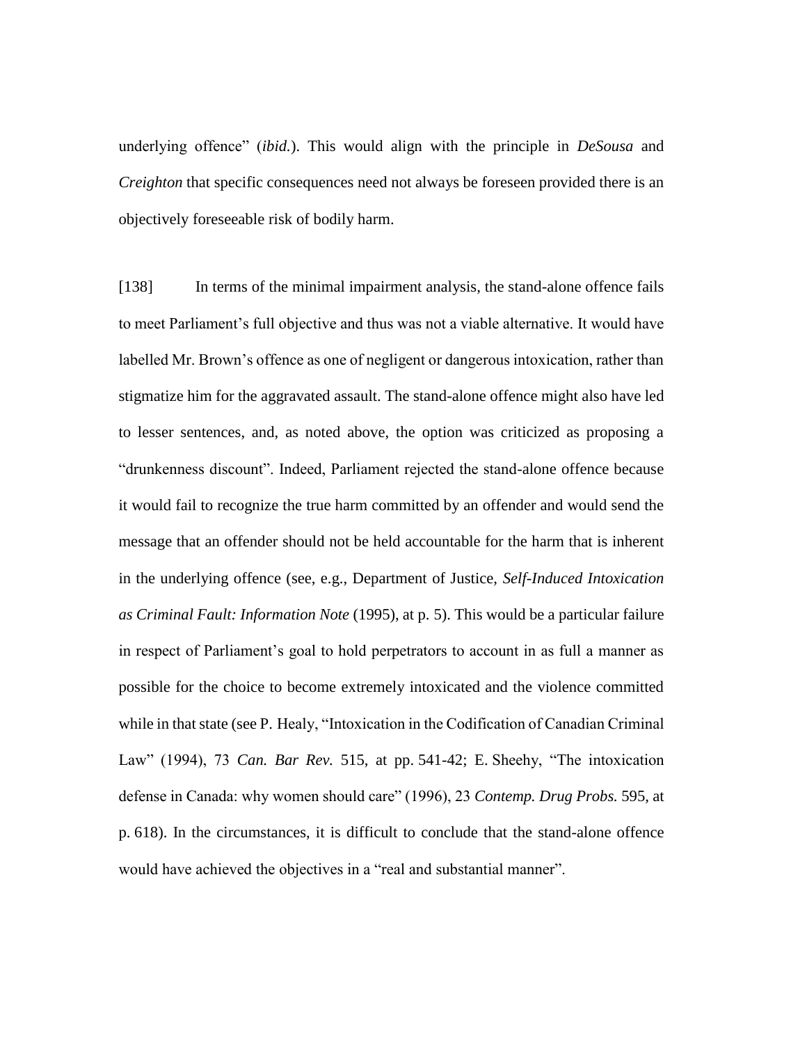underlying offence” (*ibid.*). This would align with the principle in *DeSousa* and *Creighton* that specific consequences need not always be foreseen provided there is an objectively foreseeable risk of bodily harm.

[138] In terms of the minimal impairment analysis, the stand-alone offence fails to meet Parliament’s full objective and thus was not a viable alternative. It would have labelled Mr. Brown’s offence as one of negligent or dangerous intoxication, rather than stigmatize him for the aggravated assault. The stand-alone offence might also have led to lesser sentences, and, as noted above, the option was criticized as proposing a “drunkenness discount”. Indeed, Parliament rejected the stand-alone offence because it would fail to recognize the true harm committed by an offender and would send the message that an offender should not be held accountable for the harm that is inherent in the underlying offence (see, e.g., Department of Justice, *Self-Induced Intoxication as Criminal Fault: Information Note* (1995), at p. 5). This would be a particular failure in respect of Parliament’s goal to hold perpetrators to account in as full a manner as possible for the choice to become extremely intoxicated and the violence committed while in that state (see P. Healy, “Intoxication in the Codification of Canadian Criminal Law” (1994), 73 *Can. Bar Rev.* 515, at pp. 541-42; E. Sheehy, “The intoxication defense in Canada: why women should care” (1996), 23 *Contemp. Drug Probs.* 595, at p. 618). In the circumstances, it is difficult to conclude that the stand-alone offence would have achieved the objectives in a “real and substantial manner”.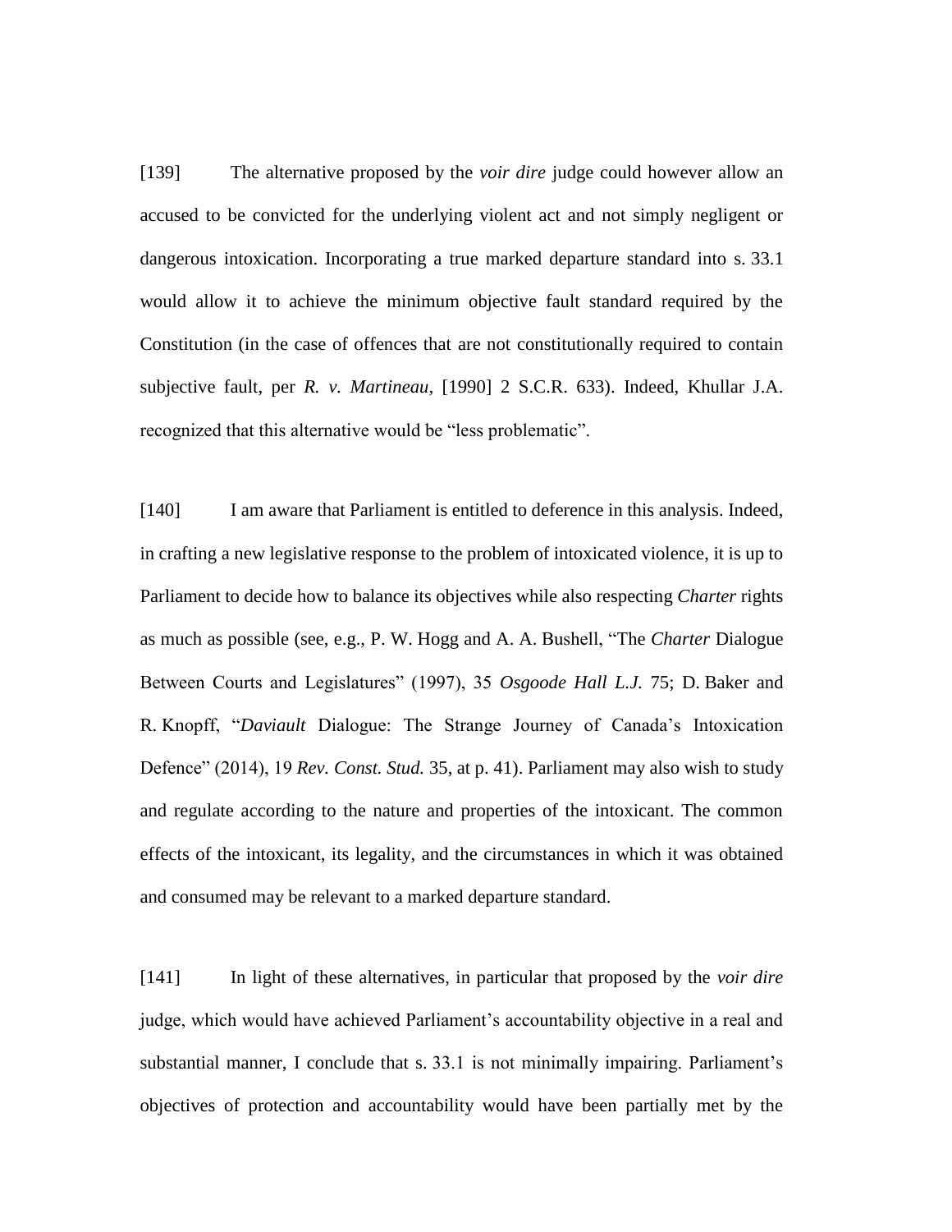[139] The alternative proposed by the *voir dire* judge could however allow an accused to be convicted for the underlying violent act and not simply negligent or dangerous intoxication. Incorporating a true marked departure standard into s. 33.1 would allow it to achieve the minimum objective fault standard required by the Constitution (in the case of offences that are not constitutionally required to contain subjective fault, per *R. v. Martineau*, [1990] 2 S.C.R. 633). Indeed, Khullar J.A. recognized that this alternative would be "less problematic".

[140] I am aware that Parliament is entitled to deference in this analysis. Indeed, in crafting a new legislative response to the problem of intoxicated violence, it is up to Parliament to decide how to balance its objectives while also respecting *Charter* rights as much as possible (see, e.g., P. W. Hogg and A. A. Bushell, "The *Charter* Dialogue Between Courts and Legislatures" (1997), 35 *Osgoode Hall L.J.* 75; D. Baker and R. Knopff, "*Daviault* Dialogue: The Strange Journey of Canada's Intoxication Defence" (2014), 19 *Rev. Const. Stud.* 35, at p. 41). Parliament may also wish to study and regulate according to the nature and properties of the intoxicant. The common effects of the intoxicant, its legality, and the circumstances in which it was obtained and consumed may be relevant to a marked departure standard.

[141] In light of these alternatives, in particular that proposed by the *voir dire* judge, which would have achieved Parliament's accountability objective in a real and substantial manner, I conclude that s. 33.1 is not minimally impairing. Parliament's objectives of protection and accountability would have been partially met by the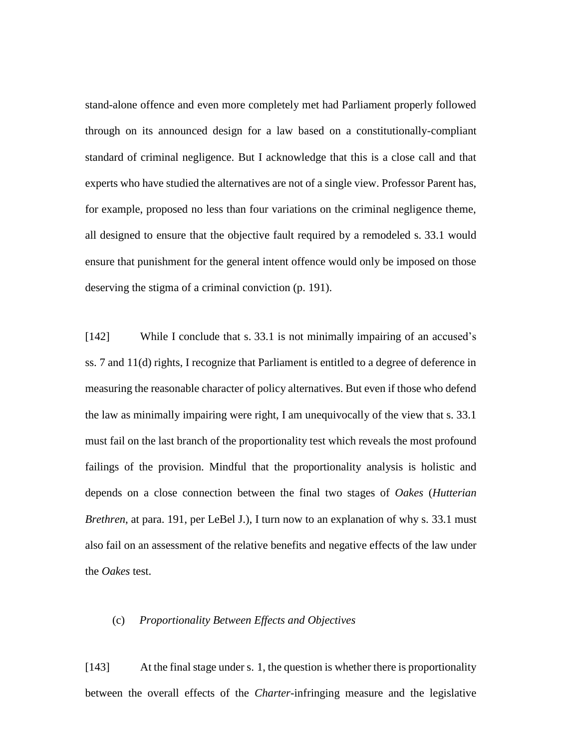stand-alone offence and even more completely met had Parliament properly followed through on its announced design for a law based on a constitutionally-compliant standard of criminal negligence. But I acknowledge that this is a close call and that experts who have studied the alternatives are not of a single view. Professor Parent has, for example, proposed no less than four variations on the criminal negligence theme, all designed to ensure that the objective fault required by a remodeled s. 33.1 would ensure that punishment for the general intent offence would only be imposed on those deserving the stigma of a criminal conviction (p. 191).

[142] While I conclude that s. 33.1 is not minimally impairing of an accused's ss. 7 and 11(d) rights, I recognize that Parliament is entitled to a degree of deference in measuring the reasonable character of policy alternatives. But even if those who defend the law as minimally impairing were right, I am unequivocally of the view that s. 33.1 must fail on the last branch of the proportionality test which reveals the most profound failings of the provision. Mindful that the proportionality analysis is holistic and depends on a close connection between the final two stages of *Oakes* (*Hutterian Brethren*, at para. 191, per LeBel J.), I turn now to an explanation of why s. 33.1 must also fail on an assessment of the relative benefits and negative effects of the law under the *Oakes* test.

(c) *Proportionality Between Effects and Objectives*

[143] At the final stage under s. 1, the question is whether there is proportionality between the overall effects of the *Charter*-infringing measure and the legislative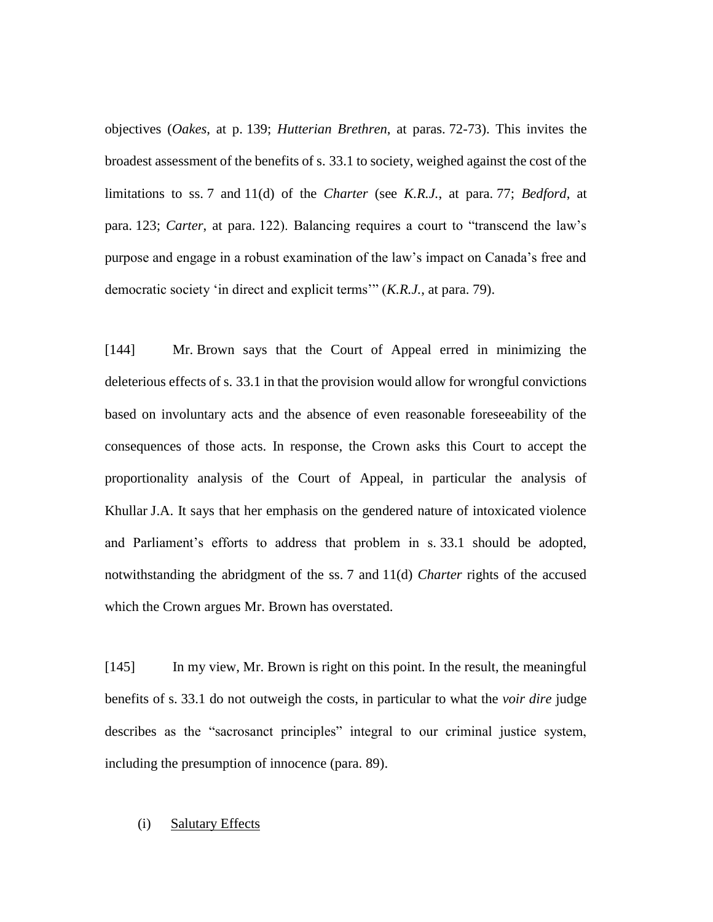objectives (*Oakes*, at p. 139; *Hutterian Brethren*, at paras. 72-73). This invites the broadest assessment of the benefits of s. 33.1 to society, weighed against the cost of the limitations to ss. 7 and 11(d) of the *Charter* (see *K.R.J.*, at para. 77; *Bedford*, at para. 123; *Carter*, at para. 122). Balancing requires a court to "transcend the law's purpose and engage in a robust examination of the law's impact on Canada's free and democratic society 'in direct and explicit terms'" (*K.R.J.*, at para. 79).

[144] Mr. Brown says that the Court of Appeal erred in minimizing the deleterious effects of s. 33.1 in that the provision would allow for wrongful convictions based on involuntary acts and the absence of even reasonable foreseeability of the consequences of those acts. In response, the Crown asks this Court to accept the proportionality analysis of the Court of Appeal, in particular the analysis of Khullar J.A. It says that her emphasis on the gendered nature of intoxicated violence and Parliament's efforts to address that problem in s. 33.1 should be adopted, notwithstanding the abridgment of the ss. 7 and 11(d) *Charter* rights of the accused which the Crown argues Mr. Brown has overstated.

[145] In my view, Mr. Brown is right on this point. In the result, the meaningful benefits of s. 33.1 do not outweigh the costs, in particular to what the *voir dire* judge describes as the "sacrosanct principles" integral to our criminal justice system, including the presumption of innocence (para. 89).

(i) Salutary Effects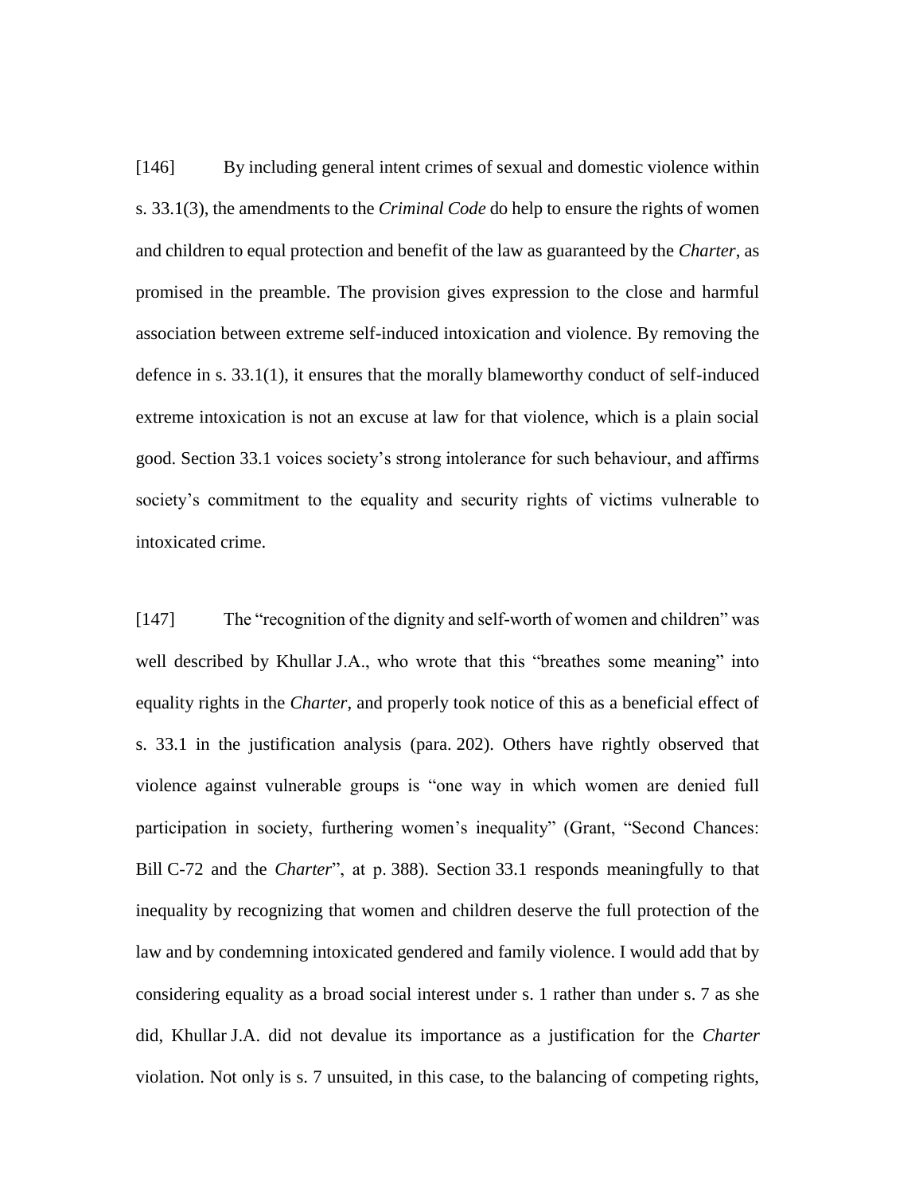[146] By including general intent crimes of sexual and domestic violence within s. 33.1(3), the amendments to the *Criminal Code* do help to ensure the rights of women and children to equal protection and benefit of the law as guaranteed by the *Charter*, as promised in the preamble. The provision gives expression to the close and harmful association between extreme self-induced intoxication and violence. By removing the defence in s. 33.1(1), it ensures that the morally blameworthy conduct of self-induced extreme intoxication is not an excuse at law for that violence, which is a plain social good. Section 33.1 voices society's strong intolerance for such behaviour, and affirms society's commitment to the equality and security rights of victims vulnerable to intoxicated crime.

[147] The "recognition of the dignity and self-worth of women and children" was well described by Khullar J.A., who wrote that this "breathes some meaning" into equality rights in the *Charter*, and properly took notice of this as a beneficial effect of s. 33.1 in the justification analysis (para. 202). Others have rightly observed that violence against vulnerable groups is "one way in which women are denied full participation in society, furthering women's inequality" (Grant, "Second Chances: Bill C-72 and the *Charter*", at p. 388). Section 33.1 responds meaningfully to that inequality by recognizing that women and children deserve the full protection of the law and by condemning intoxicated gendered and family violence. I would add that by considering equality as a broad social interest under s. 1 rather than under s. 7 as she did, Khullar J.A. did not devalue its importance as a justification for the *Charter* violation. Not only is s. 7 unsuited, in this case, to the balancing of competing rights,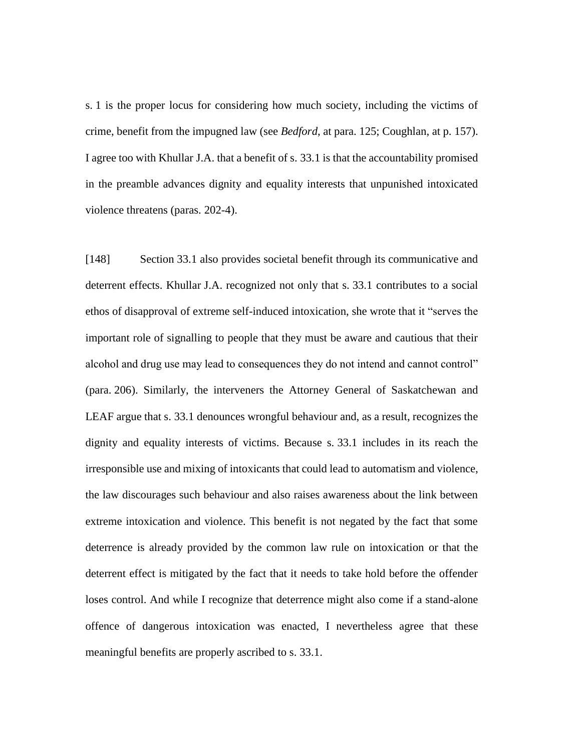s. 1 is the proper locus for considering how much society, including the victims of crime, benefit from the impugned law (see *Bedford*, at para. 125; Coughlan, at p. 157). I agree too with Khullar J.A. that a benefit of s. 33.1 is that the accountability promised in the preamble advances dignity and equality interests that unpunished intoxicated violence threatens (paras. 202-4).

[148] Section 33.1 also provides societal benefit through its communicative and deterrent effects. Khullar J.A. recognized not only that s. 33.1 contributes to a social ethos of disapproval of extreme self-induced intoxication, she wrote that it "serves the important role of signalling to people that they must be aware and cautious that their alcohol and drug use may lead to consequences they do not intend and cannot control" (para. 206). Similarly, the interveners the Attorney General of Saskatchewan and LEAF argue that s. 33.1 denounces wrongful behaviour and, as a result, recognizes the dignity and equality interests of victims. Because s. 33.1 includes in its reach the irresponsible use and mixing of intoxicants that could lead to automatism and violence, the law discourages such behaviour and also raises awareness about the link between extreme intoxication and violence. This benefit is not negated by the fact that some deterrence is already provided by the common law rule on intoxication or that the deterrent effect is mitigated by the fact that it needs to take hold before the offender loses control. And while I recognize that deterrence might also come if a stand-alone offence of dangerous intoxication was enacted, I nevertheless agree that these meaningful benefits are properly ascribed to s. 33.1.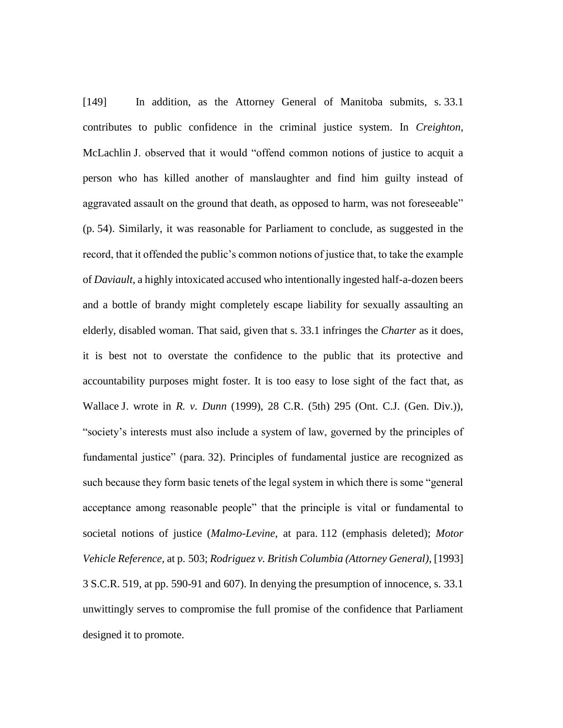[149] In addition, as the Attorney General of Manitoba submits, s. 33.1 contributes to public confidence in the criminal justice system. In *Creighton*, McLachlin J. observed that it would "offend common notions of justice to acquit a person who has killed another of manslaughter and find him guilty instead of aggravated assault on the ground that death, as opposed to harm, was not foreseeable" (p. 54). Similarly, it was reasonable for Parliament to conclude, as suggested in the record, that it offended the public's common notions of justice that, to take the example of *Daviault*, a highly intoxicated accused who intentionally ingested half-a-dozen beers and a bottle of brandy might completely escape liability for sexually assaulting an elderly, disabled woman. That said, given that s. 33.1 infringes the *Charter* as it does, it is best not to overstate the confidence to the public that its protective and accountability purposes might foster. It is too easy to lose sight of the fact that, as Wallace J. wrote in *R. v. Dunn* (1999), 28 C.R. (5th) 295 (Ont. C.J. (Gen. Div.)), "society's interests must also include a system of law, governed by the principles of fundamental justice" (para. 32). Principles of fundamental justice are recognized as such because they form basic tenets of the legal system in which there is some "general acceptance among reasonable people" that the principle is vital or fundamental to societal notions of justice (*Malmo-Levine*, at para. 112 (emphasis deleted); *Motor Vehicle Reference*, at p. 503; *Rodriguez v. British Columbia (Attorney General)*, [1993] 3 S.C.R. 519, at pp. 590-91 and 607). In denying the presumption of innocence, s. 33.1 unwittingly serves to compromise the full promise of the confidence that Parliament designed it to promote.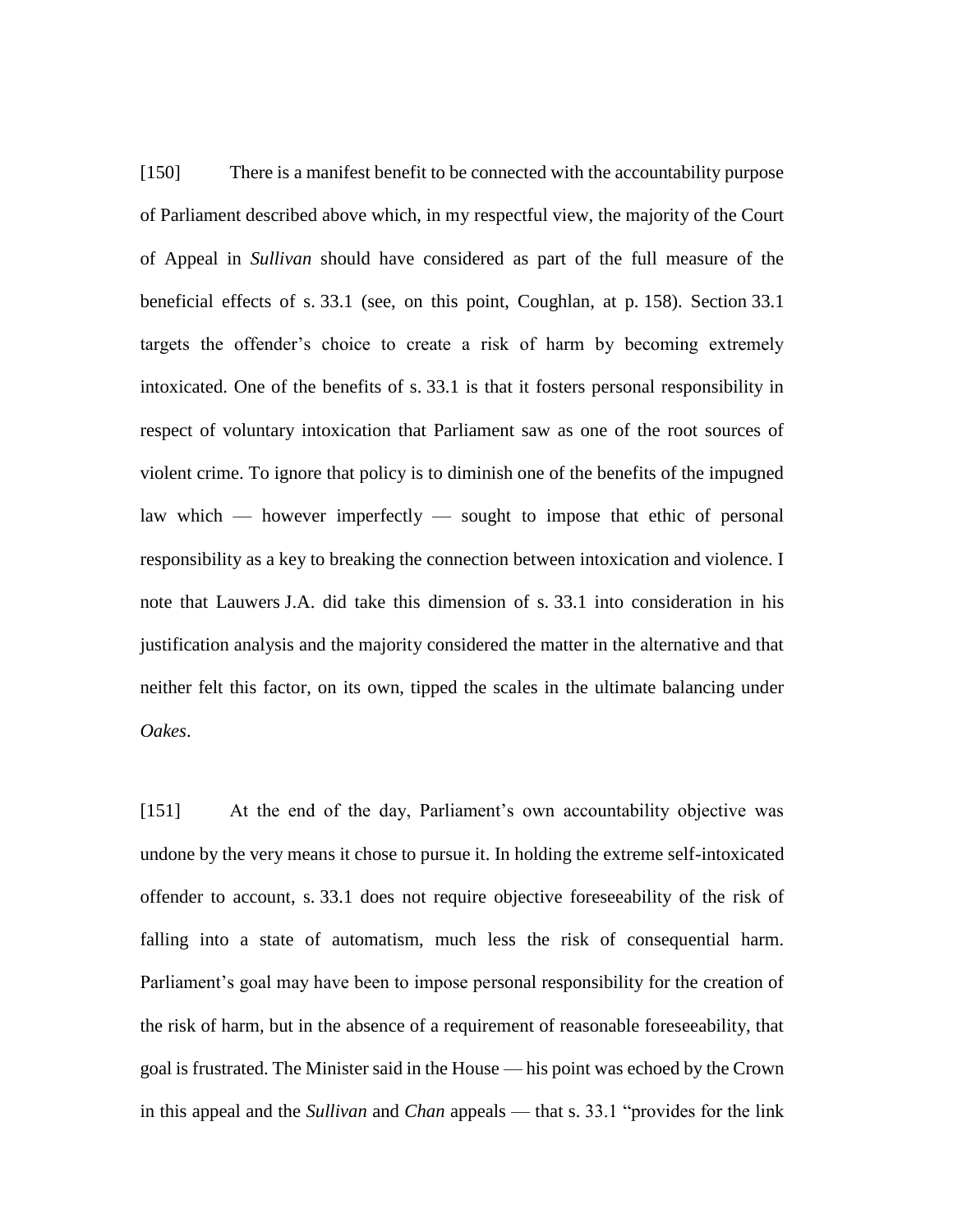[150] There is a manifest benefit to be connected with the accountability purpose of Parliament described above which, in my respectful view, the majority of the Court of Appeal in *Sullivan* should have considered as part of the full measure of the beneficial effects of s. 33.1 (see, on this point, Coughlan, at p. 158). Section 33.1 targets the offender's choice to create a risk of harm by becoming extremely intoxicated. One of the benefits of s. 33.1 is that it fosters personal responsibility in respect of voluntary intoxication that Parliament saw as one of the root sources of violent crime. To ignore that policy is to diminish one of the benefits of the impugned law which — however imperfectly — sought to impose that ethic of personal responsibility as a key to breaking the connection between intoxication and violence. I note that Lauwers J.A. did take this dimension of s. 33.1 into consideration in his justification analysis and the majority considered the matter in the alternative and that neither felt this factor, on its own, tipped the scales in the ultimate balancing under *Oakes*.

[151] At the end of the day, Parliament's own accountability objective was undone by the very means it chose to pursue it. In holding the extreme self-intoxicated offender to account, s. 33.1 does not require objective foreseeability of the risk of falling into a state of automatism, much less the risk of consequential harm. Parliament's goal may have been to impose personal responsibility for the creation of the risk of harm, but in the absence of a requirement of reasonable foreseeability, that goal is frustrated. The Minister said in the House — his point was echoed by the Crown in this appeal and the *Sullivan* and *Chan* appeals — that s. 33.1 "provides for the link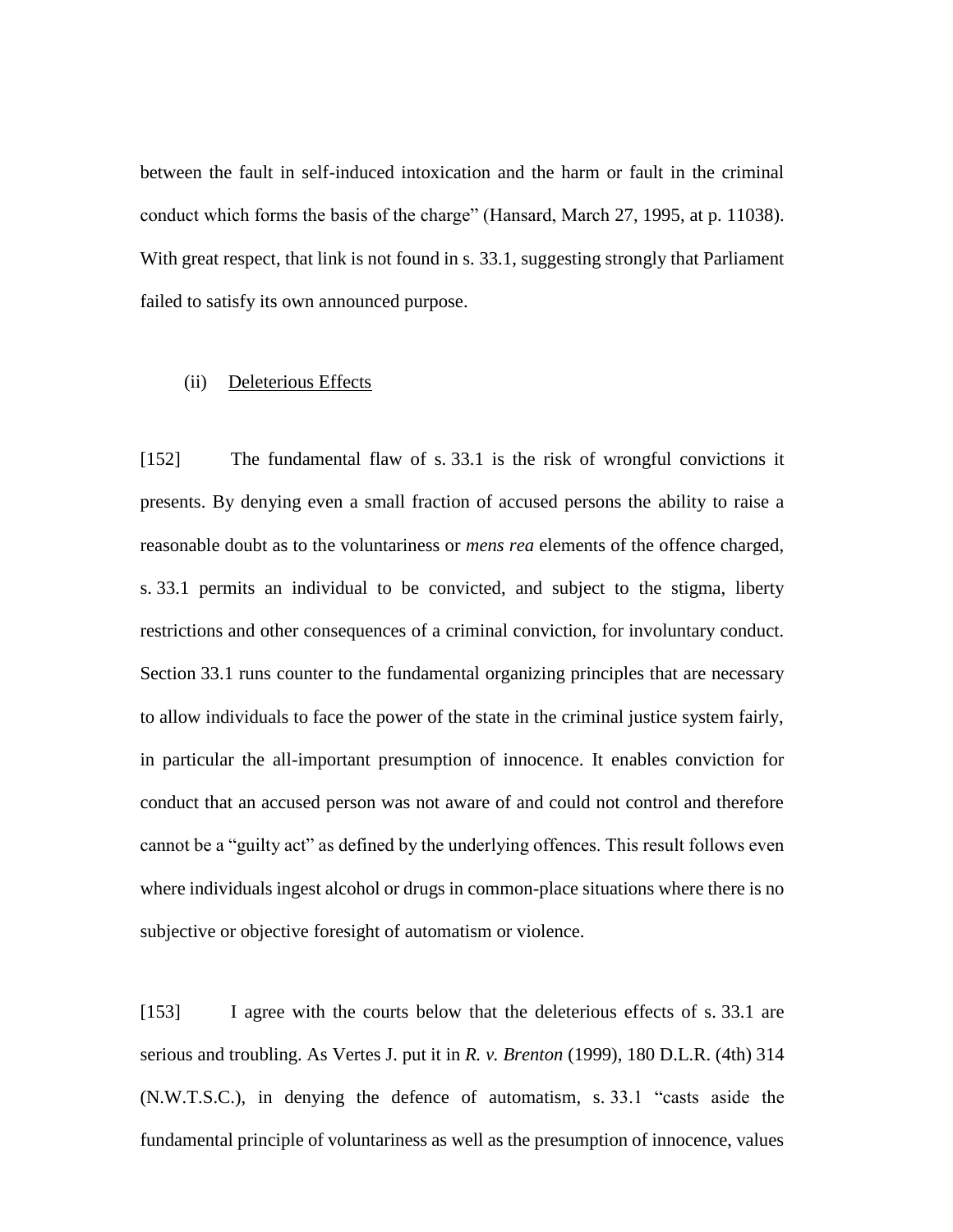between the fault in self-induced intoxication and the harm or fault in the criminal conduct which forms the basis of the charge" (Hansard, March 27, 1995, at p. 11038). With great respect, that link is not found in s. 33.1, suggesting strongly that Parliament failed to satisfy its own announced purpose.

(ii) Deleterious Effects

[152] The fundamental flaw of s. 33.1 is the risk of wrongful convictions it presents. By denying even a small fraction of accused persons the ability to raise a reasonable doubt as to the voluntariness or *mens rea* elements of the offence charged, s. 33.1 permits an individual to be convicted, and subject to the stigma, liberty restrictions and other consequences of a criminal conviction, for involuntary conduct. Section 33.1 runs counter to the fundamental organizing principles that are necessary to allow individuals to face the power of the state in the criminal justice system fairly, in particular the all-important presumption of innocence. It enables conviction for conduct that an accused person was not aware of and could not control and therefore cannot be a "guilty act" as defined by the underlying offences. This result follows even where individuals ingest alcohol or drugs in common-place situations where there is no subjective or objective foresight of automatism or violence.

[153] I agree with the courts below that the deleterious effects of s. 33.1 are serious and troubling. As Vertes J. put it in *R. v. Brenton* (1999), 180 D.L.R. (4th) 314 (N.W.T.S.C.), in denying the defence of automatism, s. 33.1 "casts aside the fundamental principle of voluntariness as well as the presumption of innocence, values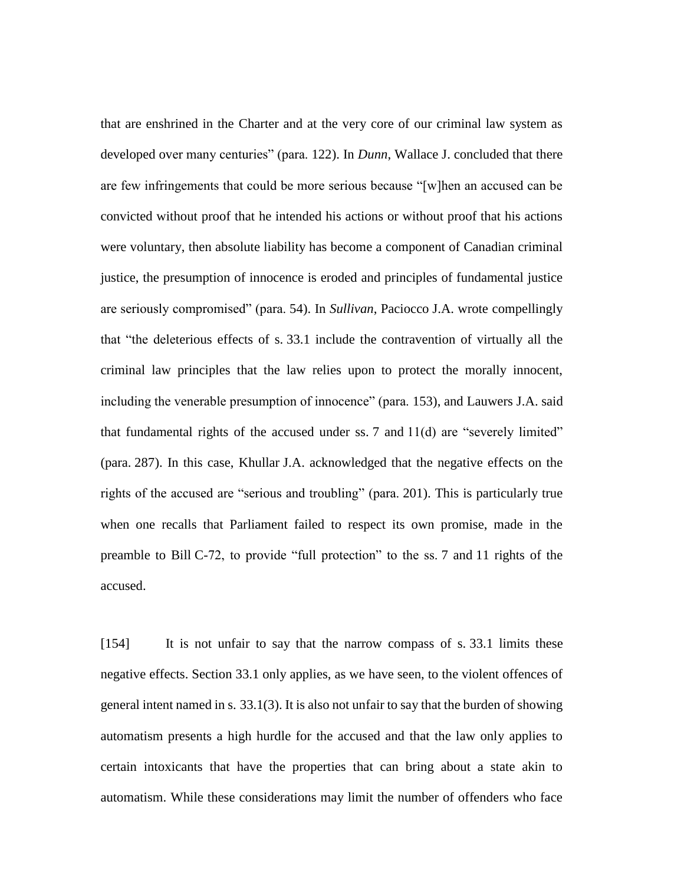that are enshrined in the Charter and at the very core of our criminal law system as developed over many centuries" (para. 122). In *Dunn*, Wallace J. concluded that there are few infringements that could be more serious because "[w]hen an accused can be convicted without proof that he intended his actions or without proof that his actions were voluntary, then absolute liability has become a component of Canadian criminal justice, the presumption of innocence is eroded and principles of fundamental justice are seriously compromised" (para. 54). In *Sullivan*, Paciocco J.A. wrote compellingly that "the deleterious effects of s. 33.1 include the contravention of virtually all the criminal law principles that the law relies upon to protect the morally innocent, including the venerable presumption of innocence" (para. 153), and Lauwers J.A. said that fundamental rights of the accused under ss. 7 and 11(d) are "severely limited" (para. 287). In this case, Khullar J.A. acknowledged that the negative effects on the rights of the accused are "serious and troubling" (para. 201). This is particularly true when one recalls that Parliament failed to respect its own promise, made in the preamble to Bill C-72, to provide "full protection" to the ss. 7 and 11 rights of the accused.

[154] It is not unfair to say that the narrow compass of s. 33.1 limits these negative effects. Section 33.1 only applies, as we have seen, to the violent offences of general intent named in s. 33.1(3). It is also not unfair to say that the burden of showing automatism presents a high hurdle for the accused and that the law only applies to certain intoxicants that have the properties that can bring about a state akin to automatism. While these considerations may limit the number of offenders who face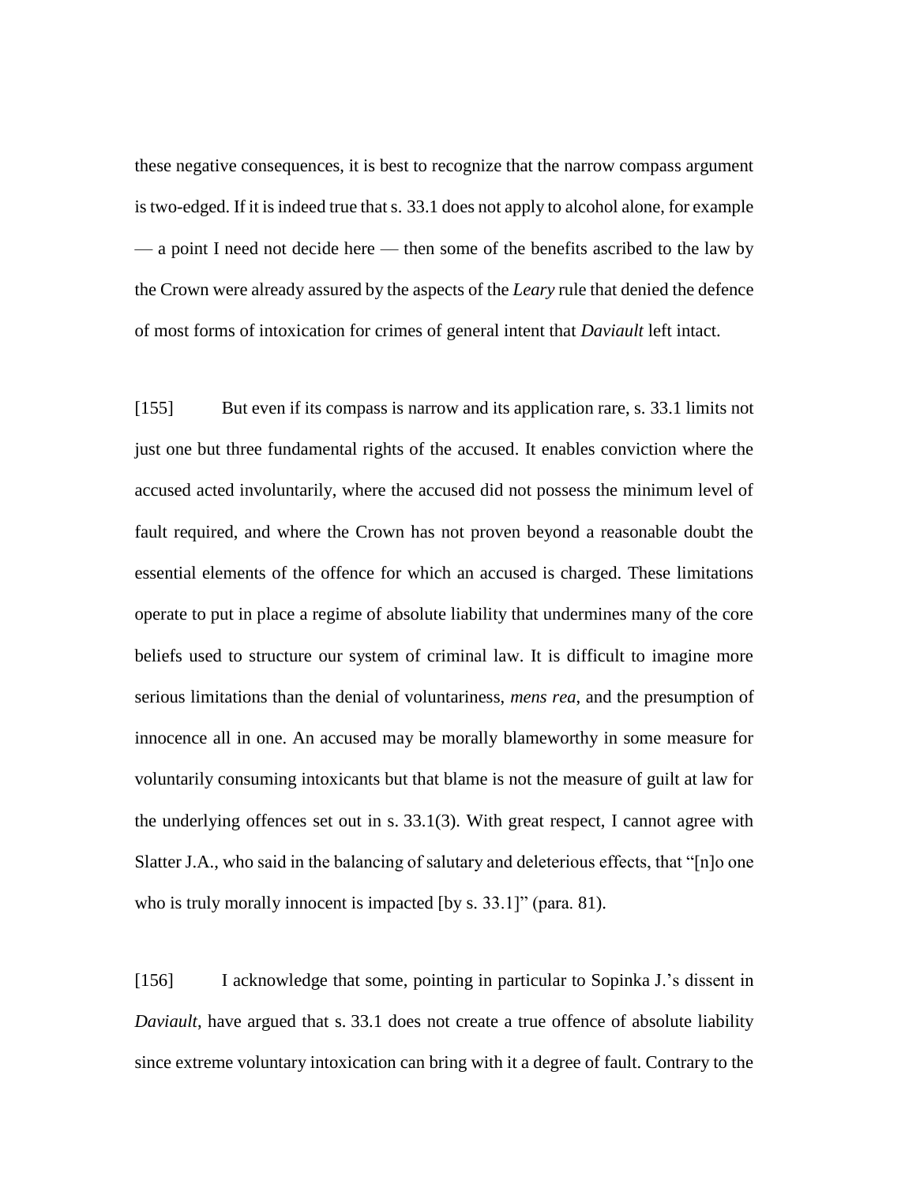these negative consequences, it is best to recognize that the narrow compass argument is two-edged. If it is indeed true that s. 33.1 does not apply to alcohol alone, for example — a point I need not decide here — then some of the benefits ascribed to the law by the Crown were already assured by the aspects of the *Leary* rule that denied the defence of most forms of intoxication for crimes of general intent that *Daviault* left intact.

[155] But even if its compass is narrow and its application rare, s. 33.1 limits not just one but three fundamental rights of the accused. It enables conviction where the accused acted involuntarily, where the accused did not possess the minimum level of fault required, and where the Crown has not proven beyond a reasonable doubt the essential elements of the offence for which an accused is charged. These limitations operate to put in place a regime of absolute liability that undermines many of the core beliefs used to structure our system of criminal law. It is difficult to imagine more serious limitations than the denial of voluntariness, *mens rea*, and the presumption of innocence all in one. An accused may be morally blameworthy in some measure for voluntarily consuming intoxicants but that blame is not the measure of guilt at law for the underlying offences set out in s. 33.1(3). With great respect, I cannot agree with Slatter J.A., who said in the balancing of salutary and deleterious effects, that "[n]o one who is truly morally innocent is impacted [by s. 33.1]" (para. 81).

[156] I acknowledge that some, pointing in particular to Sopinka J.'s dissent in *Daviault*, have argued that s. 33.1 does not create a true offence of absolute liability since extreme voluntary intoxication can bring with it a degree of fault. Contrary to the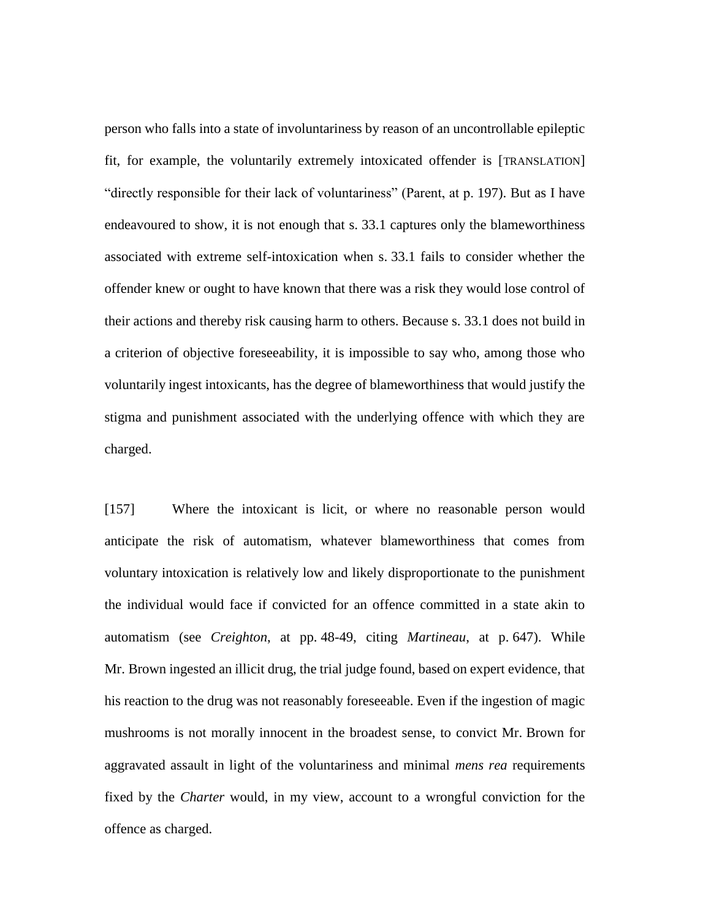person who falls into a state of involuntariness by reason of an uncontrollable epileptic fit, for example, the voluntarily extremely intoxicated offender is [TRANSLATION] "directly responsible for their lack of voluntariness" (Parent, at p. 197). But as I have endeavoured to show, it is not enough that s. 33.1 captures only the blameworthiness associated with extreme self-intoxication when s. 33.1 fails to consider whether the offender knew or ought to have known that there was a risk they would lose control of their actions and thereby risk causing harm to others. Because s. 33.1 does not build in a criterion of objective foreseeability, it is impossible to say who, among those who voluntarily ingest intoxicants, has the degree of blameworthiness that would justify the stigma and punishment associated with the underlying offence with which they are charged.

[157] Where the intoxicant is licit, or where no reasonable person would anticipate the risk of automatism, whatever blameworthiness that comes from voluntary intoxication is relatively low and likely disproportionate to the punishment the individual would face if convicted for an offence committed in a state akin to automatism (see *Creighton*, at pp. 48-49, citing *Martineau*, at p. 647). While Mr. Brown ingested an illicit drug, the trial judge found, based on expert evidence, that his reaction to the drug was not reasonably foreseeable. Even if the ingestion of magic mushrooms is not morally innocent in the broadest sense, to convict Mr. Brown for aggravated assault in light of the voluntariness and minimal *mens rea* requirements fixed by the *Charter* would, in my view, account to a wrongful conviction for the offence as charged.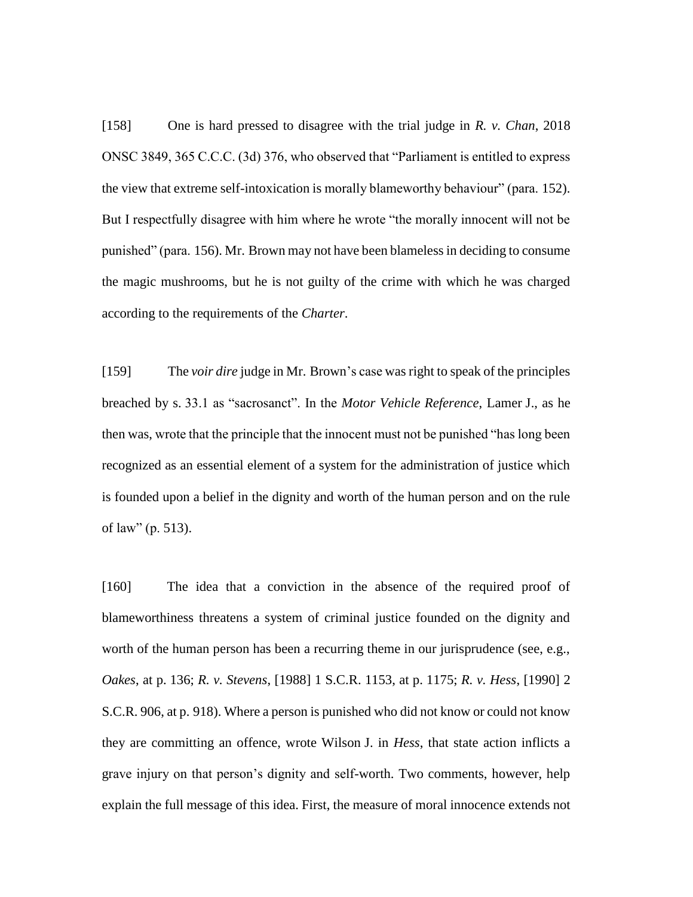[158] One is hard pressed to disagree with the trial judge in *R. v. Chan*, 2018 ONSC 3849, 365 C.C.C. (3d) 376, who observed that "Parliament is entitled to express the view that extreme self-intoxication is morally blameworthy behaviour" (para. 152). But I respectfully disagree with him where he wrote "the morally innocent will not be punished" (para. 156). Mr. Brown may not have been blameless in deciding to consume the magic mushrooms, but he is not guilty of the crime with which he was charged according to the requirements of the *Charter*.

[159] The *voir dire* judge in Mr. Brown's case was right to speak of the principles breached by s. 33.1 as "sacrosanct". In the *Motor Vehicle Reference*, Lamer J., as he then was, wrote that the principle that the innocent must not be punished "has long been recognized as an essential element of a system for the administration of justice which is founded upon a belief in the dignity and worth of the human person and on the rule of law" (p. 513).

[160] The idea that a conviction in the absence of the required proof of blameworthiness threatens a system of criminal justice founded on the dignity and worth of the human person has been a recurring theme in our jurisprudence (see, e.g., *Oakes*, at p. 136; *R. v. Stevens*, [1988] 1 S.C.R. 1153, at p. 1175; *R. v. Hess*, [1990] 2 S.C.R. 906, at p. 918). Where a person is punished who did not know or could not know they are committing an offence, wrote Wilson J. in *Hess*, that state action inflicts a grave injury on that person's dignity and self-worth. Two comments, however, help explain the full message of this idea. First, the measure of moral innocence extends not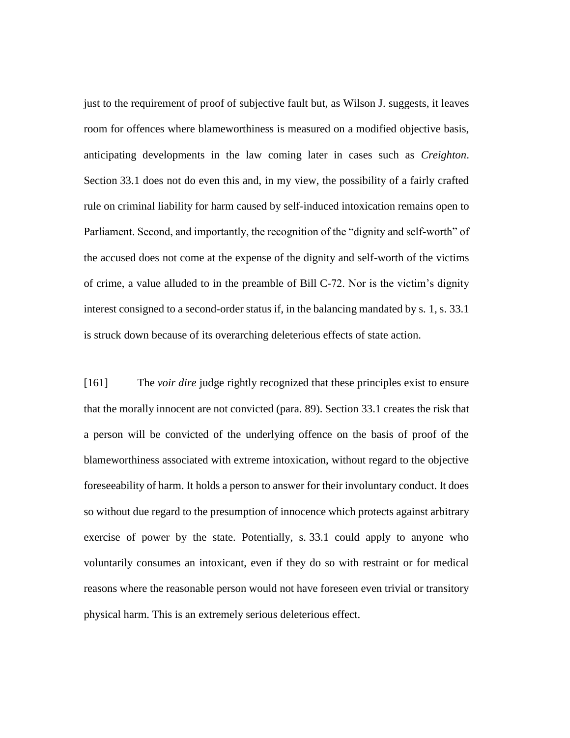just to the requirement of proof of subjective fault but, as Wilson J. suggests, it leaves room for offences where blameworthiness is measured on a modified objective basis, anticipating developments in the law coming later in cases such as *Creighton*. Section 33.1 does not do even this and, in my view, the possibility of a fairly crafted rule on criminal liability for harm caused by self-induced intoxication remains open to Parliament. Second, and importantly, the recognition of the "dignity and self-worth" of the accused does not come at the expense of the dignity and self-worth of the victims of crime, a value alluded to in the preamble of Bill C-72. Nor is the victim's dignity interest consigned to a second-order status if, in the balancing mandated by s. 1, s. 33.1 is struck down because of its overarching deleterious effects of state action.

[161] The *voir dire* judge rightly recognized that these principles exist to ensure that the morally innocent are not convicted (para. 89). Section 33.1 creates the risk that a person will be convicted of the underlying offence on the basis of proof of the blameworthiness associated with extreme intoxication, without regard to the objective foreseeability of harm. It holds a person to answer for their involuntary conduct. It does so without due regard to the presumption of innocence which protects against arbitrary exercise of power by the state. Potentially, s. 33.1 could apply to anyone who voluntarily consumes an intoxicant, even if they do so with restraint or for medical reasons where the reasonable person would not have foreseen even trivial or transitory physical harm. This is an extremely serious deleterious effect.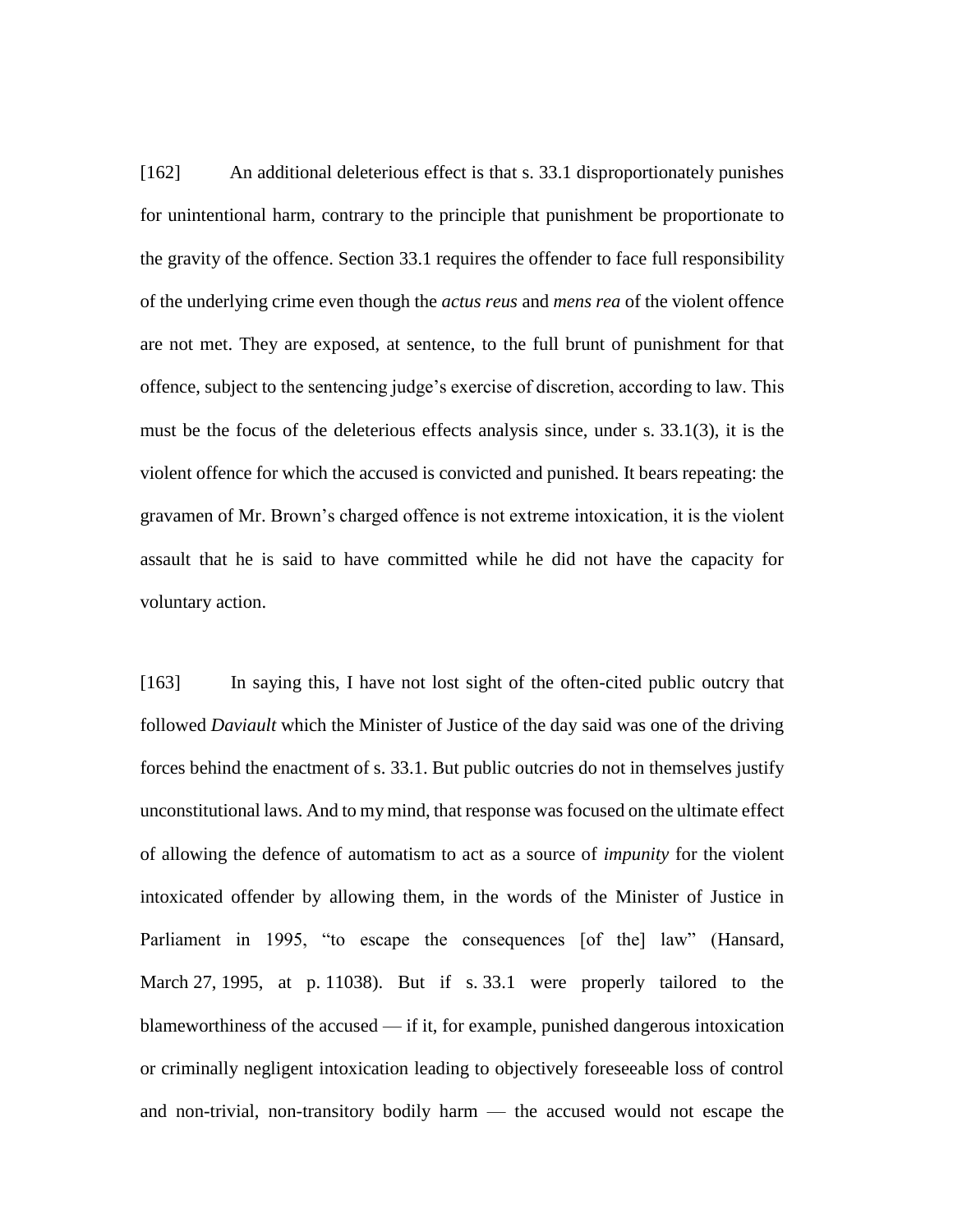[162] An additional deleterious effect is that s. 33.1 disproportionately punishes for unintentional harm, contrary to the principle that punishment be proportionate to the gravity of the offence. Section 33.1 requires the offender to face full responsibility of the underlying crime even though the *actus reus* and *mens rea* of the violent offence are not met. They are exposed, at sentence, to the full brunt of punishment for that offence, subject to the sentencing judge's exercise of discretion, according to law. This must be the focus of the deleterious effects analysis since, under s. 33.1(3), it is the violent offence for which the accused is convicted and punished. It bears repeating: the gravamen of Mr. Brown's charged offence is not extreme intoxication, it is the violent assault that he is said to have committed while he did not have the capacity for voluntary action.

[163] In saying this, I have not lost sight of the often-cited public outcry that followed *Daviault* which the Minister of Justice of the day said was one of the driving forces behind the enactment of s. 33.1. But public outcries do not in themselves justify unconstitutional laws. And to my mind, that response was focused on the ultimate effect of allowing the defence of automatism to act as a source of *impunity* for the violent intoxicated offender by allowing them, in the words of the Minister of Justice in Parliament in 1995, "to escape the consequences [of the] law" (Hansard, March 27, 1995, at p. 11038). But if s. 33.1 were properly tailored to the blameworthiness of the accused — if it, for example, punished dangerous intoxication or criminally negligent intoxication leading to objectively foreseeable loss of control and non-trivial, non-transitory bodily harm — the accused would not escape the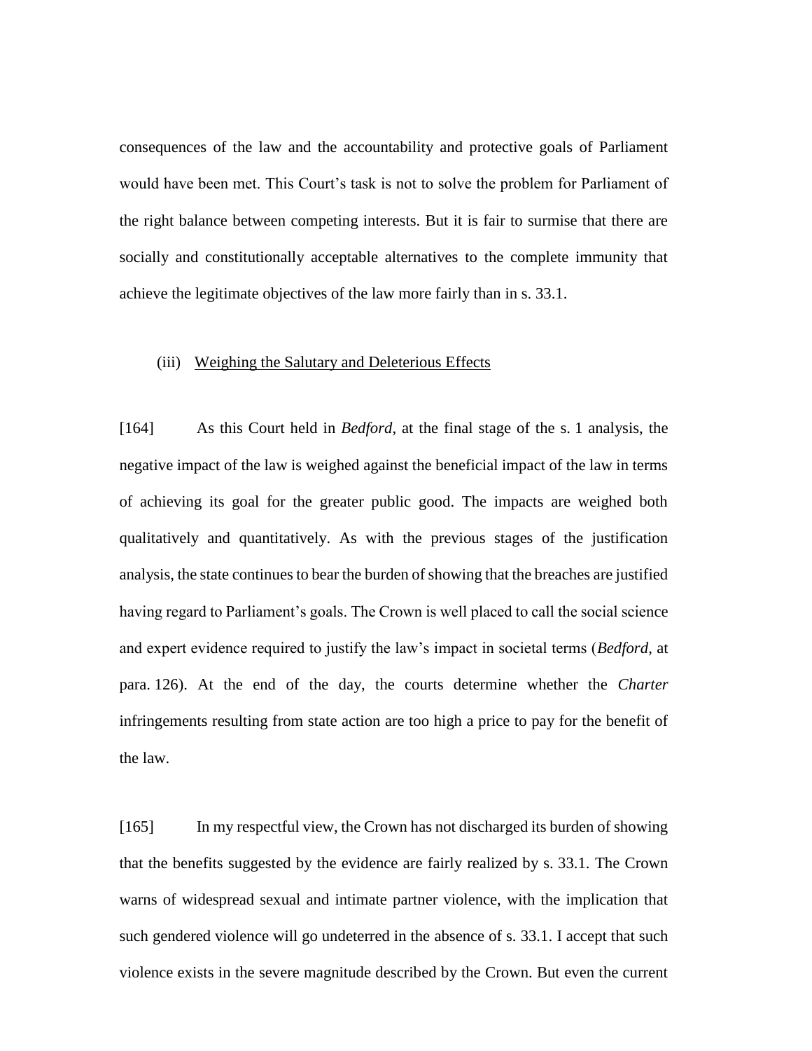consequences of the law and the accountability and protective goals of Parliament would have been met. This Court's task is not to solve the problem for Parliament of the right balance between competing interests. But it is fair to surmise that there are socially and constitutionally acceptable alternatives to the complete immunity that achieve the legitimate objectives of the law more fairly than in s. 33.1.

(iii) Weighing the Salutary and Deleterious Effects

[164] As this Court held in *Bedford*, at the final stage of the s. 1 analysis, the negative impact of the law is weighed against the beneficial impact of the law in terms of achieving its goal for the greater public good. The impacts are weighed both qualitatively and quantitatively. As with the previous stages of the justification analysis, the state continues to bear the burden of showing that the breaches are justified having regard to Parliament's goals. The Crown is well placed to call the social science and expert evidence required to justify the law's impact in societal terms (*Bedford*, at para. 126). At the end of the day, the courts determine whether the *Charter* infringements resulting from state action are too high a price to pay for the benefit of the law.

[165] In my respectful view, the Crown has not discharged its burden of showing that the benefits suggested by the evidence are fairly realized by s. 33.1. The Crown warns of widespread sexual and intimate partner violence, with the implication that such gendered violence will go undeterred in the absence of s. 33.1. I accept that such violence exists in the severe magnitude described by the Crown. But even the current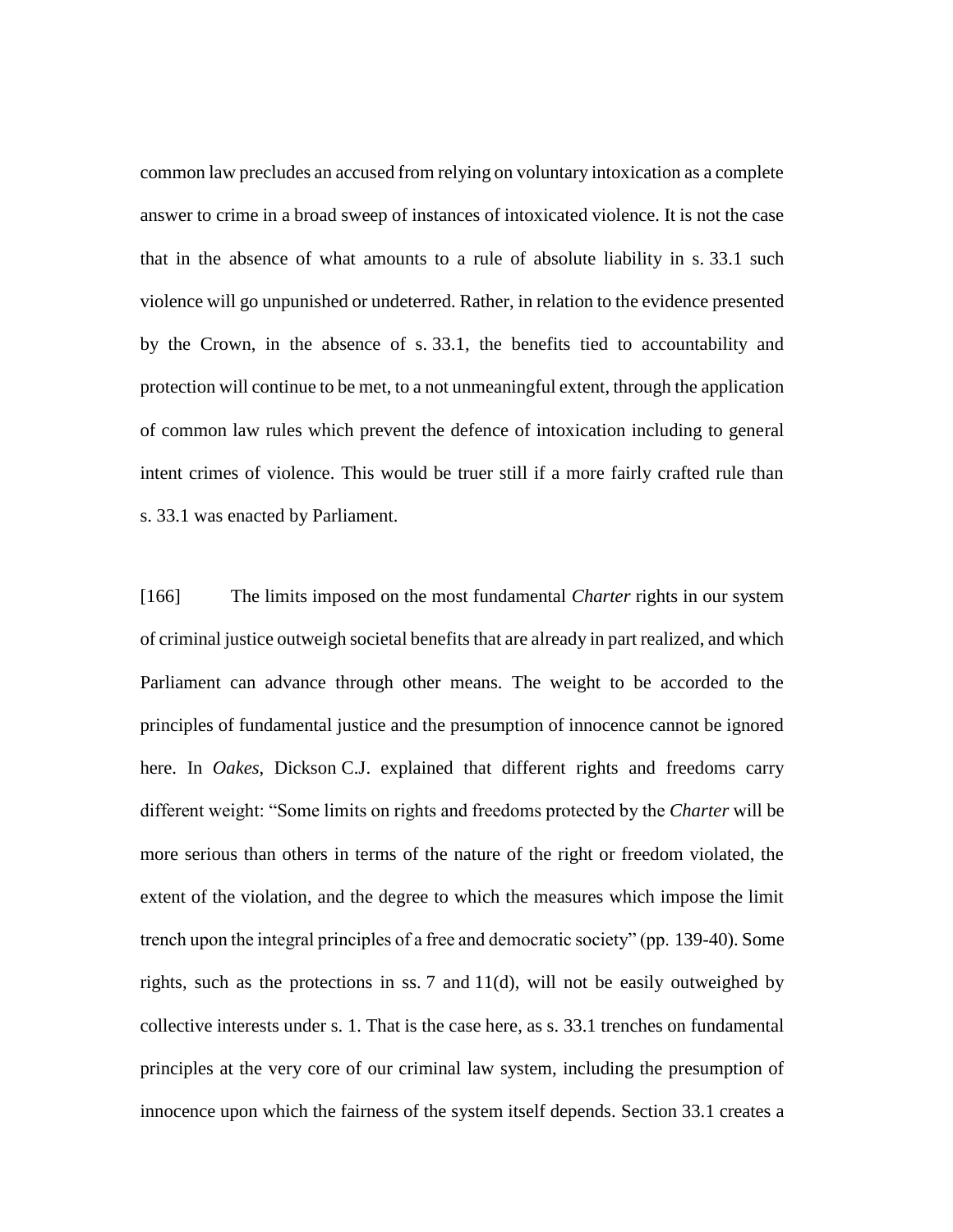common law precludes an accused from relying on voluntary intoxication as a complete answer to crime in a broad sweep of instances of intoxicated violence. It is not the case that in the absence of what amounts to a rule of absolute liability in s. 33.1 such violence will go unpunished or undeterred. Rather, in relation to the evidence presented by the Crown, in the absence of s. 33.1, the benefits tied to accountability and protection will continue to be met, to a not unmeaningful extent, through the application of common law rules which prevent the defence of intoxication including to general intent crimes of violence. This would be truer still if a more fairly crafted rule than s. 33.1 was enacted by Parliament.

[166] The limits imposed on the most fundamental *Charter* rights in our system of criminal justice outweigh societal benefits that are already in part realized, and which Parliament can advance through other means. The weight to be accorded to the principles of fundamental justice and the presumption of innocence cannot be ignored here. In *Oakes*, Dickson C.J. explained that different rights and freedoms carry different weight: "Some limits on rights and freedoms protected by the *Charter* will be more serious than others in terms of the nature of the right or freedom violated, the extent of the violation, and the degree to which the measures which impose the limit trench upon the integral principles of a free and democratic society" (pp. 139-40). Some rights, such as the protections in ss. 7 and 11(d), will not be easily outweighed by collective interests under s. 1. That is the case here, as s. 33.1 trenches on fundamental principles at the very core of our criminal law system, including the presumption of innocence upon which the fairness of the system itself depends. Section 33.1 creates a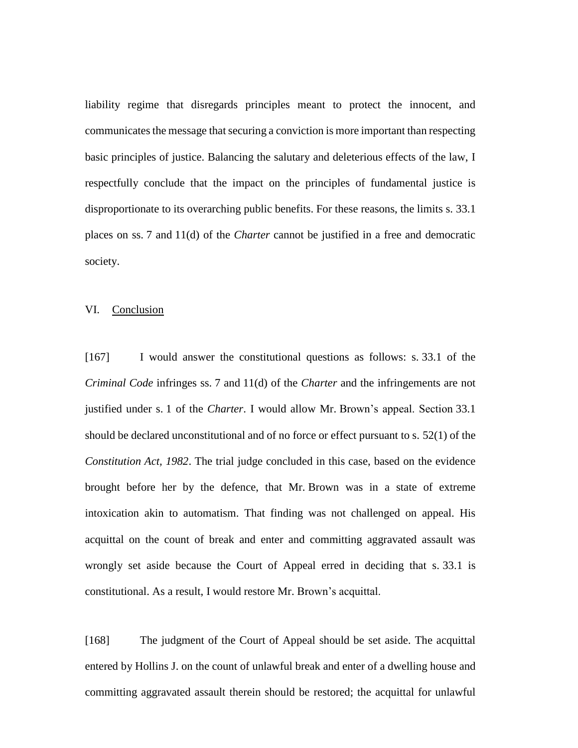liability regime that disregards principles meant to protect the innocent, and communicates the message that securing a conviction is more important than respecting basic principles of justice. Balancing the salutary and deleterious effects of the law, I respectfully conclude that the impact on the principles of fundamental justice is disproportionate to its overarching public benefits. For these reasons, the limits s. 33.1 places on ss. 7 and 11(d) of the *Charter* cannot be justified in a free and democratic society.

## VI. Conclusion

[167] I would answer the constitutional questions as follows: s. 33.1 of the *Criminal Code* infringes ss. 7 and 11(d) of the *Charter* and the infringements are not justified under s. 1 of the *Charter*. I would allow Mr. Brown's appeal. Section 33.1 should be declared unconstitutional and of no force or effect pursuant to s. 52(1) of the *Constitution Act, 1982*. The trial judge concluded in this case, based on the evidence brought before her by the defence, that Mr. Brown was in a state of extreme intoxication akin to automatism. That finding was not challenged on appeal. His acquittal on the count of break and enter and committing aggravated assault was wrongly set aside because the Court of Appeal erred in deciding that s. 33.1 is constitutional. As a result, I would restore Mr. Brown's acquittal.

[168] The judgment of the Court of Appeal should be set aside. The acquittal entered by Hollins J. on the count of unlawful break and enter of a dwelling house and committing aggravated assault therein should be restored; the acquittal for unlawful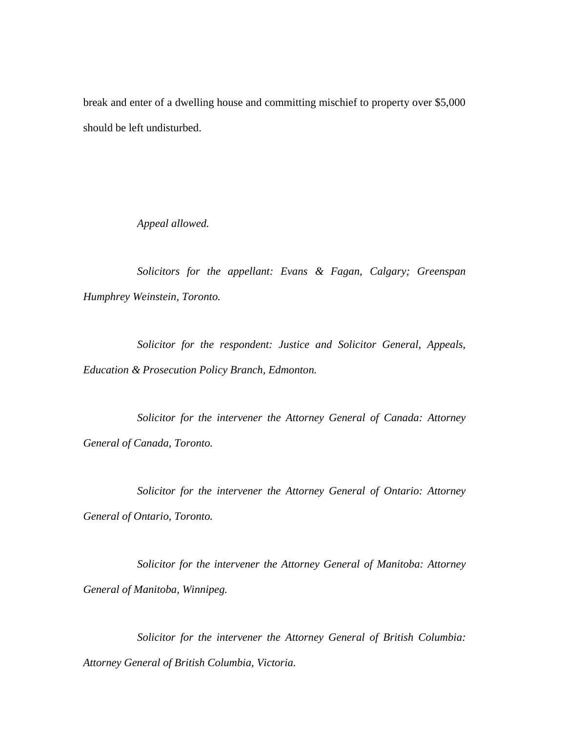break and enter of a dwelling house and committing mischief to property over $5,000 should be left undisturbed.

*Appeal allowed.*

*Solicitors for the appellant: Evans & Fagan, Calgary; Greenspan Humphrey Weinstein, Toronto.*

*Solicitor for the respondent: Justice and Solicitor General, Appeals, Education & Prosecution Policy Branch, Edmonton.*

*Solicitor for the intervener the Attorney General of Canada: Attorney General of Canada, Toronto.*

*Solicitor for the intervener the Attorney General of Ontario: Attorney General of Ontario, Toronto.*

*Solicitor for the intervener the Attorney General of Manitoba: Attorney General of Manitoba, Winnipeg.*

*Solicitor for the intervener the Attorney General of British Columbia: Attorney General of British Columbia, Victoria.*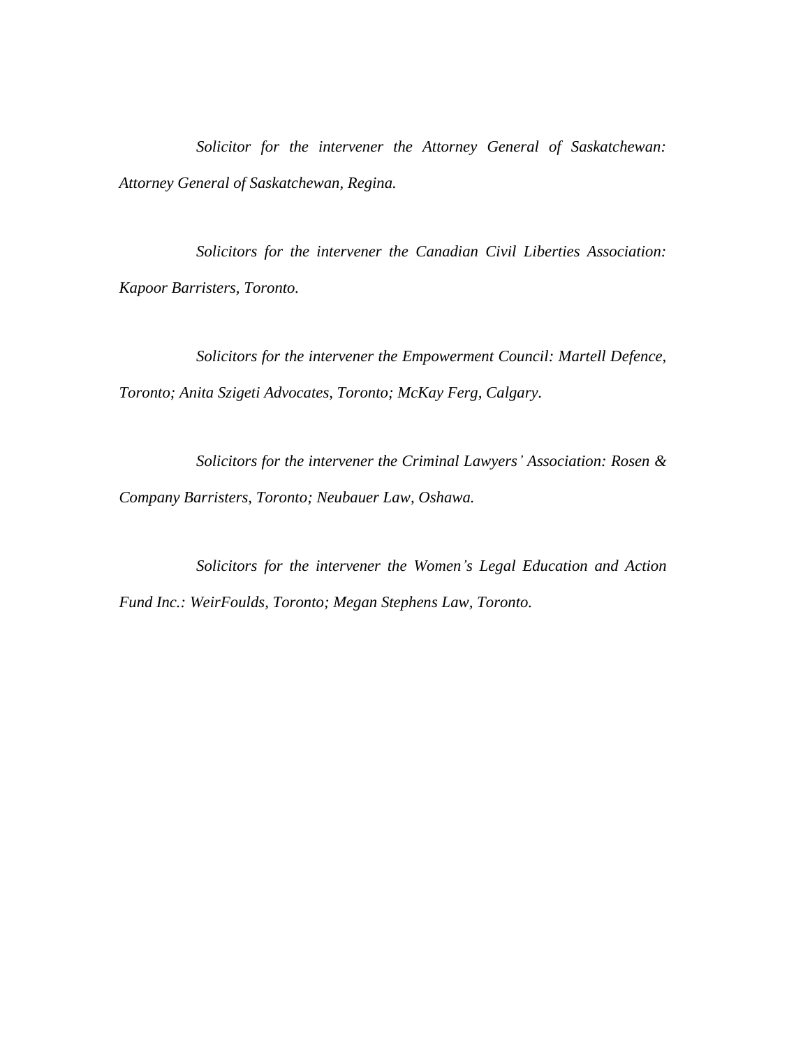*Solicitor for the intervener the Attorney General of Saskatchewan: Attorney General of Saskatchewan, Regina.*

*Solicitors for the intervener the Canadian Civil Liberties Association: Kapoor Barristers, Toronto.*

*Solicitors for the intervener the Empowerment Council: Martell Defence, Toronto; Anita Szigeti Advocates, Toronto; McKay Ferg, Calgary.*

*Solicitors for the intervener the Criminal Lawyers' Association: Rosen & Company Barristers, Toronto; Neubauer Law, Oshawa.*

*Solicitors for the intervener the Women's Legal Education and Action Fund Inc.: WeirFoulds, Toronto; Megan Stephens Law, Toronto.*